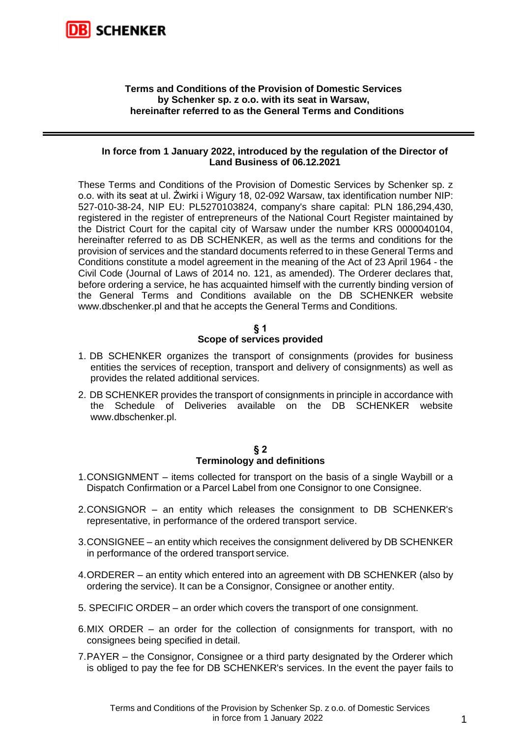**Terms and Conditions of the Provision of Domestic Services by Schenker sp. z o.o. with its seat in Warsaw, hereinafter referred to as the General Terms and Conditions**

---

**In force from 1 January 2022, introduced by the regulation of the Director of Land Business of 06.12.2021**

These Terms and Conditions of the Provision of Domestic Services by Schenker sp. z o.o. with its seat at ul. Żwirki i Wigury 18, 02-092 Warsaw, tax identification number NIP: 527-010-38-24, NIP EU: PL5270103824, company's share capital: PLN 186,294,430, registered in the register of entrepreneurs of the National Court Register maintained by the District Court for the capital city of Warsaw under the number KRS 0000040104, hereinafter referred to as DB SCHENKER, as well as the terms and conditions for the provision of services and the standard documents referred to in these General Terms and Conditions constitute a model agreement in the meaning of the Act of 23 April 1964 - the Civil Code (Journal of Laws of 2014 no. 121, as amended). The Orderer declares that, before ordering a service, he has acquainted himself with the currently binding version of the General Terms and Conditions available on the DB SCHENKER website www.dbschenker.pl and that he accepts the General Terms and Conditions.

## § 1
## Scope of services provided

1. DB SCHENKER organizes the transport of consignments (provides for business entities the services of reception, transport and delivery of consignments) as well as provides the related additional services.
2. DB SCHENKER provides the transport of consignments in principle in accordance with the Schedule of Deliveries available on the DB SCHENKER website www.dbschenker.pl.

## § 2
## Terminology and definitions

1. CONSIGNMENT – items collected for transport on the basis of a single Waybill or a Dispatch Confirmation or a Parcel Label from one Consignor to one Consignee.
2. CONSIGNOR – an entity which releases the consignment to DB SCHENKER's representative, in performance of the ordered transport service.
3. CONSIGNEE – an entity which receives the consignment delivered by DB SCHENKER in performance of the ordered transport service.
4. ORDERER – an entity which entered into an agreement with DB SCHENKER (also by ordering the service). It can be a Consignor, Consignee or another entity.
5. SPECIFIC ORDER – an order which covers the transport of one consignment.
6. MIX ORDER – an order for the collection of consignments for transport, with no consignees being specified in detail.
7. PAYER – the Consignor, Consignee or a third party designated by the Orderer which is obliged to pay the fee for DB SCHENKER's services. In the event the payer fails to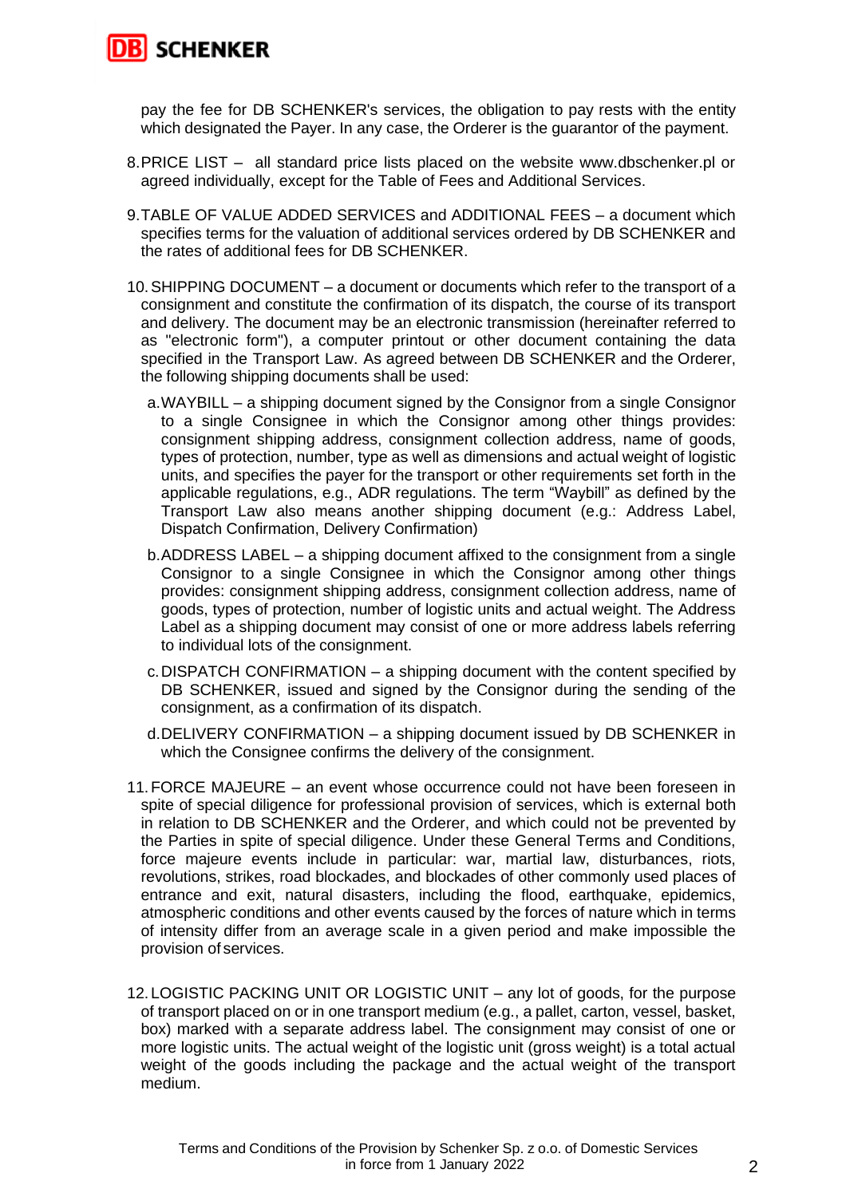pay the fee for DB SCHENKER's services, the obligation to pay rests with the entity which designated the Payer. In any case, the Orderer is the guarantor of the payment.

8. PRICE LIST – all standard price lists placed on the website www.dbschenker.pl or agreed individually, except for the Table of Fees and Additional Services.

9. TABLE OF VALUE ADDED SERVICES and ADDITIONAL FEES – a document which specifies terms for the valuation of additional services ordered by DB SCHENKER and the rates of additional fees for DB SCHENKER.

10. SHIPPING DOCUMENT – a document or documents which refer to the transport of a consignment and constitute the confirmation of its dispatch, the course of its transport and delivery. The document may be an electronic transmission (hereinafter referred to as "electronic form"), a computer printout or other document containing the data specified in the Transport Law. As agreed between DB SCHENKER and the Orderer, the following shipping documents shall be used:

    a. WAYBILL – a shipping document signed by the Consignor from a single Consignor to a single Consignee in which the Consignor among other things provides: consignment shipping address, consignment collection address, name of goods, types of protection, number, type as well as dimensions and actual weight of logistic units, and specifies the payer for the transport or other requirements set forth in the applicable regulations, e.g., ADR regulations. The term "Waybill" as defined by the Transport Law also means another shipping document (e.g.: Address Label, Dispatch Confirmation, Delivery Confirmation)

    b. ADDRESS LABEL – a shipping document affixed to the consignment from a single Consignor to a single Consignee in which the Consignor among other things provides: consignment shipping address, consignment collection address, name of goods, types of protection, number of logistic units and actual weight. The Address Label as a shipping document may consist of one or more address labels referring to individual lots of the consignment.

    c. DISPATCH CONFIRMATION – a shipping document with the content specified by DB SCHENKER, issued and signed by the Consignor during the sending of the consignment, as a confirmation of its dispatch.

    d. DELIVERY CONFIRMATION – a shipping document issued by DB SCHENKER in which the Consignee confirms the delivery of the consignment.

11. FORCE MAJEURE – an event whose occurrence could not have been foreseen in spite of special diligence for professional provision of services, which is external both in relation to DB SCHENKER and the Orderer, and which could not be prevented by the Parties in spite of special diligence. Under these General Terms and Conditions, force majeure events include in particular: war, martial law, disturbances, riots, revolutions, strikes, road blockades, and blockades of other commonly used places of entrance and exit, natural disasters, including the flood, earthquake, epidemics, atmospheric conditions and other events caused by the forces of nature which in terms of intensity differ from an average scale in a given period and make impossible the provision of services.

12. LOGISTIC PACKING UNIT OR LOGISTIC UNIT – any lot of goods, for the purpose of transport placed on or in one transport medium (e.g., a pallet, carton, vessel, basket, box) marked with a separate address label. The consignment may consist of one or more logistic units. The actual weight of the logistic unit (gross weight) is a total actual weight of the goods including the package and the actual weight of the transport medium.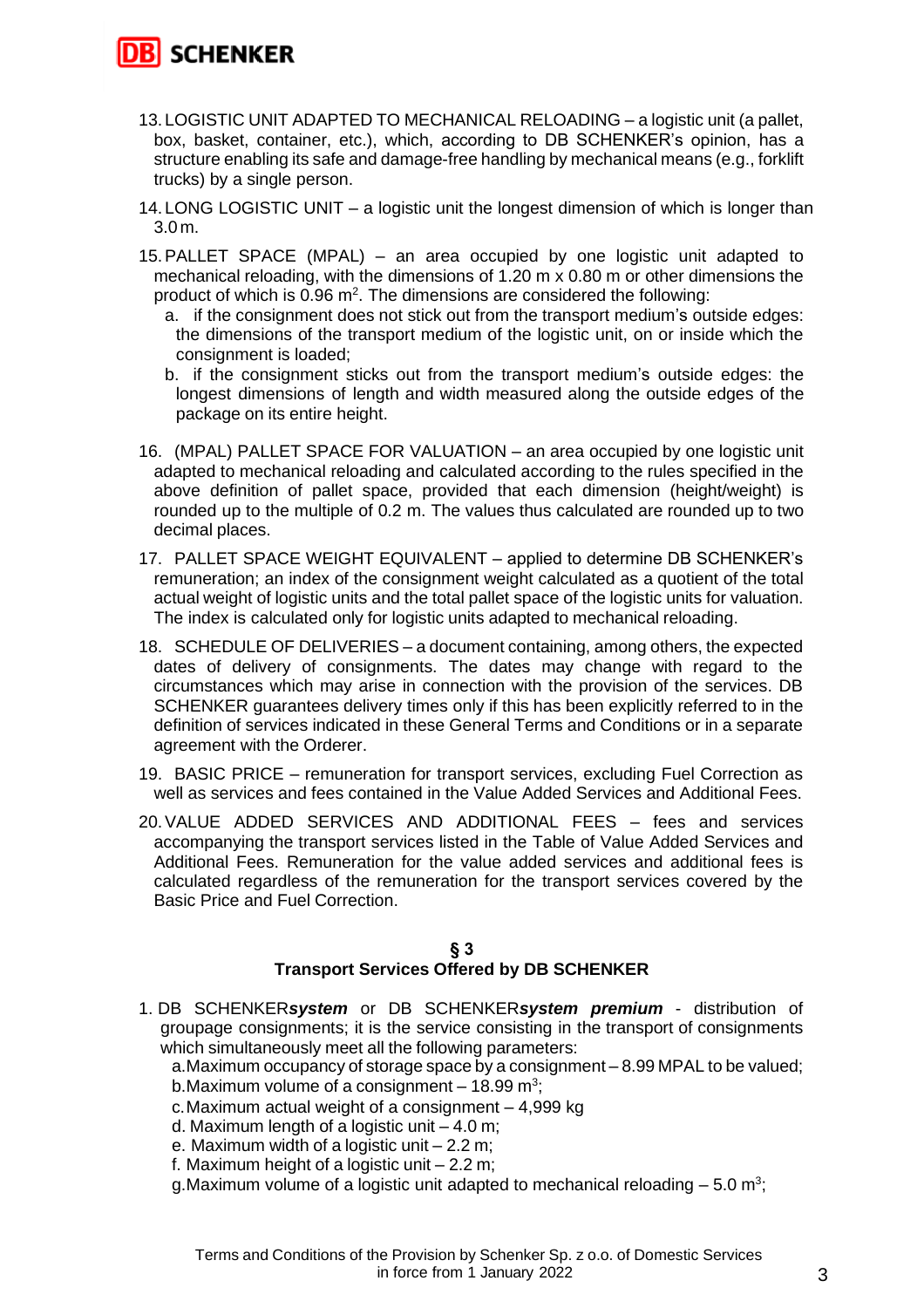13. LOGISTIC UNIT ADAPTED TO MECHANICAL RELOADING – a logistic unit (a pallet, box, basket, container, etc.), which, according to DB SCHENKER's opinion, has a structure enabling its safe and damage-free handling by mechanical means (e.g., forklift trucks) by a single person.

14. LONG LOGISTIC UNIT – a logistic unit the longest dimension of which is longer than 3.0 m.

15. PALLET SPACE (MPAL) – an area occupied by one logistic unit adapted to mechanical reloading, with the dimensions of 1.20 m x 0.80 m or other dimensions the product of which is 0.96 m$^2$. The dimensions are considered the following:
    a. if the consignment does not stick out from the transport medium's outside edges: the dimensions of the transport medium of the logistic unit, on or inside which the consignment is loaded;
    b. if the consignment sticks out from the transport medium's outside edges: the longest dimensions of length and width measured along the outside edges of the package on its entire height.

16. (MPAL) PALLET SPACE FOR VALUATION – an area occupied by one logistic unit adapted to mechanical reloading and calculated according to the rules specified in the above definition of pallet space, provided that each dimension (height/weight) is rounded up to the multiple of 0.2 m. The values thus calculated are rounded up to two decimal places.

17. PALLET SPACE WEIGHT EQUIVALENT – applied to determine DB SCHENKER's remuneration; an index of the consignment weight calculated as a quotient of the total actual weight of logistic units and the total pallet space of the logistic units for valuation. The index is calculated only for logistic units adapted to mechanical reloading.

18. SCHEDULE OF DELIVERIES – a document containing, among others, the expected dates of delivery of consignments. The dates may change with regard to the circumstances which may arise in connection with the provision of the services. DB SCHENKER guarantees delivery times only if this has been explicitly referred to in the definition of services indicated in these General Terms and Conditions or in a separate agreement with the Orderer.

19. BASIC PRICE – remuneration for transport services, excluding Fuel Correction as well as services and fees contained in the Value Added Services and Additional Fees.

20. VALUE ADDED SERVICES AND ADDITIONAL FEES – fees and services accompanying the transport services listed in the Table of Value Added Services and Additional Fees. Remuneration for the value added services and additional fees is calculated regardless of the remuneration for the transport services covered by the Basic Price and Fuel Correction.

## § 3
## Transport Services Offered by DB SCHENKER

1. DB SCHENKER***system*** or DB SCHENKER***system premium*** - distribution of groupage consignments; it is the service consisting in the transport of consignments which simultaneously meet all the following parameters:
    a. Maximum occupancy of storage space by a consignment – 8.99 MPAL to be valued;
    b. Maximum volume of a consignment – 18.99 m$^3$;
    c. Maximum actual weight of a consignment – 4,999 kg
    d. Maximum length of a logistic unit – 4.0 m;
    e. Maximum width of a logistic unit – 2.2 m;
    f. Maximum height of a logistic unit – 2.2 m;
    g. Maximum volume of a logistic unit adapted to mechanical reloading – 5.0 m$^3$;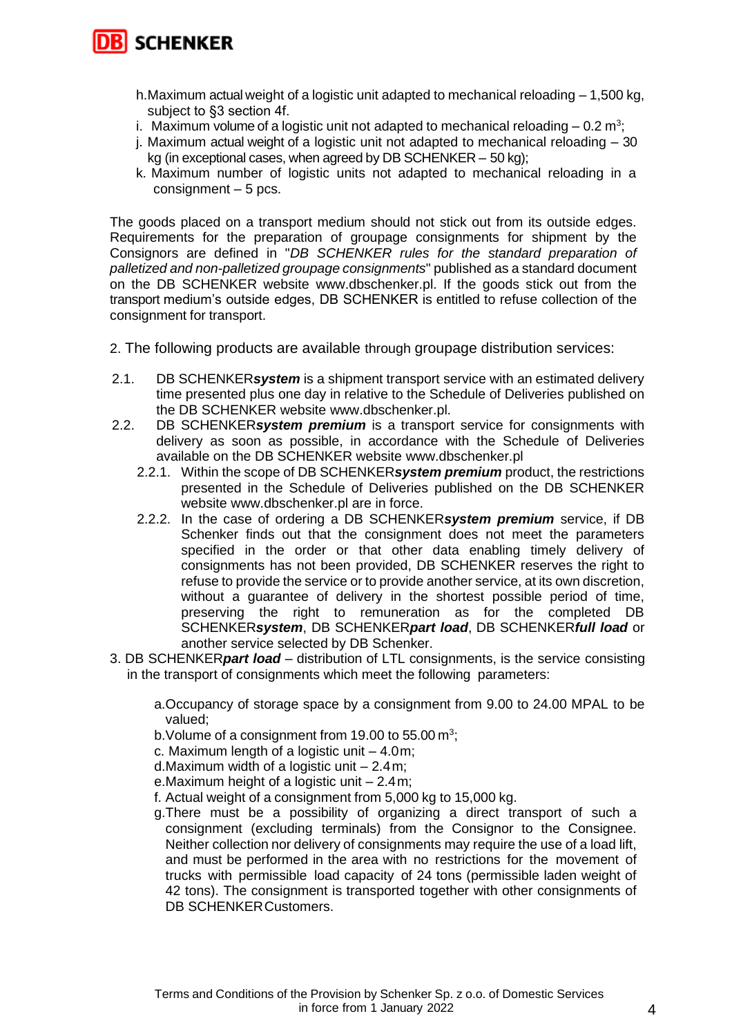h. Maximum actual weight of a logistic unit adapted to mechanical reloading – 1,500 kg, subject to §3 section 4f.
i. Maximum volume of a logistic unit not adapted to mechanical reloading – 0.2 $m^3$;
j. Maximum actual weight of a logistic unit not adapted to mechanical reloading – 30 kg (in exceptional cases, when agreed by DB SCHENKER – 50 kg);
k. Maximum number of logistic units not adapted to mechanical reloading in a consignment – 5 pcs.

The goods placed on a transport medium should not stick out from its outside edges. Requirements for the preparation of groupage consignments for shipment by the Consignors are defined in "*DB SCHENKER rules for the standard preparation of palletized and non-palletized groupage consignments*" published as a standard document on the DB SCHENKER website www.dbschenker.pl. If the goods stick out from the transport medium's outside edges, DB SCHENKER is entitled to refuse collection of the consignment for transport.

2. The following products are available through groupage distribution services:

2.1. DB SCHENKER***system*** is a shipment transport service with an estimated delivery time presented plus one day in relative to the Schedule of Deliveries published on the DB SCHENKER website www.dbschenker.pl.

2.2. DB SCHENKER***system premium*** is a transport service for consignments with delivery as soon as possible, in accordance with the Schedule of Deliveries available on the DB SCHENKER website www.dbschenker.pl

2.2.1. Within the scope of DB SCHENKER***system premium*** product, the restrictions presented in the Schedule of Deliveries published on the DB SCHENKER website www.dbschenker.pl are in force.

2.2.2. In the case of ordering a DB SCHENKER***system premium*** service, if DB Schenker finds out that the consignment does not meet the parameters specified in the order or that other data enabling timely delivery of consignments has not been provided, DB SCHENKER reserves the right to refuse to provide the service or to provide another service, at its own discretion, without a guarantee of delivery in the shortest possible period of time, preserving the right to remuneration as for the completed DB SCHENKER***system***, DB SCHENKER***part load***, DB SCHENKER***full load*** or another service selected by DB Schenker.

3. DB SCHENKER***part load*** – distribution of LTL consignments, is the service consisting in the transport of consignments which meet the following parameters:

a. Occupancy of storage space by a consignment from 9.00 to 24.00 MPAL to be valued;
b. Volume of a consignment from 19.00 to 55.00 $m^3$;
c. Maximum length of a logistic unit – 4.0 m;
d. Maximum width of a logistic unit – 2.4 m;
e. Maximum height of a logistic unit – 2.4 m;
f. Actual weight of a consignment from 5,000 kg to 15,000 kg.
g. There must be a possibility of organizing a direct transport of such a consignment (excluding terminals) from the Consignor to the Consignee. Neither collection nor delivery of consignments may require the use of a load lift, and must be performed in the area with no restrictions for the movement of trucks with permissible load capacity of 24 tons (permissible laden weight of 42 tons). The consignment is transported together with other consignments of DB SCHENKER Customers.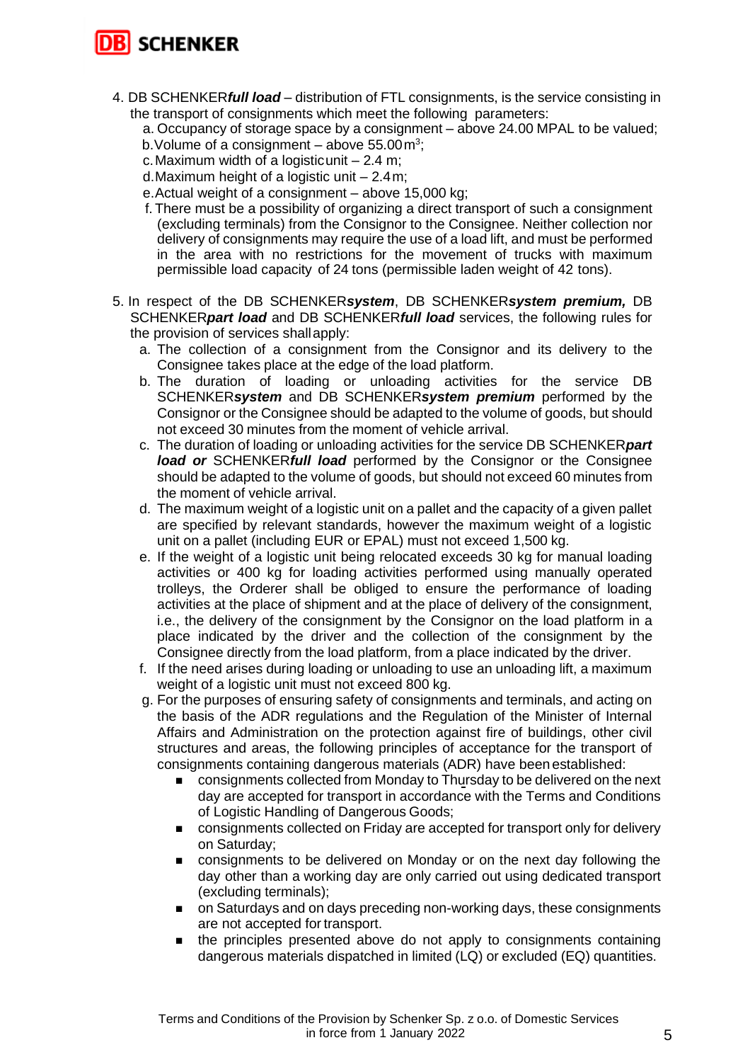4. DB SCHENKER***full load*** – distribution of FTL consignments, is the service consisting in the transport of consignments which meet the following parameters:
   a. Occupancy of storage space by a consignment – above 24.00 MPAL to be valued;
   b. Volume of a consignment – above 55.00 $m^3$;
   c. Maximum width of a logistic unit – 2.4 m;
   d. Maximum height of a logistic unit – 2.4 m;
   e. Actual weight of a consignment – above 15,000 kg;
   f. There must be a possibility of organizing a direct transport of such a consignment (excluding terminals) from the Consignor to the Consignee. Neither collection nor delivery of consignments may require the use of a load lift, and must be performed in the area with no restrictions for the movement of trucks with maximum permissible load capacity of 24 tons (permissible laden weight of 42 tons).

5. In respect of the DB SCHENKER***system***, DB SCHENKER***system premium,*** DB SCHENKER***part load*** and DB SCHENKER***full load*** services, the following rules for the provision of services shall apply:
   a. The collection of a consignment from the Consignor and its delivery to the Consignee takes place at the edge of the load platform.
   b. The duration of loading or unloading activities for the service DB SCHENKER***system*** and DB SCHENKER***system premium*** performed by the Consignor or the Consignee should be adapted to the volume of goods, but should not exceed 30 minutes from the moment of vehicle arrival.
   c. The duration of loading or unloading activities for the service DB SCHENKER***part load or*** SCHENKER***full load*** performed by the Consignor or the Consignee should be adapted to the volume of goods, but should not exceed 60 minutes from the moment of vehicle arrival.
   d. The maximum weight of a logistic unit on a pallet and the capacity of a given pallet are specified by relevant standards, however the maximum weight of a logistic unit on a pallet (including EUR or EPAL) must not exceed 1,500 kg.
   e. If the weight of a logistic unit being relocated exceeds 30 kg for manual loading activities or 400 kg for loading activities performed using manually operated trolleys, the Orderer shall be obliged to ensure the performance of loading activities at the place of shipment and at the place of delivery of the consignment, i.e., the delivery of the consignment by the Consignor on the load platform in a place indicated by the driver and the collection of the consignment by the Consignee directly from the load platform, from a place indicated by the driver.
   f. If the need arises during loading or unloading to use an unloading lift, a maximum weight of a logistic unit must not exceed 800 kg.
   g. For the purposes of ensuring safety of consignments and terminals, and acting on the basis of the ADR regulations and the Regulation of the Minister of Internal Affairs and Administration on the protection against fire of buildings, other civil structures and areas, the following principles of acceptance for the transport of consignments containing dangerous materials (ADR) have been established:
      - consignments collected from Monday to Thursday to be delivered on the next day are accepted for transport in accordance with the Terms and Conditions of Logistic Handling of Dangerous Goods;
      - consignments collected on Friday are accepted for transport only for delivery on Saturday;
      - consignments to be delivered on Monday or on the next day following the day other than a working day are only carried out using dedicated transport (excluding terminals);
      - on Saturdays and on days preceding non-working days, these consignments are not accepted for transport.
      - the principles presented above do not apply to consignments containing dangerous materials dispatched in limited (LQ) or excluded (EQ) quantities.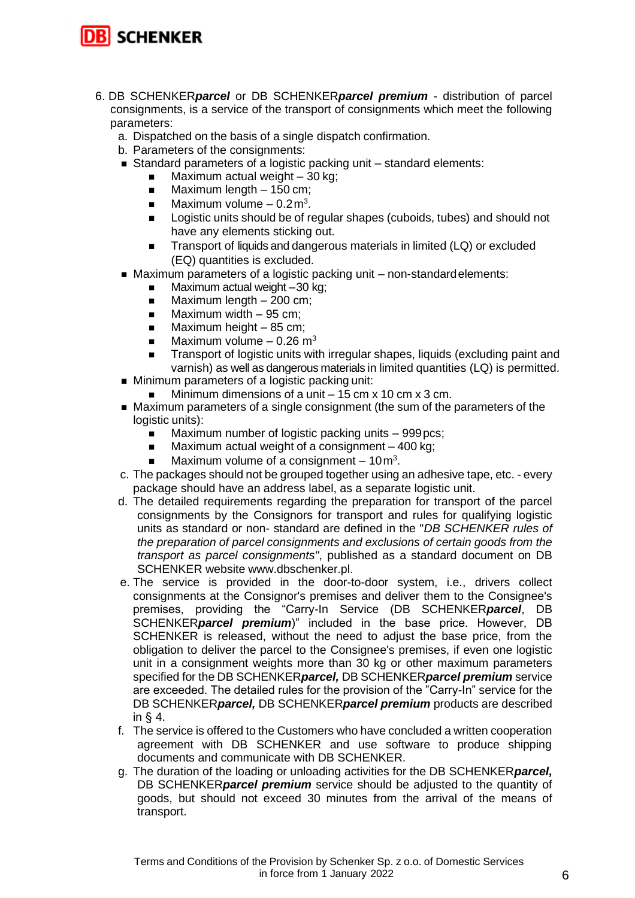6. DB SCHENKER***parcel*** or DB SCHENKER***parcel premium*** - distribution of parcel consignments, is a service of the transport of consignments which meet the following parameters:
   a. Dispatched on the basis of a single dispatch confirmation.
   b. Parameters of the consignments:
   - Standard parameters of a logistic packing unit – standard elements:
     - Maximum actual weight – 30 kg;
     - Maximum length – 150 cm;
     - Maximum volume – 0.2 $m^3$.
     - Logistic units should be of regular shapes (cuboids, tubes) and should not have any elements sticking out.
     - Transport of liquids and dangerous materials in limited (LQ) or excluded (EQ) quantities is excluded.
   - Maximum parameters of a logistic packing unit – non-standard elements:
     - Maximum actual weight – 30 kg;
     - Maximum length – 200 cm;
     - Maximum width – 95 cm;
     - Maximum height – 85 cm;
     - Maximum volume – 0.26 $m^3$
     - Transport of logistic units with irregular shapes, liquids (excluding paint and varnish) as well as dangerous materials in limited quantities (LQ) is permitted.
   - Minimum parameters of a logistic packing unit:
     - Minimum dimensions of a unit – 15 cm x 10 cm x 3 cm.
   - Maximum parameters of a single consignment (the sum of the parameters of the logistic units):
     - Maximum number of logistic packing units – 999 pcs;
     - Maximum actual weight of a consignment – 400 kg;
     - Maximum volume of a consignment – 10 $m^3$.

   c. The packages should not be grouped together using an adhesive tape, etc. - every package should have an address label, as a separate logistic unit.
   d. The detailed requirements regarding the preparation for transport of the parcel consignments by the Consignors for transport and rules for qualifying logistic units as standard or non- standard are defined in the "*DB SCHENKER rules of the preparation of parcel consignments and exclusions of certain goods from the transport as parcel consignments"*, published as a standard document on DB SCHENKER website www.dbschenker.pl.
   e. The service is provided in the door-to-door system, i.e., drivers collect consignments at the Consignor's premises and deliver them to the Consignee's premises, providing the "Carry-In Service (DB SCHENKER***parcel***, DB SCHENKER***parcel premium***)" included in the base price. However, DB SCHENKER is released, without the need to adjust the base price, from the obligation to deliver the parcel to the Consignee's premises, if even one logistic unit in a consignment weights more than 30 kg or other maximum parameters specified for the DB SCHENKER***parcel,*** DB SCHENKER***parcel premium*** service are exceeded. The detailed rules for the provision of the "Carry-In" service for the DB SCHENKER***parcel,*** DB SCHENKER***parcel premium*** products are described in § 4.
   f. The service is offered to the Customers who have concluded a written cooperation agreement with DB SCHENKER and use software to produce shipping documents and communicate with DB SCHENKER.
   g. The duration of the loading or unloading activities for the DB SCHENKER***parcel,*** DB SCHENKER***parcel premium*** service should be adjusted to the quantity of goods, but should not exceed 30 minutes from the arrival of the means of transport.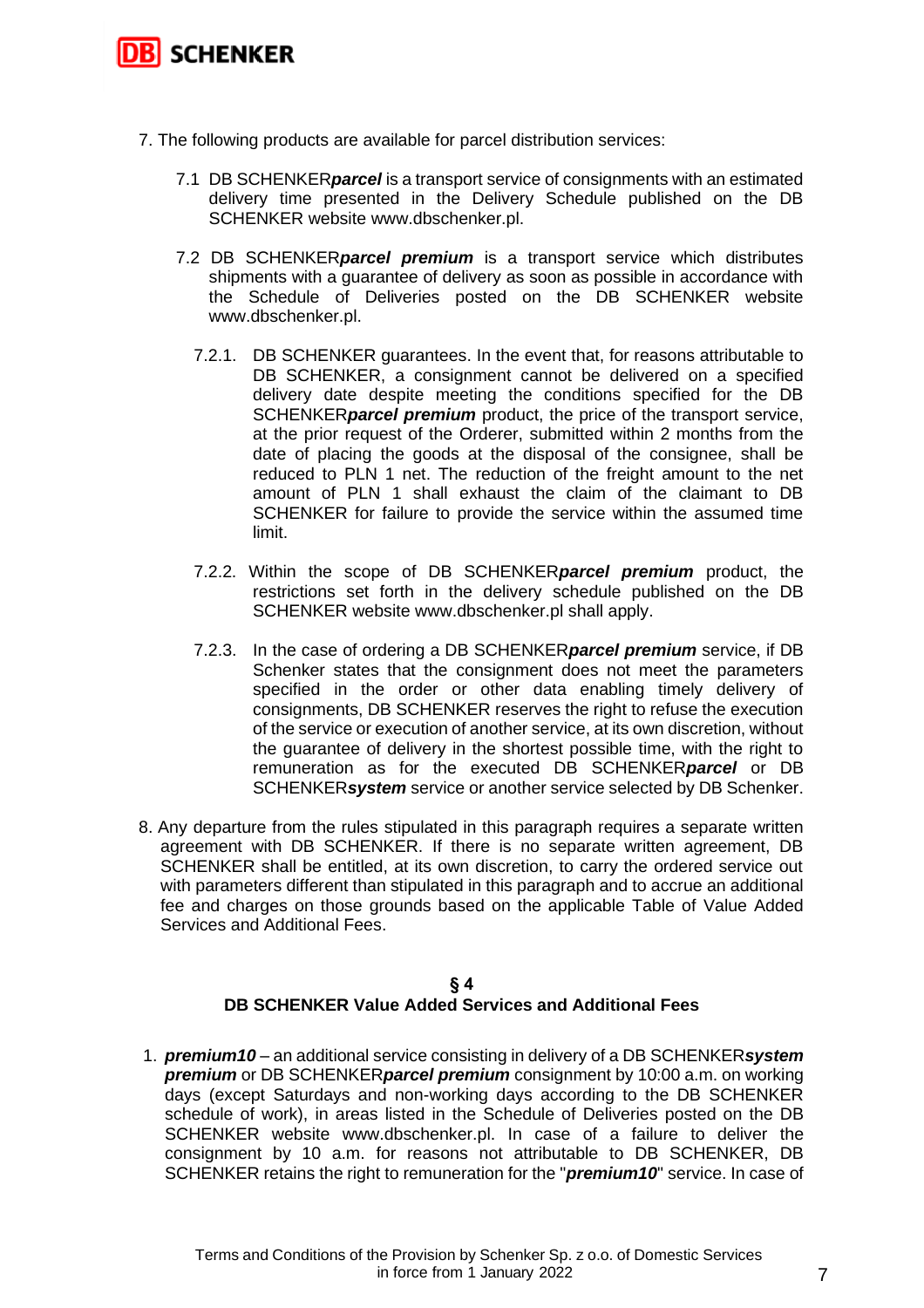7. The following products are available for parcel distribution services:

   7.1 DB SCHENKER***parcel*** is a transport service of consignments with an estimated delivery time presented in the Delivery Schedule published on the DB SCHENKER website www.dbschenker.pl.

   7.2 DB SCHENKER***parcel premium*** is a transport service which distributes shipments with a guarantee of delivery as soon as possible in accordance with the Schedule of Deliveries posted on the DB SCHENKER website www.dbschenker.pl.

      7.2.1. DB SCHENKER guarantees. In the event that, for reasons attributable to DB SCHENKER, a consignment cannot be delivered on a specified delivery date despite meeting the conditions specified for the DB SCHENKER***parcel premium*** product, the price of the transport service, at the prior request of the Orderer, submitted within 2 months from the date of placing the goods at the disposal of the consignee, shall be reduced to PLN 1 net. The reduction of the freight amount to the net amount of PLN 1 shall exhaust the claim of the claimant to DB SCHENKER for failure to provide the service within the assumed time limit.

      7.2.2. Within the scope of DB SCHENKER***parcel premium*** product, the restrictions set forth in the delivery schedule published on the DB SCHENKER website www.dbschenker.pl shall apply.

      7.2.3. In the case of ordering a DB SCHENKER***parcel premium*** service, if DB Schenker states that the consignment does not meet the parameters specified in the order or other data enabling timely delivery of consignments, DB SCHENKER reserves the right to refuse the execution of the service or execution of another service, at its own discretion, without the guarantee of delivery in the shortest possible time, with the right to remuneration as for the executed DB SCHENKER***parcel*** or DB SCHENKER***system*** service or another service selected by DB Schenker.

8. Any departure from the rules stipulated in this paragraph requires a separate written agreement with DB SCHENKER. If there is no separate written agreement, DB SCHENKER shall be entitled, at its own discretion, to carry the ordered service out with parameters different than stipulated in this paragraph and to accrue an additional fee and charges on those grounds based on the applicable Table of Value Added Services and Additional Fees.

## § 4
## DB SCHENKER Value Added Services and Additional Fees

1. ***premium10*** – an additional service consisting in delivery of a DB SCHENKER***system premium*** or DB SCHENKER***parcel premium*** consignment by 10:00 a.m. on working days (except Saturdays and non-working days according to the DB SCHENKER schedule of work), in areas listed in the Schedule of Deliveries posted on the DB SCHENKER website www.dbschenker.pl. In case of a failure to deliver the consignment by 10 a.m. for reasons not attributable to DB SCHENKER, DB SCHENKER retains the right to remuneration for the "***premium10***" service. In case of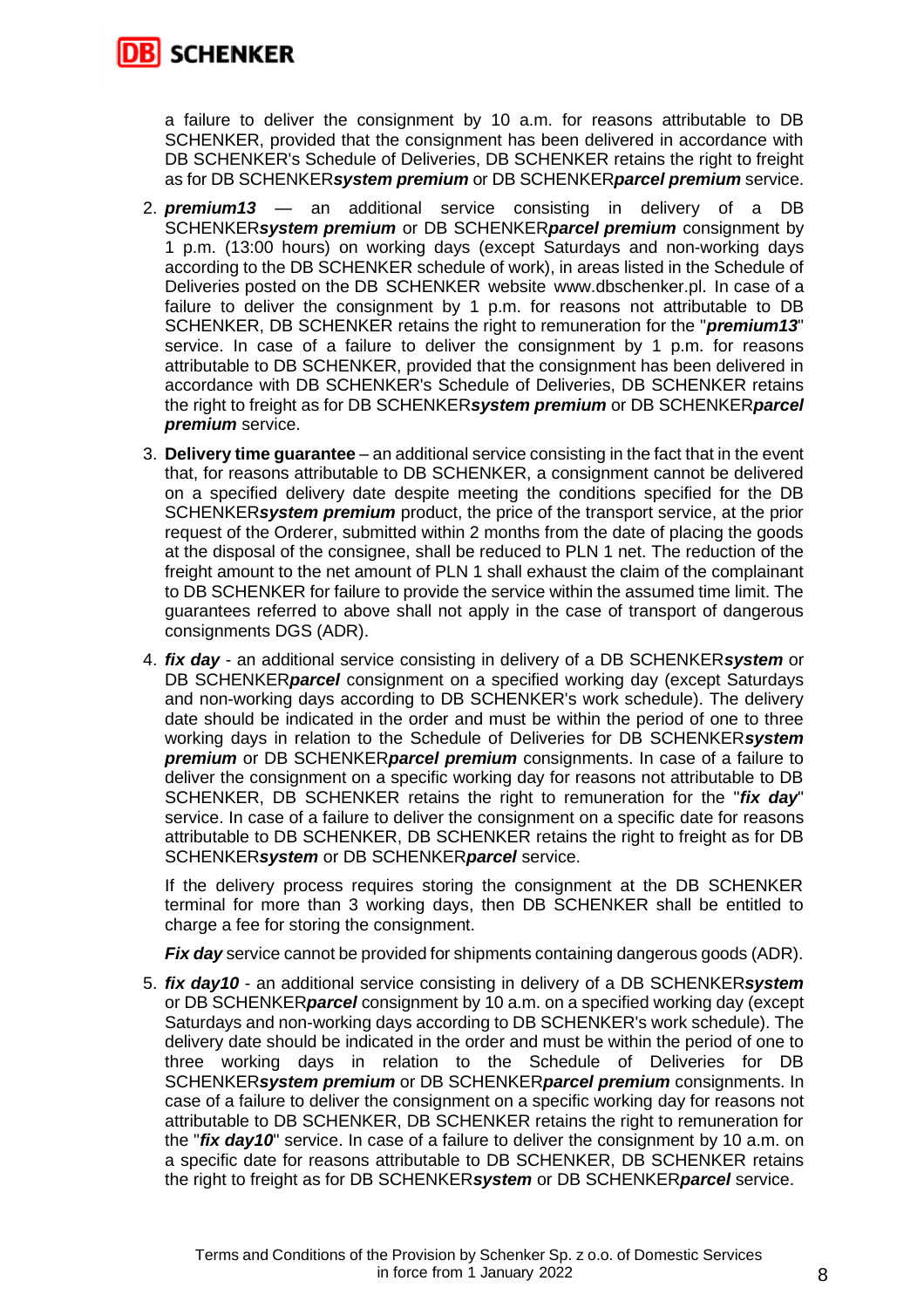a failure to deliver the consignment by 10 a.m. for reasons attributable to DB SCHENKER, provided that the consignment has been delivered in accordance with DB SCHENKER's Schedule of Deliveries, DB SCHENKER retains the right to freight as for DB SCHENKER***system premium*** or DB SCHENKER***parcel premium*** service.

2. ***premium13*** — an additional service consisting in delivery of a DB SCHENKER***system premium*** or DB SCHENKER***parcel premium*** consignment by 1 p.m. (13:00 hours) on working days (except Saturdays and non-working days according to the DB SCHENKER schedule of work), in areas listed in the Schedule of Deliveries posted on the DB SCHENKER website www.dbschenker.pl. In case of a failure to deliver the consignment by 1 p.m. for reasons not attributable to DB SCHENKER, DB SCHENKER retains the right to remuneration for the "***premium13***" service. In case of a failure to deliver the consignment by 1 p.m. for reasons attributable to DB SCHENKER, provided that the consignment has been delivered in accordance with DB SCHENKER's Schedule of Deliveries, DB SCHENKER retains the right to freight as for DB SCHENKER***system premium*** or DB SCHENKER***parcel premium*** service.

3. **Delivery time guarantee** – an additional service consisting in the fact that in the event that, for reasons attributable to DB SCHENKER, a consignment cannot be delivered on a specified delivery date despite meeting the conditions specified for the DB SCHENKER***system premium*** product, the price of the transport service, at the prior request of the Orderer, submitted within 2 months from the date of placing the goods at the disposal of the consignee, shall be reduced to PLN 1 net. The reduction of the freight amount to the net amount of PLN 1 shall exhaust the claim of the complainant to DB SCHENKER for failure to provide the service within the assumed time limit. The guarantees referred to above shall not apply in the case of transport of dangerous consignments DGS (ADR).

4. ***fix day*** - an additional service consisting in delivery of a DB SCHENKER***system*** or DB SCHENKER***parcel*** consignment on a specified working day (except Saturdays and non-working days according to DB SCHENKER's work schedule). The delivery date should be indicated in the order and must be within the period of one to three working days in relation to the Schedule of Deliveries for DB SCHENKER***system premium*** or DB SCHENKER***parcel premium*** consignments. In case of a failure to deliver the consignment on a specific working day for reasons not attributable to DB SCHENKER, DB SCHENKER retains the right to remuneration for the "***fix day***" service. In case of a failure to deliver the consignment on a specific date for reasons attributable to DB SCHENKER, DB SCHENKER retains the right to freight as for DB SCHENKER***system*** or DB SCHENKER***parcel*** service.

   If the delivery process requires storing the consignment at the DB SCHENKER terminal for more than 3 working days, then DB SCHENKER shall be entitled to charge a fee for storing the consignment.

   ***Fix day*** service cannot be provided for shipments containing dangerous goods (ADR).

5. ***fix day10*** - an additional service consisting in delivery of a DB SCHENKER***system*** or DB SCHENKER***parcel*** consignment by 10 a.m. on a specified working day (except Saturdays and non-working days according to DB SCHENKER's work schedule). The delivery date should be indicated in the order and must be within the period of one to three working days in relation to the Schedule of Deliveries for DB SCHENKER***system premium*** or DB SCHENKER***parcel premium*** consignments. In case of a failure to deliver the consignment on a specific working day for reasons not attributable to DB SCHENKER, DB SCHENKER retains the right to remuneration for the "***fix day10***" service. In case of a failure to deliver the consignment by 10 a.m. on a specific date for reasons attributable to DB SCHENKER, DB SCHENKER retains the right to freight as for DB SCHENKER***system*** or DB SCHENKER***parcel*** service.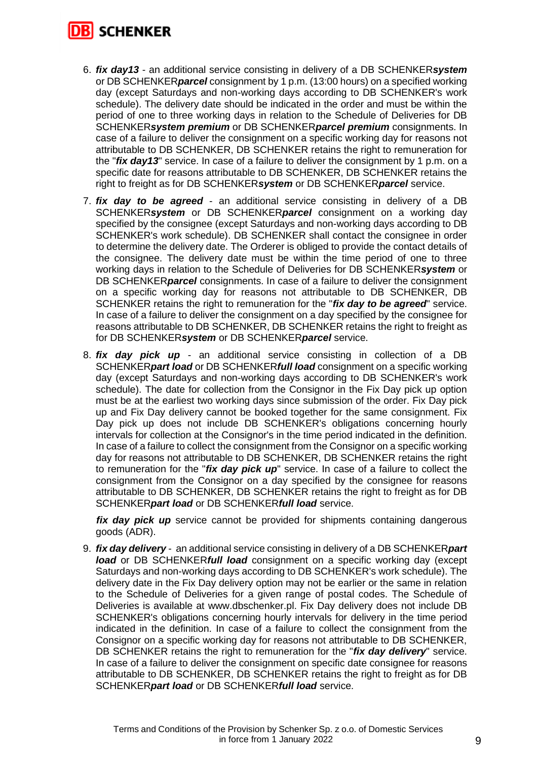6. ***fix day13*** - an additional service consisting in delivery of a DB SCHENKER***system*** or DB SCHENKER***parcel*** consignment by 1 p.m. (13:00 hours) on a specified working day (except Saturdays and non-working days according to DB SCHENKER's work schedule). The delivery date should be indicated in the order and must be within the period of one to three working days in relation to the Schedule of Deliveries for DB SCHENKER***system premium*** or DB SCHENKER***parcel premium*** consignments. In case of a failure to deliver the consignment on a specific working day for reasons not attributable to DB SCHENKER, DB SCHENKER retains the right to remuneration for the "***fix day13***" service. In case of a failure to deliver the consignment by 1 p.m. on a specific date for reasons attributable to DB SCHENKER, DB SCHENKER retains the right to freight as for DB SCHENKER***system*** or DB SCHENKER***parcel*** service.

7. ***fix day to be agreed*** - an additional service consisting in delivery of a DB SCHENKER***system*** or DB SCHENKER***parcel*** consignment on a working day specified by the consignee (except Saturdays and non-working days according to DB SCHENKER's work schedule). DB SCHENKER shall contact the consignee in order to determine the delivery date. The Orderer is obliged to provide the contact details of the consignee. The delivery date must be within the time period of one to three working days in relation to the Schedule of Deliveries for DB SCHENKER***system*** or DB SCHENKER***parcel*** consignments. In case of a failure to deliver the consignment on a specific working day for reasons not attributable to DB SCHENKER, DB SCHENKER retains the right to remuneration for the "***fix day to be agreed***" service. In case of a failure to deliver the consignment on a day specified by the consignee for reasons attributable to DB SCHENKER, DB SCHENKER retains the right to freight as for DB SCHENKER***system*** or DB SCHENKER***parcel*** service.

8. ***fix day pick up*** - an additional service consisting in collection of a DB SCHENKER***part load*** or DB SCHENKER***full load*** consignment on a specific working day (except Saturdays and non-working days according to DB SCHENKER's work schedule). The date for collection from the Consignor in the Fix Day pick up option must be at the earliest two working days since submission of the order. Fix Day pick up and Fix Day delivery cannot be booked together for the same consignment. Fix Day pick up does not include DB SCHENKER's obligations concerning hourly intervals for collection at the Consignor's in the time period indicated in the definition. In case of a failure to collect the consignment from the Consignor on a specific working day for reasons not attributable to DB SCHENKER, DB SCHENKER retains the right to remuneration for the "***fix day pick up***" service. In case of a failure to collect the consignment from the Consignor on a day specified by the consignee for reasons attributable to DB SCHENKER, DB SCHENKER retains the right to freight as for DB SCHENKER***part load*** or DB SCHENKER***full load*** service.

   ***fix day pick up*** service cannot be provided for shipments containing dangerous goods (ADR).

9. ***fix day delivery*** - an additional service consisting in delivery of a DB SCHENKER***part load*** or DB SCHENKER***full load*** consignment on a specific working day (except Saturdays and non-working days according to DB SCHENKER's work schedule). The delivery date in the Fix Day delivery option may not be earlier or the same in relation to the Schedule of Deliveries for a given range of postal codes. The Schedule of Deliveries is available at www.dbschenker.pl. Fix Day delivery does not include DB SCHENKER's obligations concerning hourly intervals for delivery in the time period indicated in the definition. In case of a failure to collect the consignment from the Consignor on a specific working day for reasons not attributable to DB SCHENKER, DB SCHENKER retains the right to remuneration for the "***fix day delivery***" service. In case of a failure to deliver the consignment on specific date consignee for reasons attributable to DB SCHENKER, DB SCHENKER retains the right to freight as for DB SCHENKER***part load*** or DB SCHENKER***full load*** service.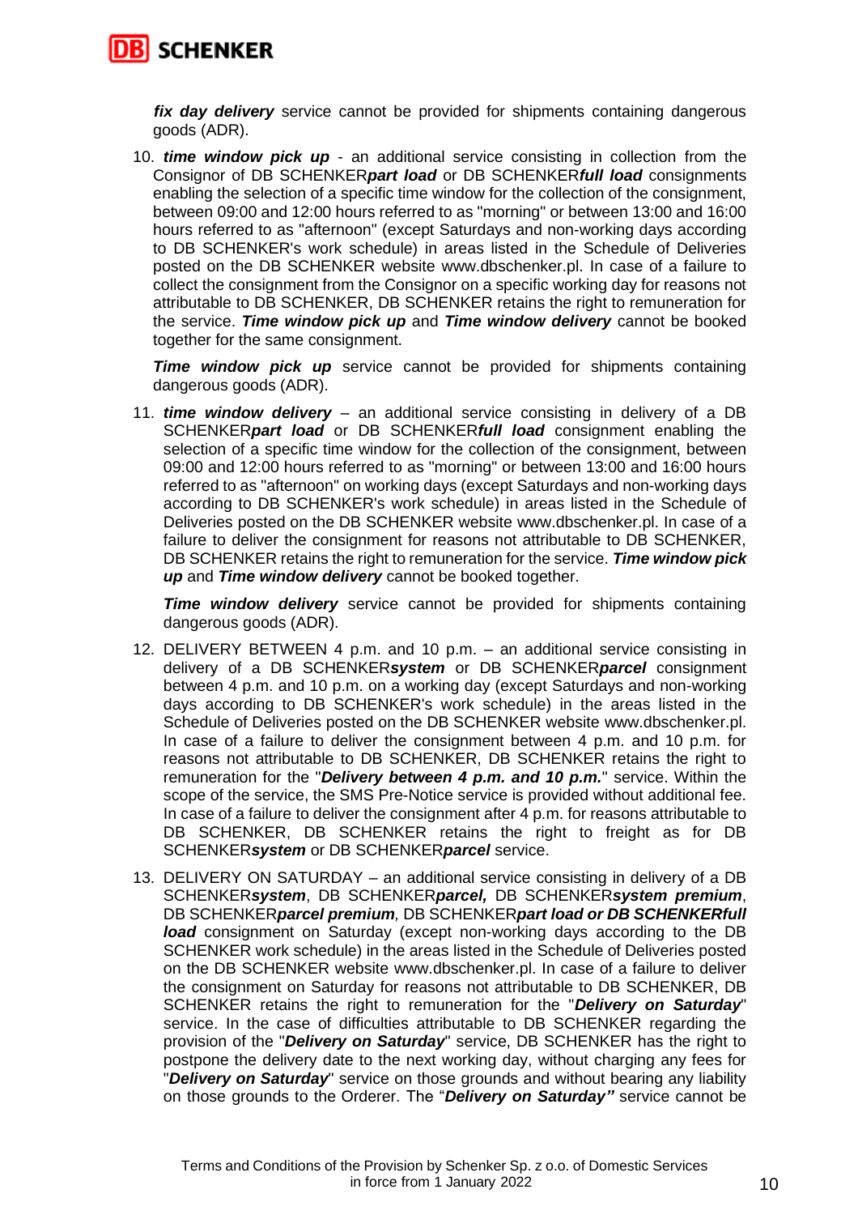***fix day delivery*** service cannot be provided for shipments containing dangerous goods (ADR).

10. ***time window pick up*** - an additional service consisting in collection from the Consignor of DB SCHENKER***part load*** or DB SCHENKER***full load*** consignments enabling the selection of a specific time window for the collection of the consignment, between 09:00 and 12:00 hours referred to as "morning" or between 13:00 and 16:00 hours referred to as "afternoon" (except Saturdays and non-working days according to DB SCHENKER's work schedule) in areas listed in the Schedule of Deliveries posted on the DB SCHENKER website www.dbschenker.pl. In case of a failure to collect the consignment from the Consignor on a specific working day for reasons not attributable to DB SCHENKER, DB SCHENKER retains the right to remuneration for the service. ***Time window pick up*** and ***Time window delivery*** cannot be booked together for the same consignment.

    ***Time window pick up*** service cannot be provided for shipments containing dangerous goods (ADR).

11. ***time window delivery*** – an additional service consisting in delivery of a DB SCHENKER***part load*** or DB SCHENKER***full load*** consignment enabling the selection of a specific time window for the collection of the consignment, between 09:00 and 12:00 hours referred to as "morning" or between 13:00 and 16:00 hours referred to as "afternoon" on working days (except Saturdays and non-working days according to DB SCHENKER's work schedule) in areas listed in the Schedule of Deliveries posted on the DB SCHENKER website www.dbschenker.pl. In case of a failure to deliver the consignment for reasons not attributable to DB SCHENKER, DB SCHENKER retains the right to remuneration for the service. ***Time window pick up*** and ***Time window delivery*** cannot be booked together.

    ***Time window delivery*** service cannot be provided for shipments containing dangerous goods (ADR).

12. DELIVERY BETWEEN 4 p.m. and 10 p.m. – an additional service consisting in delivery of a DB SCHENKER***system*** or DB SCHENKER***parcel*** consignment between 4 p.m. and 10 p.m. on a working day (except Saturdays and non-working days according to DB SCHENKER's work schedule) in the areas listed in the Schedule of Deliveries posted on the DB SCHENKER website www.dbschenker.pl. In case of a failure to deliver the consignment between 4 p.m. and 10 p.m. for reasons not attributable to DB SCHENKER, DB SCHENKER retains the right to remuneration for the "***Delivery between 4 p.m. and 10 p.m.***" service. Within the scope of the service, the SMS Pre-Notice service is provided without additional fee. In case of a failure to deliver the consignment after 4 p.m. for reasons attributable to DB SCHENKER, DB SCHENKER retains the right to freight as for DB SCHENKER***system*** or DB SCHENKER***parcel*** service.

13. DELIVERY ON SATURDAY – an additional service consisting in delivery of a DB SCHENKER***system***, DB SCHENKER***parcel,*** DB SCHENKER***system premium***, DB SCHENKER***parcel premium***, DB SCHENKER***part load or DB SCHENKERfull load*** consignment on Saturday (except non-working days according to the DB SCHENKER work schedule) in the areas listed in the Schedule of Deliveries posted on the DB SCHENKER website www.dbschenker.pl. In case of a failure to deliver the consignment on Saturday for reasons not attributable to DB SCHENKER, DB SCHENKER retains the right to remuneration for the "***Delivery on Saturday***" service. In the case of difficulties attributable to DB SCHENKER regarding the provision of the "***Delivery on Saturday***" service, DB SCHENKER has the right to postpone the delivery date to the next working day, without charging any fees for "***Delivery on Saturday***" service on those grounds and without bearing any liability on those grounds to the Orderer. The "***Delivery on Saturday"*** service cannot be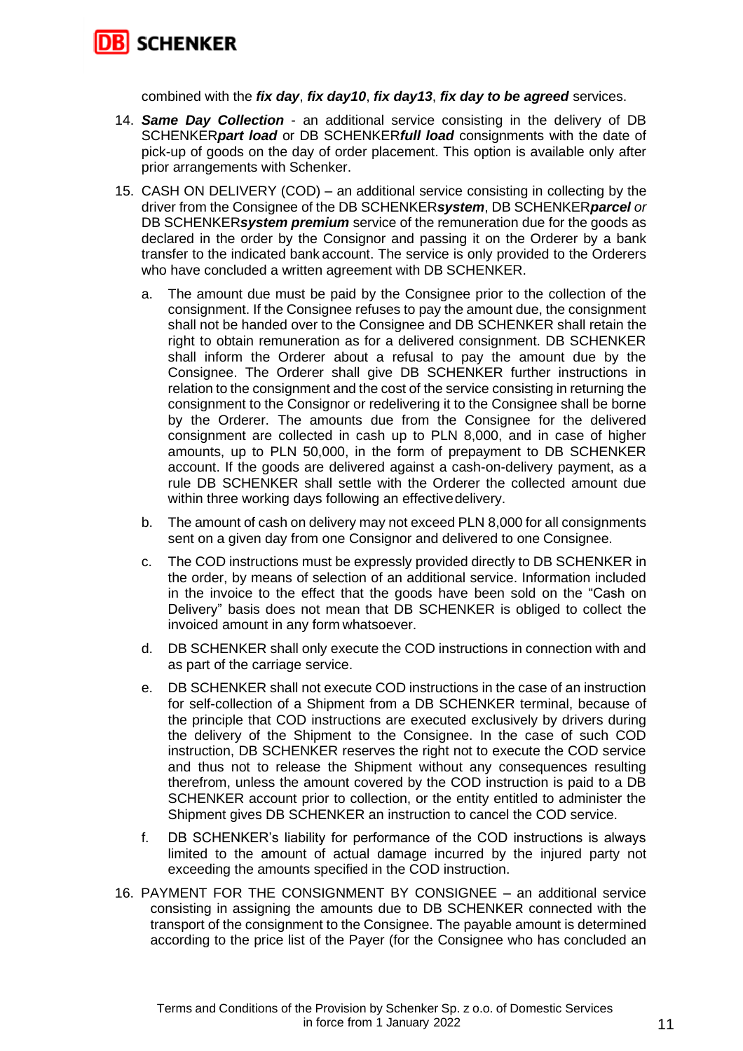combined with the ***fix day***, ***fix day10***, ***fix day13***, ***fix day to be agreed*** services.

14. ***Same Day Collection*** - an additional service consisting in the delivery of DB SCHENKER***part load*** or DB SCHENKER***full load*** consignments with the date of pick-up of goods on the day of order placement. This option is available only after prior arrangements with Schenker.

15. CASH ON DELIVERY (COD) – an additional service consisting in collecting by the driver from the Consignee of the DB SCHENKER***system***, DB SCHENKER***parcel*** *or* DB SCHENKER***system premium*** service of the remuneration due for the goods as declared in the order by the Consignor and passing it on the Orderer by a bank transfer to the indicated bank account. The service is only provided to the Orderers who have concluded a written agreement with DB SCHENKER.

    a. The amount due must be paid by the Consignee prior to the collection of the consignment. If the Consignee refuses to pay the amount due, the consignment shall not be handed over to the Consignee and DB SCHENKER shall retain the right to obtain remuneration as for a delivered consignment. DB SCHENKER shall inform the Orderer about a refusal to pay the amount due by the Consignee. The Orderer shall give DB SCHENKER further instructions in relation to the consignment and the cost of the service consisting in returning the consignment to the Consignor or redelivering it to the Consignee shall be borne by the Orderer. The amounts due from the Consignee for the delivered consignment are collected in cash up to PLN 8,000, and in case of higher amounts, up to PLN 50,000, in the form of prepayment to DB SCHENKER account. If the goods are delivered against a cash-on-delivery payment, as a rule DB SCHENKER shall settle with the Orderer the collected amount due within three working days following an effective delivery.

    b. The amount of cash on delivery may not exceed PLN 8,000 for all consignments sent on a given day from one Consignor and delivered to one Consignee.

    c. The COD instructions must be expressly provided directly to DB SCHENKER in the order, by means of selection of an additional service. Information included in the invoice to the effect that the goods have been sold on the "Cash on Delivery" basis does not mean that DB SCHENKER is obliged to collect the invoiced amount in any form whatsoever.

    d. DB SCHENKER shall only execute the COD instructions in connection with and as part of the carriage service.

    e. DB SCHENKER shall not execute COD instructions in the case of an instruction for self-collection of a Shipment from a DB SCHENKER terminal, because of the principle that COD instructions are executed exclusively by drivers during the delivery of the Shipment to the Consignee. In the case of such COD instruction, DB SCHENKER reserves the right not to execute the COD service and thus not to release the Shipment without any consequences resulting therefrom, unless the amount covered by the COD instruction is paid to a DB SCHENKER account prior to collection, or the entity entitled to administer the Shipment gives DB SCHENKER an instruction to cancel the COD service.

    f. DB SCHENKER's liability for performance of the COD instructions is always limited to the amount of actual damage incurred by the injured party not exceeding the amounts specified in the COD instruction.

16. PAYMENT FOR THE CONSIGNMENT BY CONSIGNEE – an additional service consisting in assigning the amounts due to DB SCHENKER connected with the transport of the consignment to the Consignee. The payable amount is determined according to the price list of the Payer (for the Consignee who has concluded an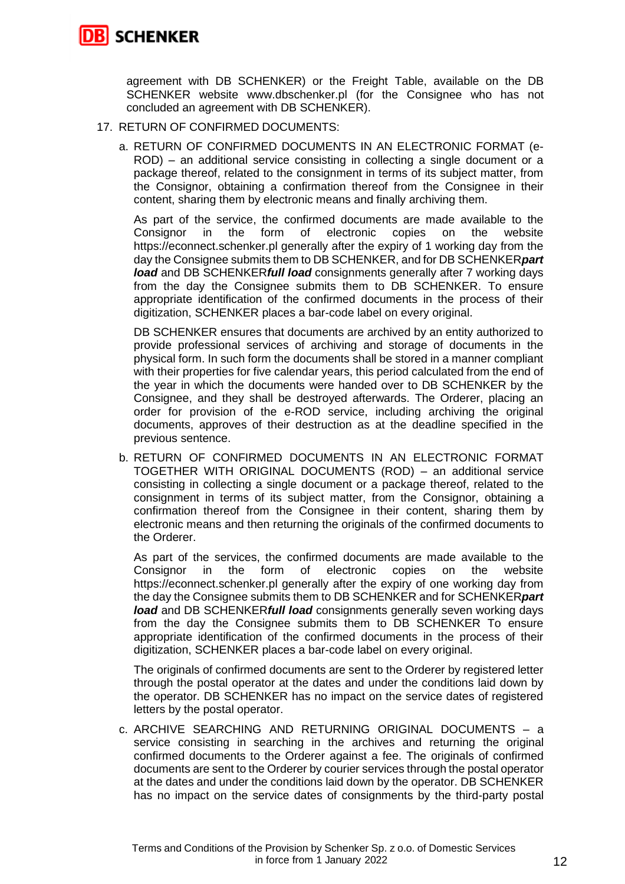agreement with DB SCHENKER) or the Freight Table, available on the DB SCHENKER website www.dbschenker.pl (for the Consignee who has not concluded an agreement with DB SCHENKER).

17. RETURN OF CONFIRMED DOCUMENTS:

   a. RETURN OF CONFIRMED DOCUMENTS IN AN ELECTRONIC FORMAT (e-ROD) – an additional service consisting in collecting a single document or a package thereof, related to the consignment in terms of its subject matter, from the Consignor, obtaining a confirmation thereof from the Consignee in their content, sharing them by electronic means and finally archiving them.

      As part of the service, the confirmed documents are made available to the Consignor in the form of electronic copies on the website https://econnect.schenker.pl generally after the expiry of 1 working day from the day the Consignee submits them to DB SCHENKER, and for DB SCHENKER***part load*** and DB SCHENKER***full load*** consignments generally after 7 working days from the day the Consignee submits them to DB SCHENKER. To ensure appropriate identification of the confirmed documents in the process of their digitization, SCHENKER places a bar-code label on every original.

      DB SCHENKER ensures that documents are archived by an entity authorized to provide professional services of archiving and storage of documents in the physical form. In such form the documents shall be stored in a manner compliant with their properties for five calendar years, this period calculated from the end of the year in which the documents were handed over to DB SCHENKER by the Consignee, and they shall be destroyed afterwards. The Orderer, placing an order for provision of the e-ROD service, including archiving the original documents, approves of their destruction as at the deadline specified in the previous sentence.

   b. RETURN OF CONFIRMED DOCUMENTS IN AN ELECTRONIC FORMAT TOGETHER WITH ORIGINAL DOCUMENTS (ROD) – an additional service consisting in collecting a single document or a package thereof, related to the consignment in terms of its subject matter, from the Consignor, obtaining a confirmation thereof from the Consignee in their content, sharing them by electronic means and then returning the originals of the confirmed documents to the Orderer.

      As part of the services, the confirmed documents are made available to the Consignor in the form of electronic copies on the website https://econnect.schenker.pl generally after the expiry of one working day from the day the Consignee submits them to DB SCHENKER and for SCHENKER***part load*** and DB SCHENKER***full load*** consignments generally seven working days from the day the Consignee submits them to DB SCHENKER To ensure appropriate identification of the confirmed documents in the process of their digitization, SCHENKER places a bar-code label on every original.

      The originals of confirmed documents are sent to the Orderer by registered letter through the postal operator at the dates and under the conditions laid down by the operator. DB SCHENKER has no impact on the service dates of registered letters by the postal operator.

   c. ARCHIVE SEARCHING AND RETURNING ORIGINAL DOCUMENTS – a service consisting in searching in the archives and returning the original confirmed documents to the Orderer against a fee. The originals of confirmed documents are sent to the Orderer by courier services through the postal operator at the dates and under the conditions laid down by the operator. DB SCHENKER has no impact on the service dates of consignments by the third-party postal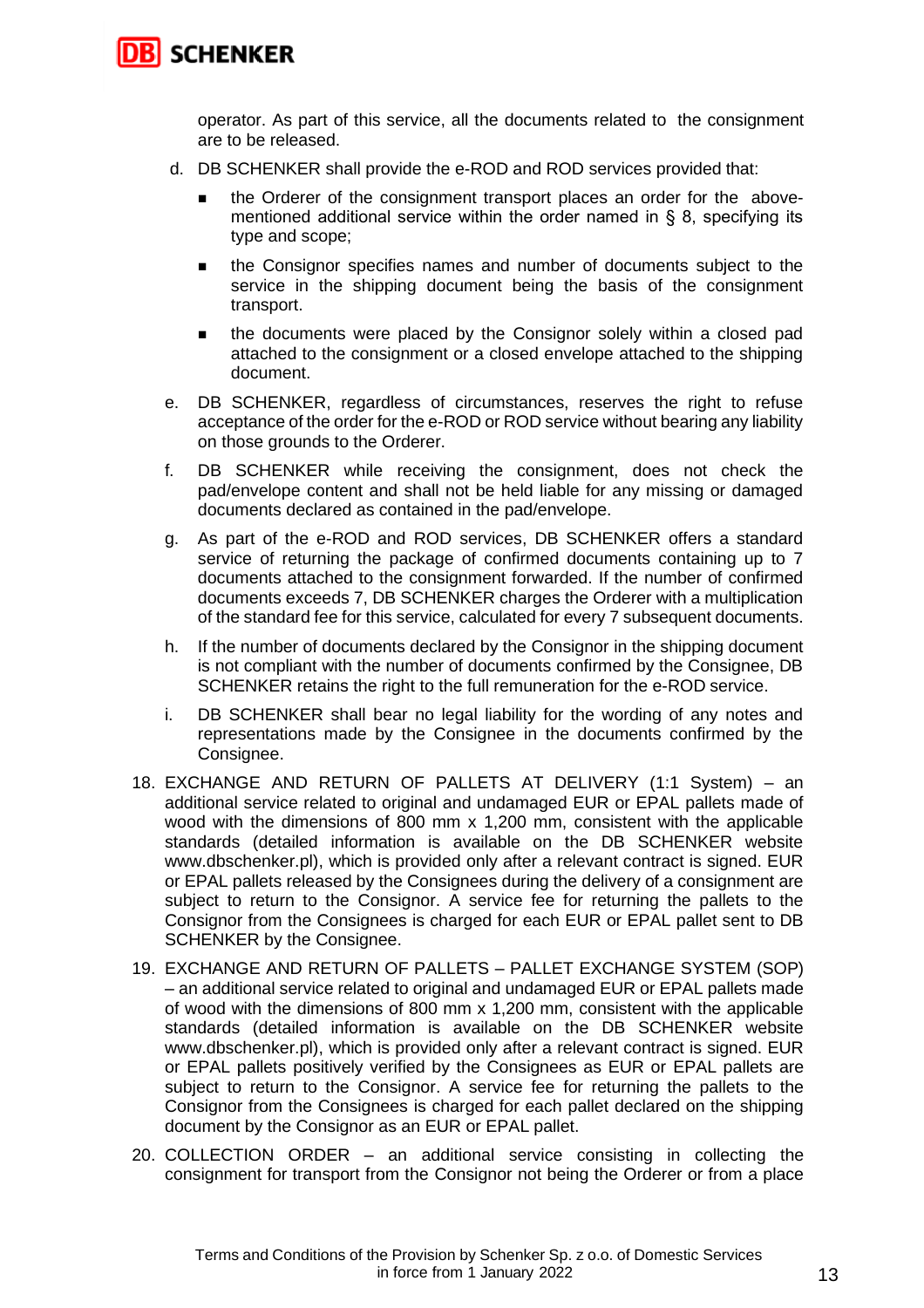operator. As part of this service, all the documents related to the consignment are to be released.

d. DB SCHENKER shall provide the e-ROD and ROD services provided that:

   - the Orderer of the consignment transport places an order for the above-mentioned additional service within the order named in § 8, specifying its type and scope;
   - the Consignor specifies names and number of documents subject to the service in the shipping document being the basis of the consignment transport.
   - the documents were placed by the Consignor solely within a closed pad attached to the consignment or a closed envelope attached to the shipping document.

e. DB SCHENKER, regardless of circumstances, reserves the right to refuse acceptance of the order for the e-ROD or ROD service without bearing any liability on those grounds to the Orderer.

f. DB SCHENKER while receiving the consignment, does not check the pad/envelope content and shall not be held liable for any missing or damaged documents declared as contained in the pad/envelope.

g. As part of the e-ROD and ROD services, DB SCHENKER offers a standard service of returning the package of confirmed documents containing up to 7 documents attached to the consignment forwarded. If the number of confirmed documents exceeds 7, DB SCHENKER charges the Orderer with a multiplication of the standard fee for this service, calculated for every 7 subsequent documents.

h. If the number of documents declared by the Consignor in the shipping document is not compliant with the number of documents confirmed by the Consignee, DB SCHENKER retains the right to the full remuneration for the e-ROD service.

i. DB SCHENKER shall bear no legal liability for the wording of any notes and representations made by the Consignee in the documents confirmed by the Consignee.

18. EXCHANGE AND RETURN OF PALLETS AT DELIVERY (1:1 System) – an additional service related to original and undamaged EUR or EPAL pallets made of wood with the dimensions of 800 mm x 1,200 mm, consistent with the applicable standards (detailed information is available on the DB SCHENKER website www.dbschenker.pl), which is provided only after a relevant contract is signed. EUR or EPAL pallets released by the Consignees during the delivery of a consignment are subject to return to the Consignor. A service fee for returning the pallets to the Consignor from the Consignees is charged for each EUR or EPAL pallet sent to DB SCHENKER by the Consignee.

19. EXCHANGE AND RETURN OF PALLETS – PALLET EXCHANGE SYSTEM (SOP) – an additional service related to original and undamaged EUR or EPAL pallets made of wood with the dimensions of 800 mm x 1,200 mm, consistent with the applicable standards (detailed information is available on the DB SCHENKER website www.dbschenker.pl), which is provided only after a relevant contract is signed. EUR or EPAL pallets positively verified by the Consignees as EUR or EPAL pallets are subject to return to the Consignor. A service fee for returning the pallets to the Consignor from the Consignees is charged for each pallet declared on the shipping document by the Consignor as an EUR or EPAL pallet.

20. COLLECTION ORDER – an additional service consisting in collecting the consignment for transport from the Consignor not being the Orderer or from a place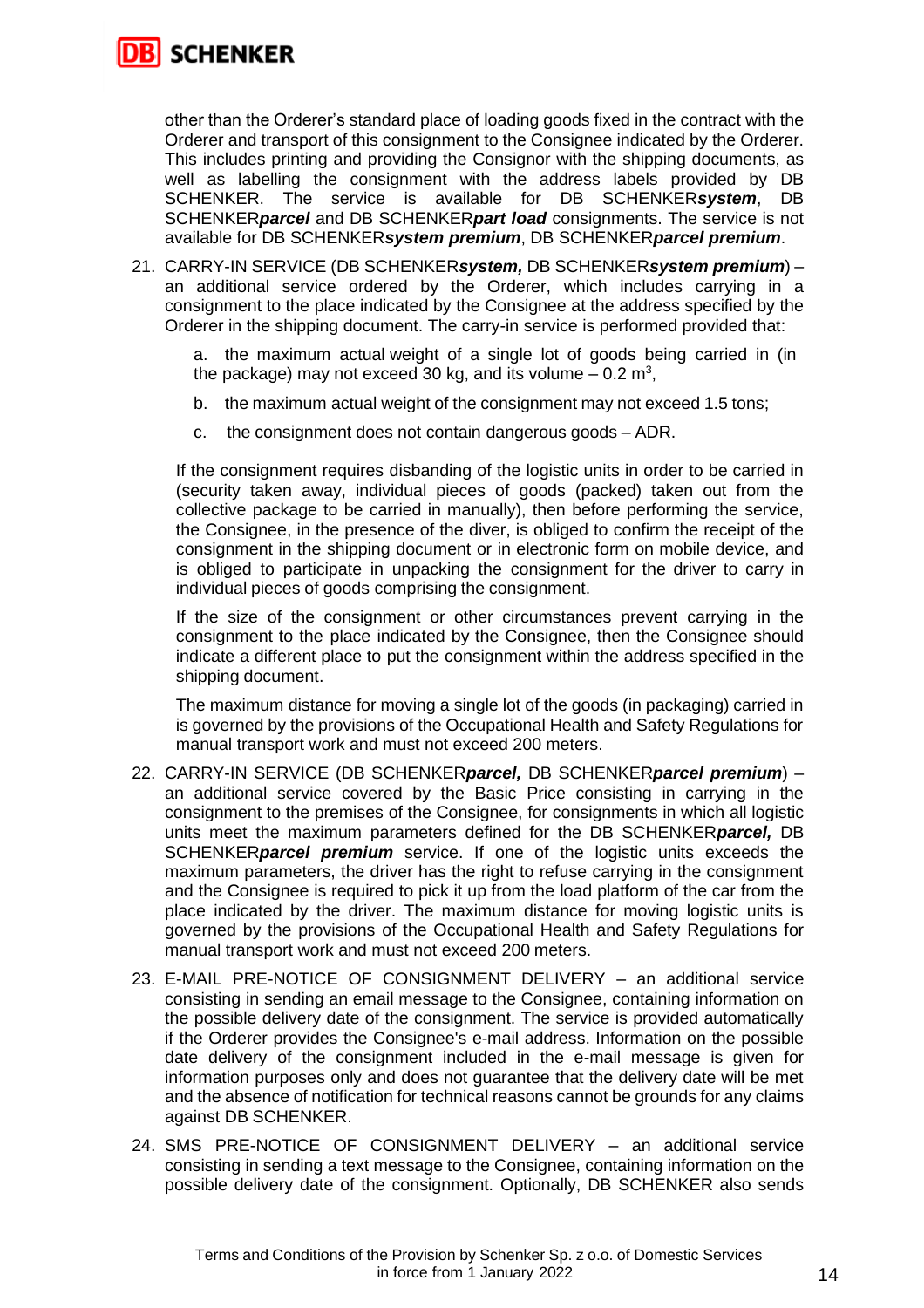other than the Orderer's standard place of loading goods fixed in the contract with the Orderer and transport of this consignment to the Consignee indicated by the Orderer. This includes printing and providing the Consignor with the shipping documents, as well as labelling the consignment with the address labels provided by DB SCHENKER. The service is available for DB SCHENKER***system***, DB SCHENKER***parcel*** and DB SCHENKER***part load*** consignments. The service is not available for DB SCHENKER***system premium***, DB SCHENKER***parcel premium***.

21. CARRY-IN SERVICE (DB SCHENKER***system,*** DB SCHENKER***system premium***) – an additional service ordered by the Orderer, which includes carrying in a consignment to the place indicated by the Consignee at the address specified by the Orderer in the shipping document. The carry-in service is performed provided that:

    a. the maximum actual weight of a single lot of goods being carried in (in the package) may not exceed 30 kg, and its volume – 0.2 m$^3$,

    b. the maximum actual weight of the consignment may not exceed 1.5 tons;

    c. the consignment does not contain dangerous goods – ADR.

    If the consignment requires disbanding of the logistic units in order to be carried in (security taken away, individual pieces of goods (packed) taken out from the collective package to be carried in manually), then before performing the service, the Consignee, in the presence of the diver, is obliged to confirm the receipt of the consignment in the shipping document or in electronic form on mobile device, and is obliged to participate in unpacking the consignment for the driver to carry in individual pieces of goods comprising the consignment.

    If the size of the consignment or other circumstances prevent carrying in the consignment to the place indicated by the Consignee, then the Consignee should indicate a different place to put the consignment within the address specified in the shipping document.

    The maximum distance for moving a single lot of the goods (in packaging) carried in is governed by the provisions of the Occupational Health and Safety Regulations for manual transport work and must not exceed 200 meters.

22. CARRY-IN SERVICE (DB SCHENKER***parcel,*** DB SCHENKER***parcel premium***) – an additional service covered by the Basic Price consisting in carrying in the consignment to the premises of the Consignee, for consignments in which all logistic units meet the maximum parameters defined for the DB SCHENKER***parcel,*** DB SCHENKER***parcel premium*** service. If one of the logistic units exceeds the maximum parameters, the driver has the right to refuse carrying in the consignment and the Consignee is required to pick it up from the load platform of the car from the place indicated by the driver. The maximum distance for moving logistic units is governed by the provisions of the Occupational Health and Safety Regulations for manual transport work and must not exceed 200 meters.

23. E-MAIL PRE-NOTICE OF CONSIGNMENT DELIVERY – an additional service consisting in sending an email message to the Consignee, containing information on the possible delivery date of the consignment. The service is provided automatically if the Orderer provides the Consignee's e-mail address. Information on the possible date delivery of the consignment included in the e-mail message is given for information purposes only and does not guarantee that the delivery date will be met and the absence of notification for technical reasons cannot be grounds for any claims against DB SCHENKER.

24. SMS PRE-NOTICE OF CONSIGNMENT DELIVERY – an additional service consisting in sending a text message to the Consignee, containing information on the possible delivery date of the consignment. Optionally, DB SCHENKER also sends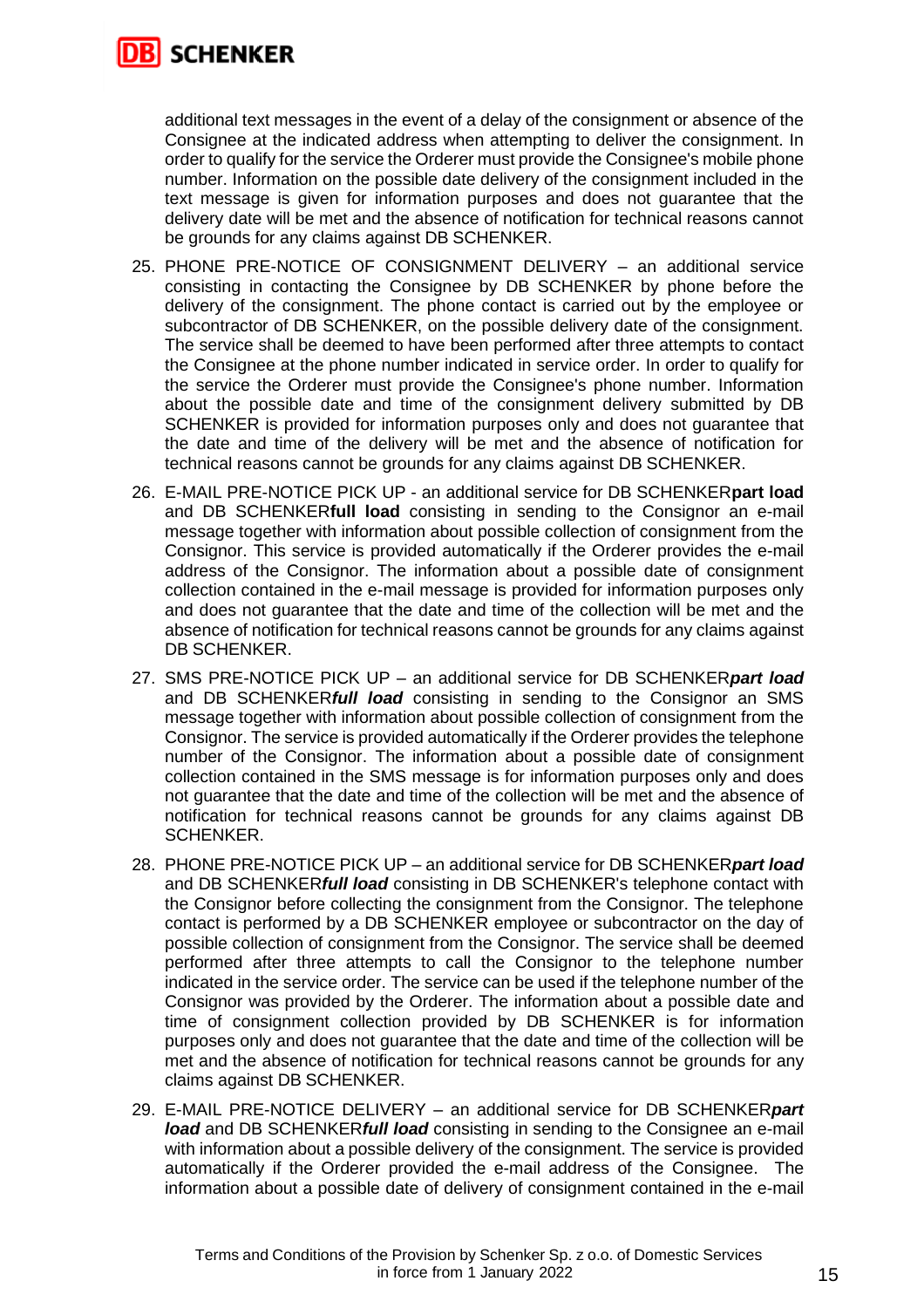additional text messages in the event of a delay of the consignment or absence of the Consignee at the indicated address when attempting to deliver the consignment. In order to qualify for the service the Orderer must provide the Consignee's mobile phone number. Information on the possible date delivery of the consignment included in the text message is given for information purposes and does not guarantee that the delivery date will be met and the absence of notification for technical reasons cannot be grounds for any claims against DB SCHENKER.

25. PHONE PRE-NOTICE OF CONSIGNMENT DELIVERY – an additional service consisting in contacting the Consignee by DB SCHENKER by phone before the delivery of the consignment. The phone contact is carried out by the employee or subcontractor of DB SCHENKER, on the possible delivery date of the consignment. The service shall be deemed to have been performed after three attempts to contact the Consignee at the phone number indicated in service order. In order to qualify for the service the Orderer must provide the Consignee's phone number. Information about the possible date and time of the consignment delivery submitted by DB SCHENKER is provided for information purposes only and does not guarantee that the date and time of the delivery will be met and the absence of notification for technical reasons cannot be grounds for any claims against DB SCHENKER.
26. E-MAIL PRE-NOTICE PICK UP - an additional service for DB SCHENKER**part load** and DB SCHENKER**full load** consisting in sending to the Consignor an e-mail message together with information about possible collection of consignment from the Consignor. This service is provided automatically if the Orderer provides the e-mail address of the Consignor. The information about a possible date of consignment collection contained in the e-mail message is provided for information purposes only and does not guarantee that the date and time of the collection will be met and the absence of notification for technical reasons cannot be grounds for any claims against DB SCHENKER.
27. SMS PRE-NOTICE PICK UP – an additional service for DB SCHENKER***part load*** and DB SCHENKER***full load*** consisting in sending to the Consignor an SMS message together with information about possible collection of consignment from the Consignor. The service is provided automatically if the Orderer provides the telephone number of the Consignor. The information about a possible date of consignment collection contained in the SMS message is for information purposes only and does not guarantee that the date and time of the collection will be met and the absence of notification for technical reasons cannot be grounds for any claims against DB SCHENKER.
28. PHONE PRE-NOTICE PICK UP – an additional service for DB SCHENKER***part load*** and DB SCHENKER***full load*** consisting in DB SCHENKER's telephone contact with the Consignor before collecting the consignment from the Consignor. The telephone contact is performed by a DB SCHENKER employee or subcontractor on the day of possible collection of consignment from the Consignor. The service shall be deemed performed after three attempts to call the Consignor to the telephone number indicated in the service order. The service can be used if the telephone number of the Consignor was provided by the Orderer. The information about a possible date and time of consignment collection provided by DB SCHENKER is for information purposes only and does not guarantee that the date and time of the collection will be met and the absence of notification for technical reasons cannot be grounds for any claims against DB SCHENKER.
29. E-MAIL PRE-NOTICE DELIVERY – an additional service for DB SCHENKER***part load*** and DB SCHENKER***full load*** consisting in sending to the Consignee an e-mail with information about a possible delivery of the consignment. The service is provided automatically if the Orderer provided the e-mail address of the Consignee. The information about a possible date of delivery of consignment contained in the e-mail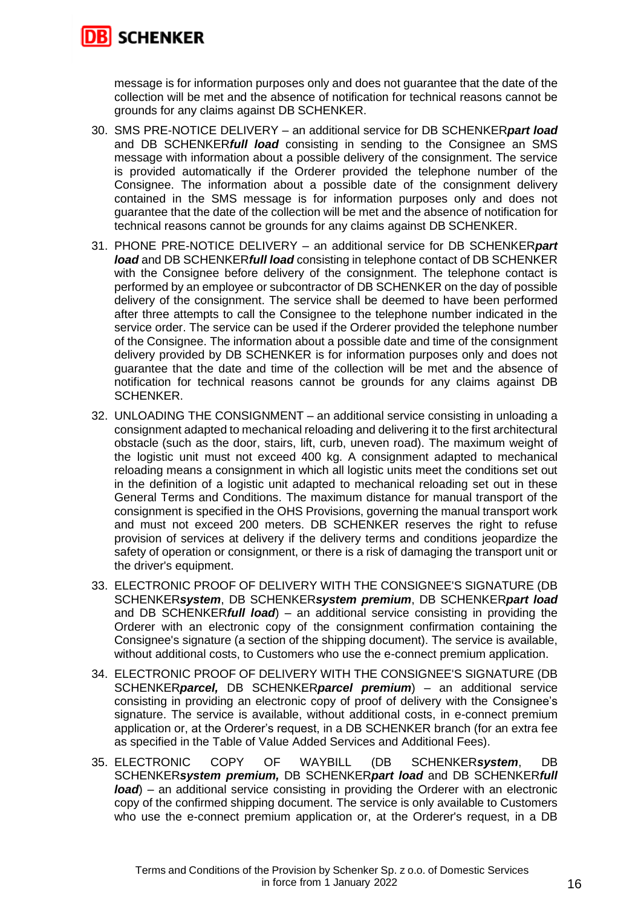message is for information purposes only and does not guarantee that the date of the collection will be met and the absence of notification for technical reasons cannot be grounds for any claims against DB SCHENKER.

30. SMS PRE-NOTICE DELIVERY – an additional service for DB SCHENKER***part load*** and DB SCHENKER***full load*** consisting in sending to the Consignee an SMS message with information about a possible delivery of the consignment. The service is provided automatically if the Orderer provided the telephone number of the Consignee. The information about a possible date of the consignment delivery contained in the SMS message is for information purposes only and does not guarantee that the date of the collection will be met and the absence of notification for technical reasons cannot be grounds for any claims against DB SCHENKER.
31. PHONE PRE-NOTICE DELIVERY – an additional service for DB SCHENKER***part load*** and DB SCHENKER***full load*** consisting in telephone contact of DB SCHENKER with the Consignee before delivery of the consignment. The telephone contact is performed by an employee or subcontractor of DB SCHENKER on the day of possible delivery of the consignment. The service shall be deemed to have been performed after three attempts to call the Consignee to the telephone number indicated in the service order. The service can be used if the Orderer provided the telephone number of the Consignee. The information about a possible date and time of the consignment delivery provided by DB SCHENKER is for information purposes only and does not guarantee that the date and time of the collection will be met and the absence of notification for technical reasons cannot be grounds for any claims against DB SCHENKER.
32. UNLOADING THE CONSIGNMENT – an additional service consisting in unloading a consignment adapted to mechanical reloading and delivering it to the first architectural obstacle (such as the door, stairs, lift, curb, uneven road). The maximum weight of the logistic unit must not exceed 400 kg. A consignment adapted to mechanical reloading means a consignment in which all logistic units meet the conditions set out in the definition of a logistic unit adapted to mechanical reloading set out in these General Terms and Conditions. The maximum distance for manual transport of the consignment is specified in the OHS Provisions, governing the manual transport work and must not exceed 200 meters. DB SCHENKER reserves the right to refuse provision of services at delivery if the delivery terms and conditions jeopardize the safety of operation or consignment, or there is a risk of damaging the transport unit or the driver's equipment.
33. ELECTRONIC PROOF OF DELIVERY WITH THE CONSIGNEE'S SIGNATURE (DB SCHENKER***system***, DB SCHENKER***system premium***, DB SCHENKER***part load*** and DB SCHENKER***full load***) – an additional service consisting in providing the Orderer with an electronic copy of the consignment confirmation containing the Consignee's signature (a section of the shipping document). The service is available, without additional costs, to Customers who use the e-connect premium application.
34. ELECTRONIC PROOF OF DELIVERY WITH THE CONSIGNEE'S SIGNATURE (DB SCHENKER***parcel,*** DB SCHENKER***parcel premium***) – an additional service consisting in providing an electronic copy of proof of delivery with the Consignee's signature. The service is available, without additional costs, in e-connect premium application or, at the Orderer's request, in a DB SCHENKER branch (for an extra fee as specified in the Table of Value Added Services and Additional Fees).
35. ELECTRONIC COPY OF WAYBILL (DB SCHENKER***system***, DB SCHENKER***system premium,*** DB SCHENKER***part load*** and DB SCHENKER***full load***) – an additional service consisting in providing the Orderer with an electronic copy of the confirmed shipping document. The service is only available to Customers who use the e-connect premium application or, at the Orderer's request, in a DB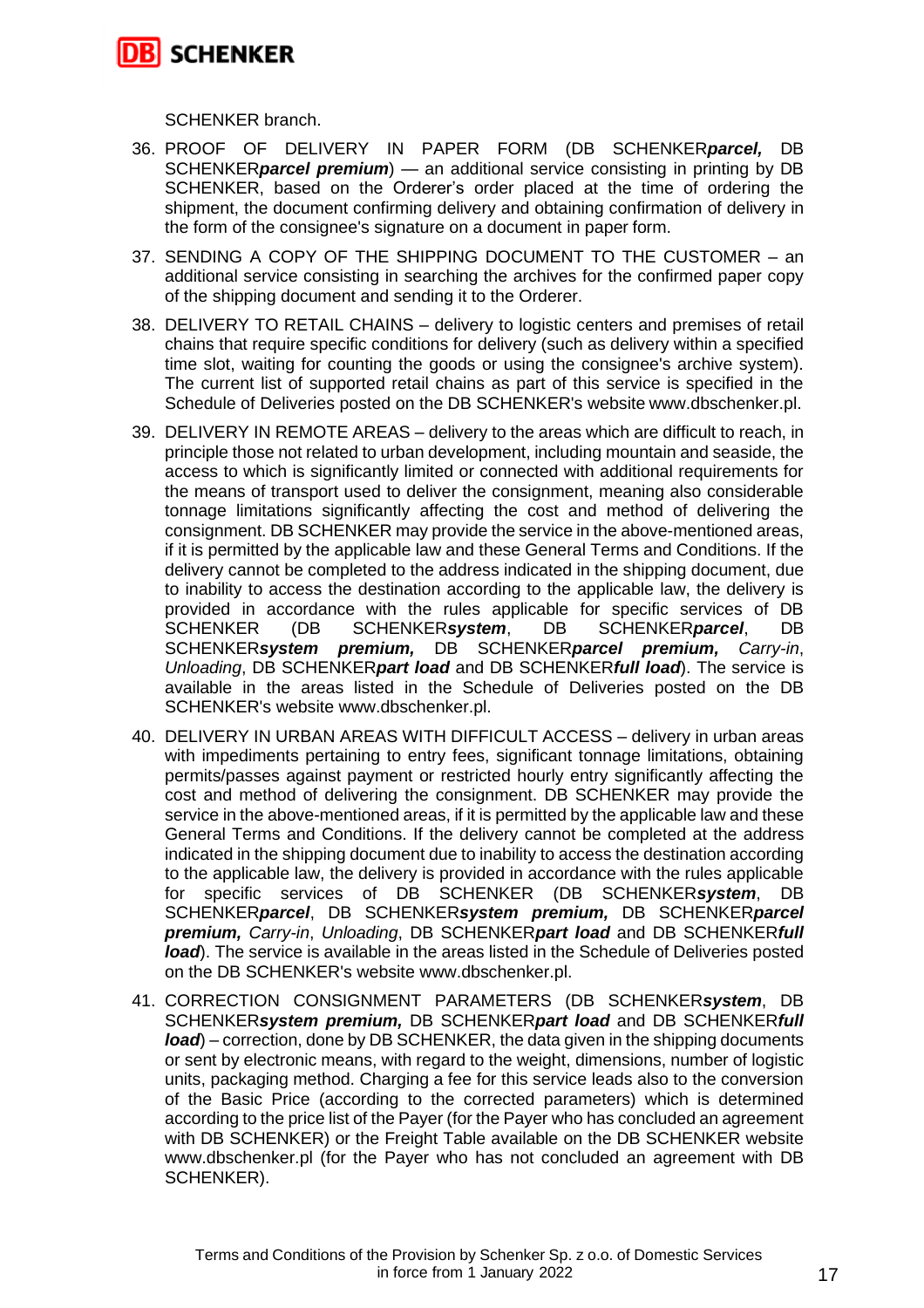SCHENKER branch.

36. PROOF OF DELIVERY IN PAPER FORM (DB SCHENKER***parcel,*** DB SCHENKER***parcel premium***) — an additional service consisting in printing by DB SCHENKER, based on the Orderer's order placed at the time of ordering the shipment, the document confirming delivery and obtaining confirmation of delivery in the form of the consignee's signature on a document in paper form.
37. SENDING A COPY OF THE SHIPPING DOCUMENT TO THE CUSTOMER – an additional service consisting in searching the archives for the confirmed paper copy of the shipping document and sending it to the Orderer.
38. DELIVERY TO RETAIL CHAINS – delivery to logistic centers and premises of retail chains that require specific conditions for delivery (such as delivery within a specified time slot, waiting for counting the goods or using the consignee's archive system). The current list of supported retail chains as part of this service is specified in the Schedule of Deliveries posted on the DB SCHENKER's website www.dbschenker.pl.
39. DELIVERY IN REMOTE AREAS – delivery to the areas which are difficult to reach, in principle those not related to urban development, including mountain and seaside, the access to which is significantly limited or connected with additional requirements for the means of transport used to deliver the consignment, meaning also considerable tonnage limitations significantly affecting the cost and method of delivering the consignment. DB SCHENKER may provide the service in the above-mentioned areas, if it is permitted by the applicable law and these General Terms and Conditions. If the delivery cannot be completed to the address indicated in the shipping document, due to inability to access the destination according to the applicable law, the delivery is provided in accordance with the rules applicable for specific services of DB SCHENKER (DB SCHENKER***system***, DB SCHENKER***parcel***, DB SCHENKER***system premium,*** DB SCHENKER***parcel premium,*** *Carry-in*, *Unloading*, DB SCHENKER***part load*** and DB SCHENKER***full load***). The service is available in the areas listed in the Schedule of Deliveries posted on the DB SCHENKER's website www.dbschenker.pl.
40. DELIVERY IN URBAN AREAS WITH DIFFICULT ACCESS – delivery in urban areas with impediments pertaining to entry fees, significant tonnage limitations, obtaining permits/passes against payment or restricted hourly entry significantly affecting the cost and method of delivering the consignment. DB SCHENKER may provide the service in the above-mentioned areas, if it is permitted by the applicable law and these General Terms and Conditions. If the delivery cannot be completed at the address indicated in the shipping document due to inability to access the destination according to the applicable law, the delivery is provided in accordance with the rules applicable for specific services of DB SCHENKER (DB SCHENKER***system***, DB SCHENKER***parcel***, DB SCHENKER***system premium,*** DB SCHENKER***parcel premium,*** *Carry-in*, *Unloading*, DB SCHENKER***part load*** and DB SCHENKER***full load***). The service is available in the areas listed in the Schedule of Deliveries posted on the DB SCHENKER's website www.dbschenker.pl.
41. CORRECTION CONSIGNMENT PARAMETERS (DB SCHENKER***system***, DB SCHENKER***system premium,*** DB SCHENKER***part load*** and DB SCHENKER***full load***) – correction, done by DB SCHENKER, the data given in the shipping documents or sent by electronic means, with regard to the weight, dimensions, number of logistic units, packaging method. Charging a fee for this service leads also to the conversion of the Basic Price (according to the corrected parameters) which is determined according to the price list of the Payer (for the Payer who has concluded an agreement with DB SCHENKER) or the Freight Table available on the DB SCHENKER website www.dbschenker.pl (for the Payer who has not concluded an agreement with DB SCHENKER).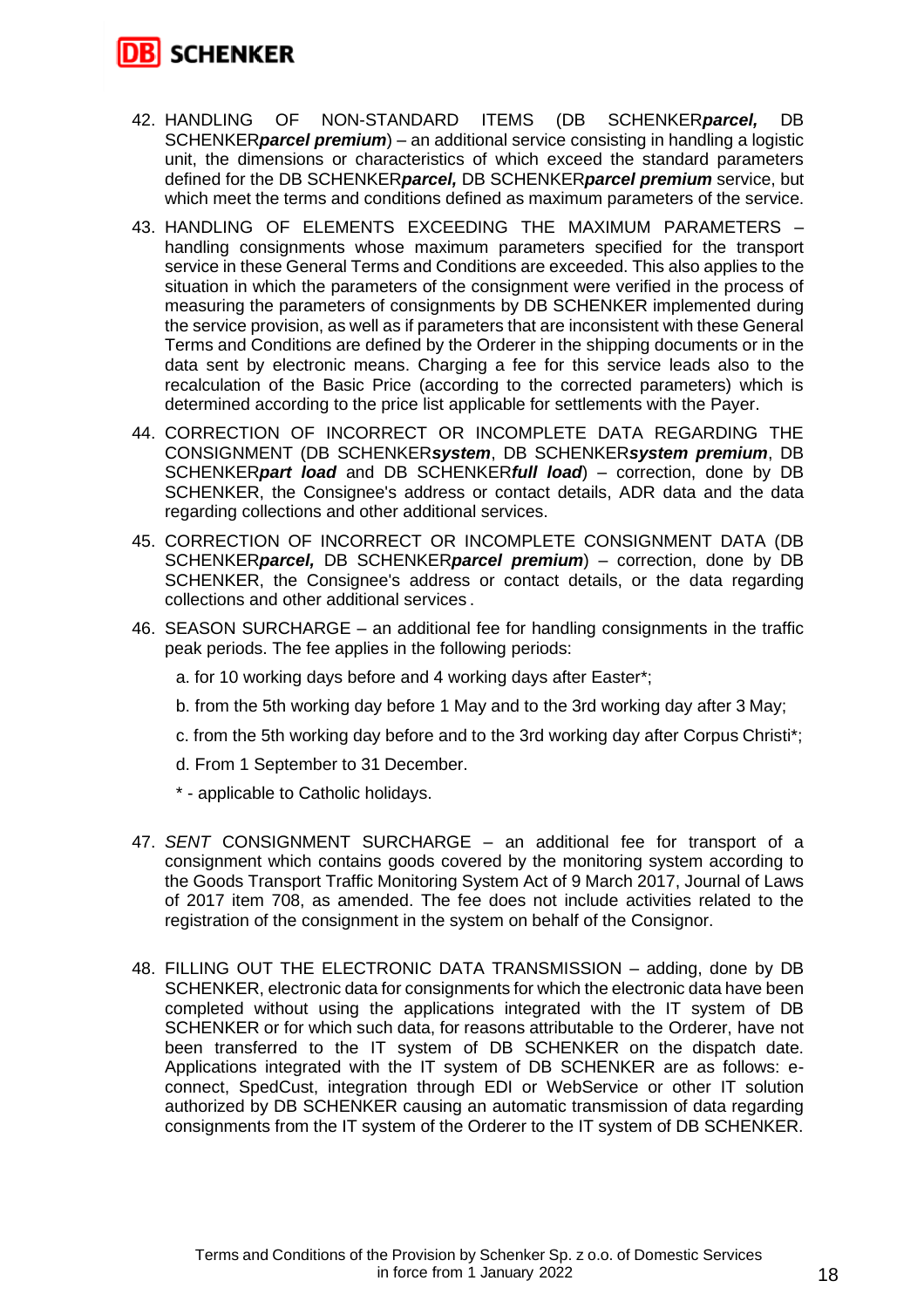42. HANDLING OF NON-STANDARD ITEMS (DB SCHENKER***parcel,*** DB SCHENKER***parcel premium***) – an additional service consisting in handling a logistic unit, the dimensions or characteristics of which exceed the standard parameters defined for the DB SCHENKER***parcel,*** DB SCHENKER***parcel premium*** service, but which meet the terms and conditions defined as maximum parameters of the service.

43. HANDLING OF ELEMENTS EXCEEDING THE MAXIMUM PARAMETERS – handling consignments whose maximum parameters specified for the transport service in these General Terms and Conditions are exceeded. This also applies to the situation in which the parameters of the consignment were verified in the process of measuring the parameters of consignments by DB SCHENKER implemented during the service provision, as well as if parameters that are inconsistent with these General Terms and Conditions are defined by the Orderer in the shipping documents or in the data sent by electronic means. Charging a fee for this service leads also to the recalculation of the Basic Price (according to the corrected parameters) which is determined according to the price list applicable for settlements with the Payer.

44. CORRECTION OF INCORRECT OR INCOMPLETE DATA REGARDING THE CONSIGNMENT (DB SCHENKER***system***, DB SCHENKER***system premium***, DB SCHENKER***part load*** and DB SCHENKER***full load***) – correction, done by DB SCHENKER, the Consignee's address or contact details, ADR data and the data regarding collections and other additional services.

45. CORRECTION OF INCORRECT OR INCOMPLETE CONSIGNMENT DATA (DB SCHENKER***parcel,*** DB SCHENKER***parcel premium***) – correction, done by DB SCHENKER, the Consignee's address or contact details, or the data regarding collections and other additional services.

46. SEASON SURCHARGE – an additional fee for handling consignments in the traffic peak periods. The fee applies in the following periods:

    a. for 10 working days before and 4 working days after Easter*;

    b. from the 5th working day before 1 May and to the 3rd working day after 3 May;

    c. from the 5th working day before and to the 3rd working day after Corpus Christi*;

    d. From 1 September to 31 December.

    * - applicable to Catholic holidays.

47. *SENT* CONSIGNMENT SURCHARGE – an additional fee for transport of a consignment which contains goods covered by the monitoring system according to the Goods Transport Traffic Monitoring System Act of 9 March 2017, Journal of Laws of 2017 item 708, as amended. The fee does not include activities related to the registration of the consignment in the system on behalf of the Consignor.

48. FILLING OUT THE ELECTRONIC DATA TRANSMISSION – adding, done by DB SCHENKER, electronic data for consignments for which the electronic data have been completed without using the applications integrated with the IT system of DB SCHENKER or for which such data, for reasons attributable to the Orderer, have not been transferred to the IT system of DB SCHENKER on the dispatch date. Applications integrated with the IT system of DB SCHENKER are as follows: e-connect, SpedCust, integration through EDI or WebService or other IT solution authorized by DB SCHENKER causing an automatic transmission of data regarding consignments from the IT system of the Orderer to the IT system of DB SCHENKER.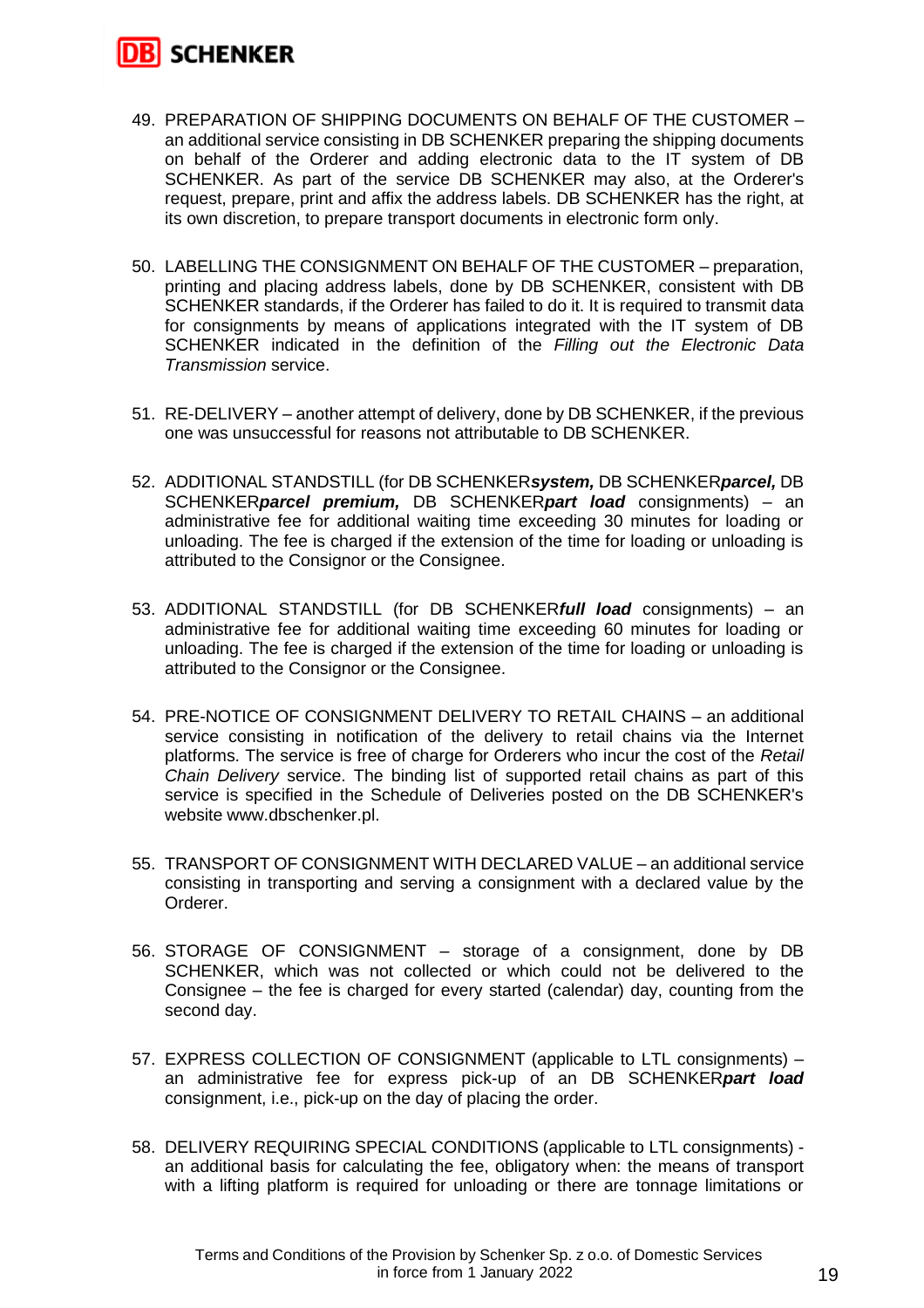49. PREPARATION OF SHIPPING DOCUMENTS ON BEHALF OF THE CUSTOMER – an additional service consisting in DB SCHENKER preparing the shipping documents on behalf of the Orderer and adding electronic data to the IT system of DB SCHENKER. As part of the service DB SCHENKER may also, at the Orderer's request, prepare, print and affix the address labels. DB SCHENKER has the right, at its own discretion, to prepare transport documents in electronic form only.

50. LABELLING THE CONSIGNMENT ON BEHALF OF THE CUSTOMER – preparation, printing and placing address labels, done by DB SCHENKER, consistent with DB SCHENKER standards, if the Orderer has failed to do it. It is required to transmit data for consignments by means of applications integrated with the IT system of DB SCHENKER indicated in the definition of the *Filling out the Electronic Data Transmission* service.

51. RE-DELIVERY – another attempt of delivery, done by DB SCHENKER, if the previous one was unsuccessful for reasons not attributable to DB SCHENKER.

52. ADDITIONAL STANDSTILL (for DB SCHENKER***system,*** DB SCHENKER***parcel,*** DB SCHENKER***parcel premium,*** DB SCHENKER***part load*** consignments) – an administrative fee for additional waiting time exceeding 30 minutes for loading or unloading. The fee is charged if the extension of the time for loading or unloading is attributed to the Consignor or the Consignee.

53. ADDITIONAL STANDSTILL (for DB SCHENKER***full load*** consignments) – an administrative fee for additional waiting time exceeding 60 minutes for loading or unloading. The fee is charged if the extension of the time for loading or unloading is attributed to the Consignor or the Consignee.

54. PRE-NOTICE OF CONSIGNMENT DELIVERY TO RETAIL CHAINS – an additional service consisting in notification of the delivery to retail chains via the Internet platforms. The service is free of charge for Orderers who incur the cost of the *Retail Chain Delivery* service. The binding list of supported retail chains as part of this service is specified in the Schedule of Deliveries posted on the DB SCHENKER's website www.dbschenker.pl.

55. TRANSPORT OF CONSIGNMENT WITH DECLARED VALUE – an additional service consisting in transporting and serving a consignment with a declared value by the Orderer.

56. STORAGE OF CONSIGNMENT – storage of a consignment, done by DB SCHENKER, which was not collected or which could not be delivered to the Consignee – the fee is charged for every started (calendar) day, counting from the second day.

57. EXPRESS COLLECTION OF CONSIGNMENT (applicable to LTL consignments) – an administrative fee for express pick-up of an DB SCHENKER***part load*** consignment, i.e., pick-up on the day of placing the order.

58. DELIVERY REQUIRING SPECIAL CONDITIONS (applicable to LTL consignments) - an additional basis for calculating the fee, obligatory when: the means of transport with a lifting platform is required for unloading or there are tonnage limitations or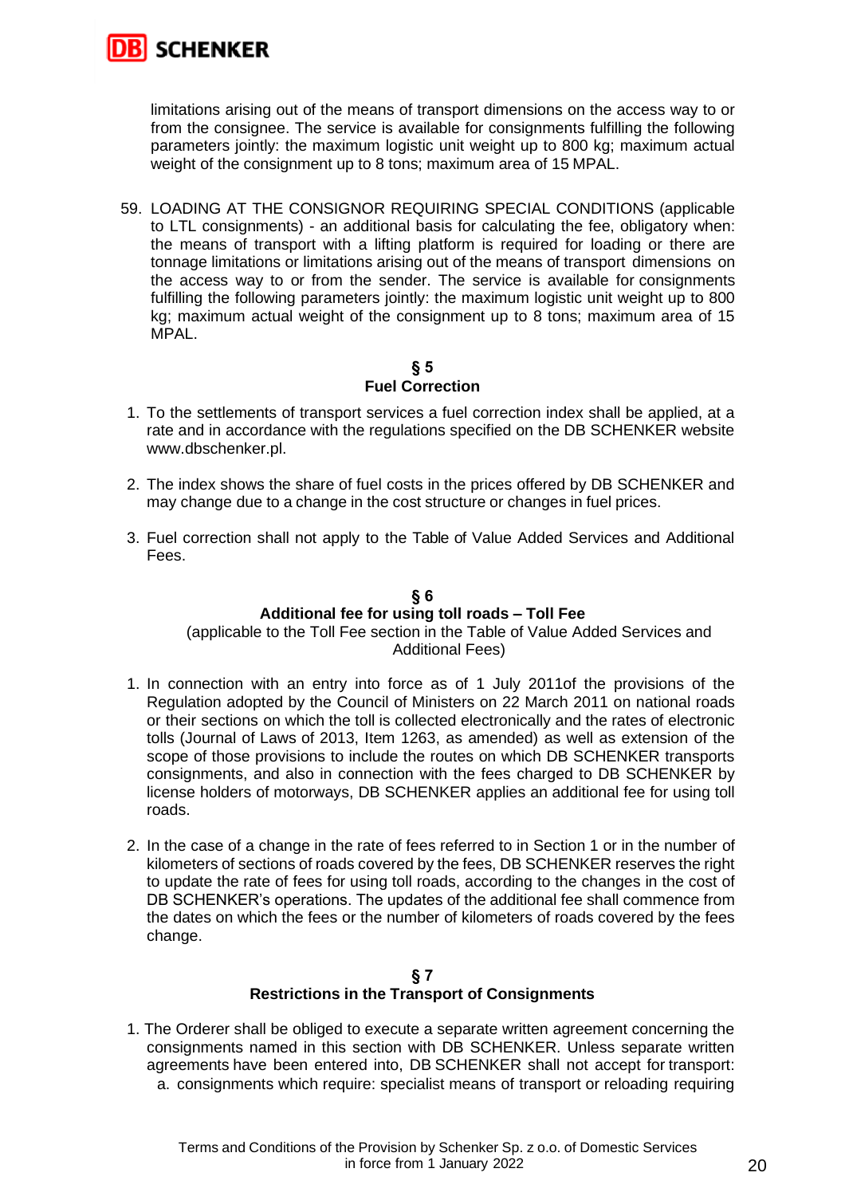limitations arising out of the means of transport dimensions on the access way to or from the consignee. The service is available for consignments fulfilling the following parameters jointly: the maximum logistic unit weight up to 800 kg; maximum actual weight of the consignment up to 8 tons; maximum area of 15 MPAL.

59. LOADING AT THE CONSIGNOR REQUIRING SPECIAL CONDITIONS (applicable to LTL consignments) - an additional basis for calculating the fee, obligatory when: the means of transport with a lifting platform is required for loading or there are tonnage limitations or limitations arising out of the means of transport dimensions on the access way to or from the sender. The service is available for consignments fulfilling the following parameters jointly: the maximum logistic unit weight up to 800 kg; maximum actual weight of the consignment up to 8 tons; maximum area of 15 MPAL.

## § 5
## Fuel Correction

1. To the settlements of transport services a fuel correction index shall be applied, at a rate and in accordance with the regulations specified on the DB SCHENKER website www.dbschenker.pl.
2. The index shows the share of fuel costs in the prices offered by DB SCHENKER and may change due to a change in the cost structure or changes in fuel prices.
3. Fuel correction shall not apply to the Table of Value Added Services and Additional Fees.

## § 6
## Additional fee for using toll roads – Toll Fee

(applicable to the Toll Fee section in the Table of Value Added Services and Additional Fees)

1. In connection with an entry into force as of 1 July 2011of the provisions of the Regulation adopted by the Council of Ministers on 22 March 2011 on national roads or their sections on which the toll is collected electronically and the rates of electronic tolls (Journal of Laws of 2013, Item 1263, as amended) as well as extension of the scope of those provisions to include the routes on which DB SCHENKER transports consignments, and also in connection with the fees charged to DB SCHENKER by license holders of motorways, DB SCHENKER applies an additional fee for using toll roads.
2. In the case of a change in the rate of fees referred to in Section 1 or in the number of kilometers of sections of roads covered by the fees, DB SCHENKER reserves the right to update the rate of fees for using toll roads, according to the changes in the cost of DB SCHENKER's operations. The updates of the additional fee shall commence from the dates on which the fees or the number of kilometers of roads covered by the fees change.

## § 7
## Restrictions in the Transport of Consignments

1. The Orderer shall be obliged to execute a separate written agreement concerning the consignments named in this section with DB SCHENKER. Unless separate written agreements have been entered into, DB SCHENKER shall not accept for transport:
   a. consignments which require: specialist means of transport or reloading requiring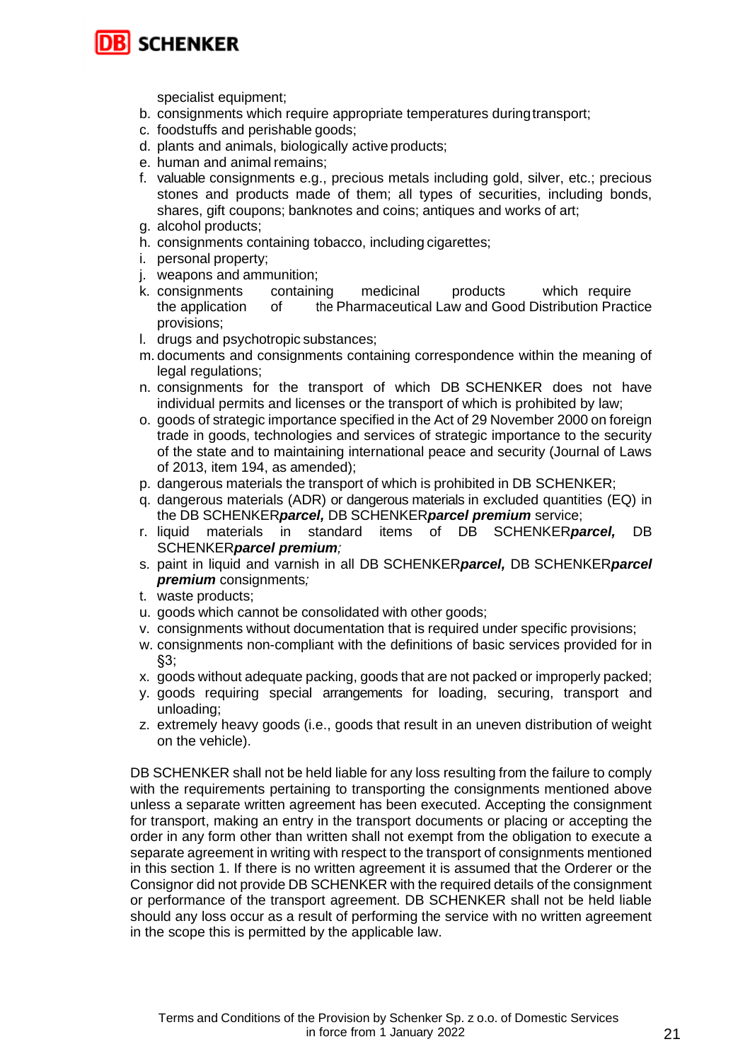specialist equipment;

b. consignments which require appropriate temperatures during transport;
c. foodstuffs and perishable goods;
d. plants and animals, biologically active products;
e. human and animal remains;
f. valuable consignments e.g., precious metals including gold, silver, etc.; precious stones and products made of them; all types of securities, including bonds, shares, gift coupons; banknotes and coins; antiques and works of art;
g. alcohol products;
h. consignments containing tobacco, including cigarettes;
i. personal property;
j. weapons and ammunition;
k. consignments containing medicinal products which require the application of the Pharmaceutical Law and Good Distribution Practice provisions;
l. drugs and psychotropic substances;
m. documents and consignments containing correspondence within the meaning of legal regulations;
n. consignments for the transport of which DB SCHENKER does not have individual permits and licenses or the transport of which is prohibited by law;
o. goods of strategic importance specified in the Act of 29 November 2000 on foreign trade in goods, technologies and services of strategic importance to the security of the state and to maintaining international peace and security (Journal of Laws of 2013, item 194, as amended);
p. dangerous materials the transport of which is prohibited in DB SCHENKER;
q. dangerous materials (ADR) or dangerous materials in excluded quantities (EQ) in the DB SCHENKER***parcel,*** DB SCHENKER***parcel premium*** service;
r. liquid materials in standard items of DB SCHENKER***parcel,*** DB SCHENKER***parcel premium****;*
s. paint in liquid and varnish in all DB SCHENKER***parcel,*** DB SCHENKER***parcel premium*** consignments*;*
t. waste products;
u. goods which cannot be consolidated with other goods;
v. consignments without documentation that is required under specific provisions;
w. consignments non-compliant with the definitions of basic services provided for in §3;
x. goods without adequate packing, goods that are not packed or improperly packed;
y. goods requiring special arrangements for loading, securing, transport and unloading;
z. extremely heavy goods (i.e., goods that result in an uneven distribution of weight on the vehicle).

DB SCHENKER shall not be held liable for any loss resulting from the failure to comply with the requirements pertaining to transporting the consignments mentioned above unless a separate written agreement has been executed. Accepting the consignment for transport, making an entry in the transport documents or placing or accepting the order in any form other than written shall not exempt from the obligation to execute a separate agreement in writing with respect to the transport of consignments mentioned in this section 1. If there is no written agreement it is assumed that the Orderer or the Consignor did not provide DB SCHENKER with the required details of the consignment or performance of the transport agreement. DB SCHENKER shall not be held liable should any loss occur as a result of performing the service with no written agreement in the scope this is permitted by the applicable law.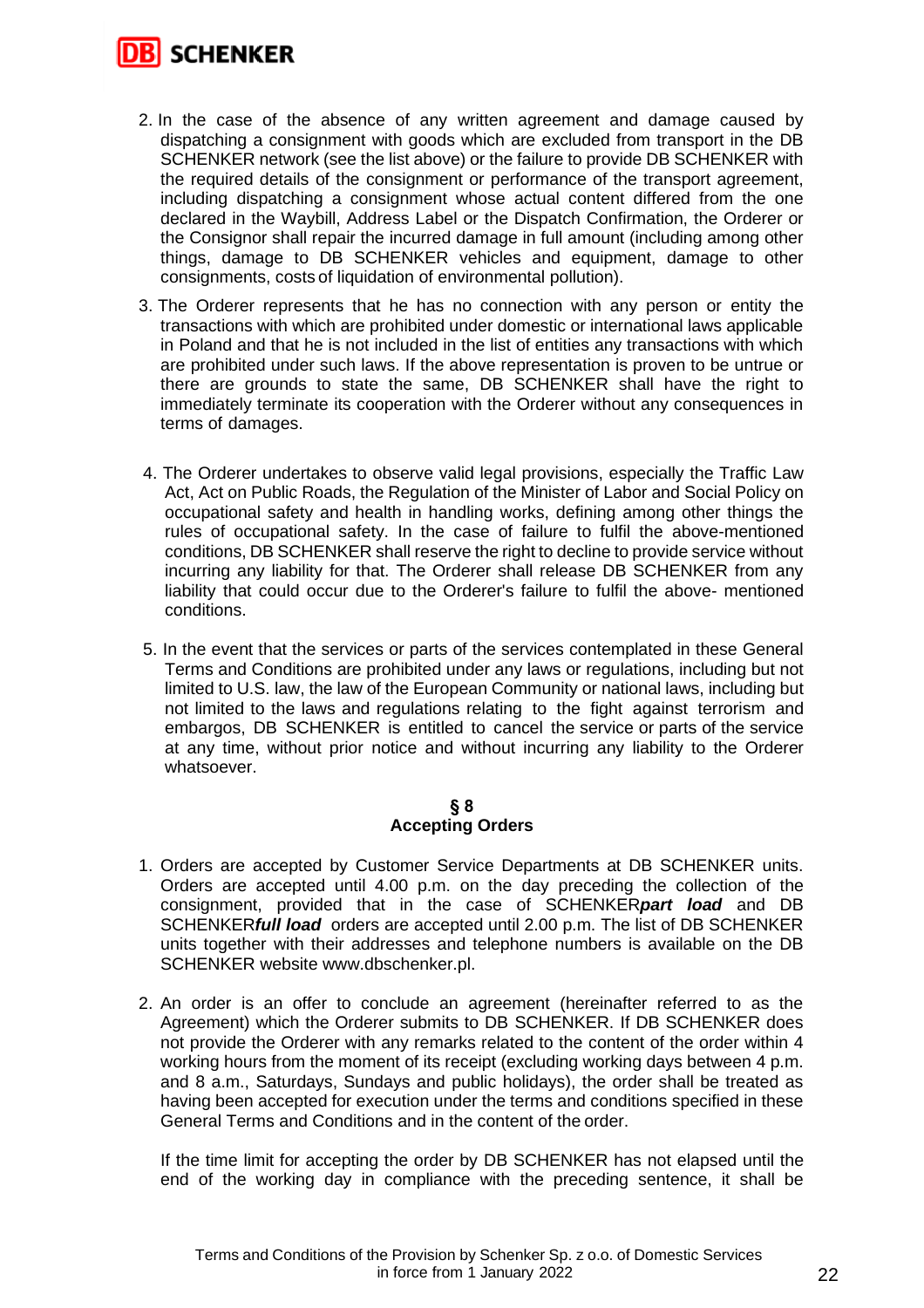2. In the case of the absence of any written agreement and damage caused by dispatching a consignment with goods which are excluded from transport in the DB SCHENKER network (see the list above) or the failure to provide DB SCHENKER with the required details of the consignment or performance of the transport agreement, including dispatching a consignment whose actual content differed from the one declared in the Waybill, Address Label or the Dispatch Confirmation, the Orderer or the Consignor shall repair the incurred damage in full amount (including among other things, damage to DB SCHENKER vehicles and equipment, damage to other consignments, costs of liquidation of environmental pollution).

3. The Orderer represents that he has no connection with any person or entity the transactions with which are prohibited under domestic or international laws applicable in Poland and that he is not included in the list of entities any transactions with which are prohibited under such laws. If the above representation is proven to be untrue or there are grounds to state the same, DB SCHENKER shall have the right to immediately terminate its cooperation with the Orderer without any consequences in terms of damages.

4. The Orderer undertakes to observe valid legal provisions, especially the Traffic Law Act, Act on Public Roads, the Regulation of the Minister of Labor and Social Policy on occupational safety and health in handling works, defining among other things the rules of occupational safety. In the case of failure to fulfil the above-mentioned conditions, DB SCHENKER shall reserve the right to decline to provide service without incurring any liability for that. The Orderer shall release DB SCHENKER from any liability that could occur due to the Orderer's failure to fulfil the above- mentioned conditions.

5. In the event that the services or parts of the services contemplated in these General Terms and Conditions are prohibited under any laws or regulations, including but not limited to U.S. law, the law of the European Community or national laws, including but not limited to the laws and regulations relating to the fight against terrorism and embargos, DB SCHENKER is entitled to cancel the service or parts of the service at any time, without prior notice and without incurring any liability to the Orderer whatsoever.

## § 8
## Accepting Orders

1. Orders are accepted by Customer Service Departments at DB SCHENKER units. Orders are accepted until 4.00 p.m. on the day preceding the collection of the consignment, provided that in the case of SCHENKER***part load*** and DB SCHENKER***full load*** orders are accepted until 2.00 p.m. The list of DB SCHENKER units together with their addresses and telephone numbers is available on the DB SCHENKER website www.dbschenker.pl.

2. An order is an offer to conclude an agreement (hereinafter referred to as the Agreement) which the Orderer submits to DB SCHENKER. If DB SCHENKER does not provide the Orderer with any remarks related to the content of the order within 4 working hours from the moment of its receipt (excluding working days between 4 p.m. and 8 a.m., Saturdays, Sundays and public holidays), the order shall be treated as having been accepted for execution under the terms and conditions specified in these General Terms and Conditions and in the content of the order.

   If the time limit for accepting the order by DB SCHENKER has not elapsed until the end of the working day in compliance with the preceding sentence, it shall be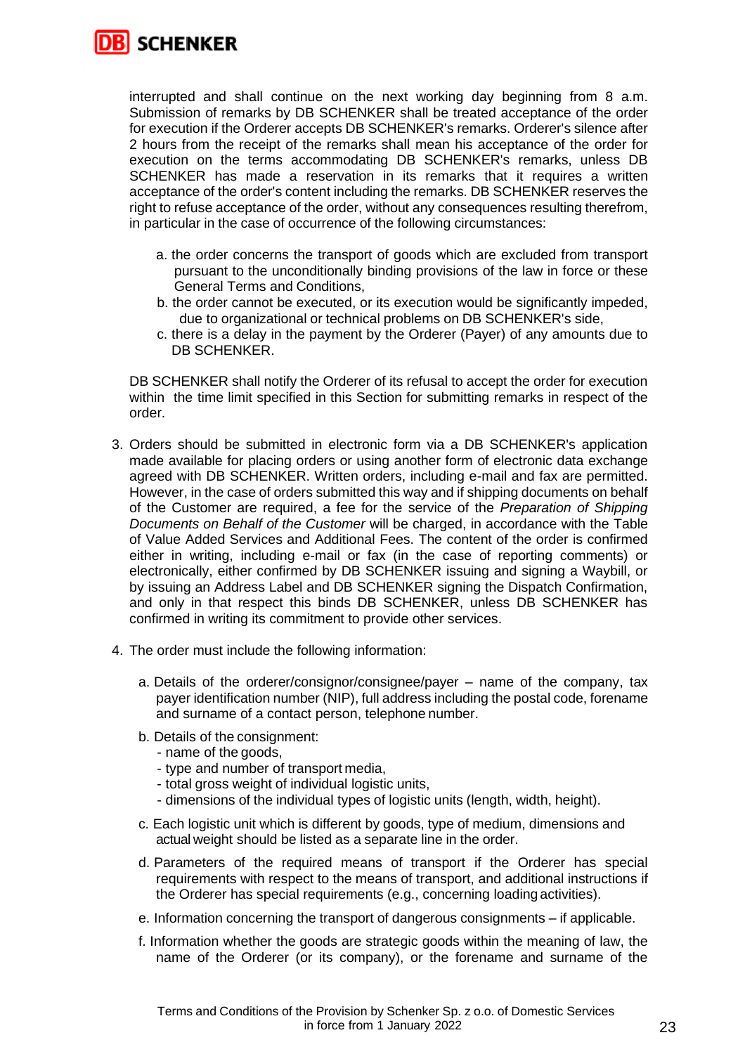interrupted and shall continue on the next working day beginning from 8 a.m. Submission of remarks by DB SCHENKER shall be treated acceptance of the order for execution if the Orderer accepts DB SCHENKER's remarks. Orderer's silence after 2 hours from the receipt of the remarks shall mean his acceptance of the order for execution on the terms accommodating DB SCHENKER's remarks, unless DB SCHENKER has made a reservation in its remarks that it requires a written acceptance of the order's content including the remarks. DB SCHENKER reserves the right to refuse acceptance of the order, without any consequences resulting therefrom, in particular in the case of occurrence of the following circumstances:

a. the order concerns the transport of goods which are excluded from transport pursuant to the unconditionally binding provisions of the law in force or these General Terms and Conditions,
b. the order cannot be executed, or its execution would be significantly impeded, due to organizational or technical problems on DB SCHENKER's side,
c. there is a delay in the payment by the Orderer (Payer) of any amounts due to DB SCHENKER.

DB SCHENKER shall notify the Orderer of its refusal to accept the order for execution within the time limit specified in this Section for submitting remarks in respect of the order.

3. Orders should be submitted in electronic form via a DB SCHENKER's application made available for placing orders or using another form of electronic data exchange agreed with DB SCHENKER. Written orders, including e-mail and fax are permitted. However, in the case of orders submitted this way and if shipping documents on behalf of the Customer are required, a fee for the service of the *Preparation of Shipping Documents on Behalf of the Customer* will be charged, in accordance with the Table of Value Added Services and Additional Fees. The content of the order is confirmed either in writing, including e-mail or fax (in the case of reporting comments) or electronically, either confirmed by DB SCHENKER issuing and signing a Waybill, or by issuing an Address Label and DB SCHENKER signing the Dispatch Confirmation, and only in that respect this binds DB SCHENKER, unless DB SCHENKER has confirmed in writing its commitment to provide other services.

4. The order must include the following information:

   a. Details of the orderer/consignor/consignee/payer – name of the company, tax payer identification number (NIP), full address including the postal code, forename and surname of a contact person, telephone number.

   b. Details of the consignment:
      - name of the goods,
      - type and number of transport media,
      - total gross weight of individual logistic units,
      - dimensions of the individual types of logistic units (length, width, height).

   c. Each logistic unit which is different by goods, type of medium, dimensions and actual weight should be listed as a separate line in the order.

   d. Parameters of the required means of transport if the Orderer has special requirements with respect to the means of transport, and additional instructions if the Orderer has special requirements (e.g., concerning loading activities).

   e. Information concerning the transport of dangerous consignments – if applicable.

   f. Information whether the goods are strategic goods within the meaning of law, the name of the Orderer (or its company), or the forename and surname of the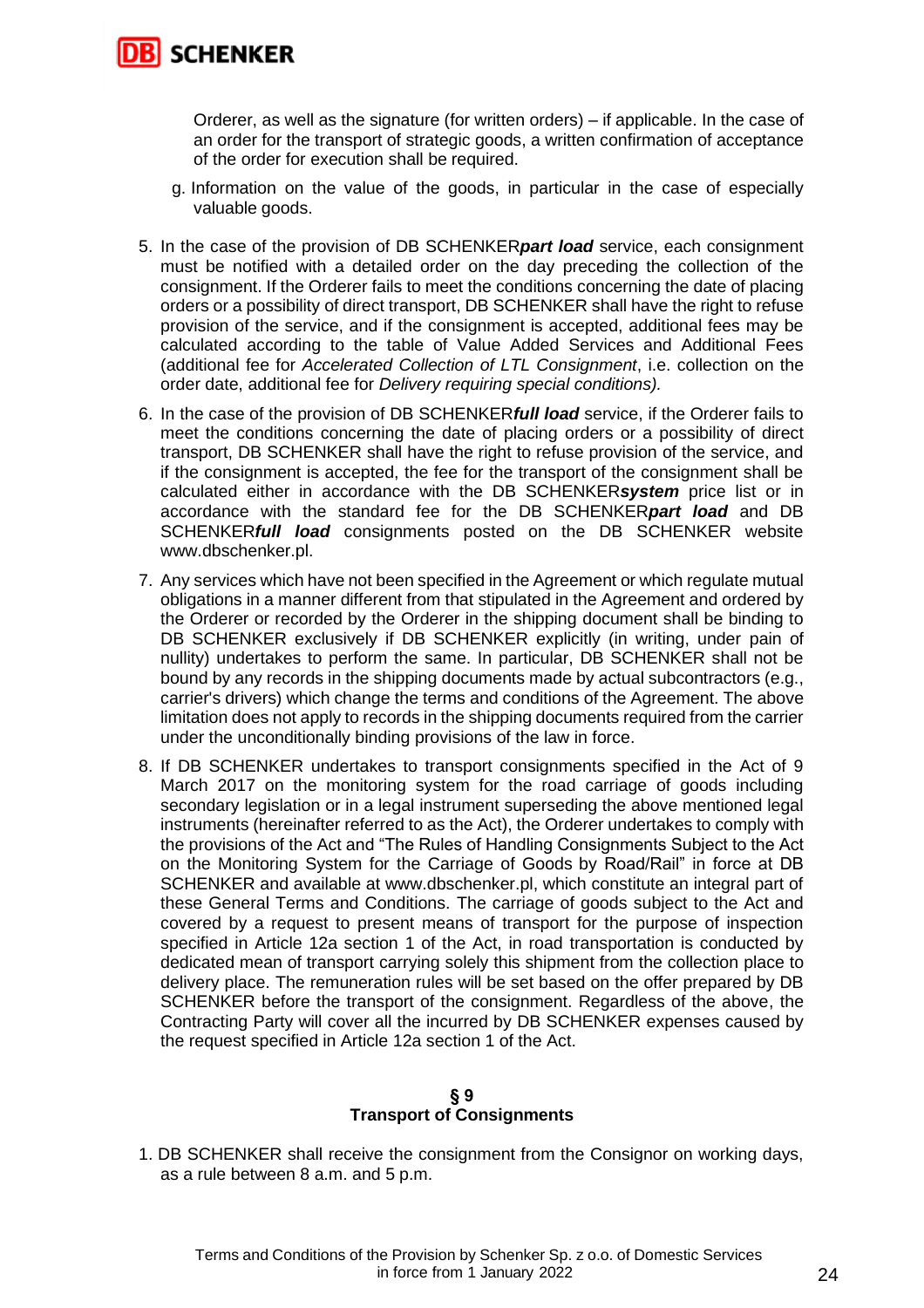Orderer, as well as the signature (for written orders) – if applicable. In the case of an order for the transport of strategic goods, a written confirmation of acceptance of the order for execution shall be required.

g. Information on the value of the goods, in particular in the case of especially valuable goods.

5. In the case of the provision of DB SCHENKER***part load*** service, each consignment must be notified with a detailed order on the day preceding the collection of the consignment. If the Orderer fails to meet the conditions concerning the date of placing orders or a possibility of direct transport, DB SCHENKER shall have the right to refuse provision of the service, and if the consignment is accepted, additional fees may be calculated according to the table of Value Added Services and Additional Fees (additional fee for *Accelerated Collection of LTL Consignment*, i.e. collection on the order date, additional fee for *Delivery requiring special conditions).*
6. In the case of the provision of DB SCHENKER***full load*** service, if the Orderer fails to meet the conditions concerning the date of placing orders or a possibility of direct transport, DB SCHENKER shall have the right to refuse provision of the service, and if the consignment is accepted, the fee for the transport of the consignment shall be calculated either in accordance with the DB SCHENKER***system*** price list or in accordance with the standard fee for the DB SCHENKER***part load*** and DB SCHENKER***full load*** consignments posted on the DB SCHENKER website www.dbschenker.pl.
7. Any services which have not been specified in the Agreement or which regulate mutual obligations in a manner different from that stipulated in the Agreement and ordered by the Orderer or recorded by the Orderer in the shipping document shall be binding to DB SCHENKER exclusively if DB SCHENKER explicitly (in writing, under pain of nullity) undertakes to perform the same. In particular, DB SCHENKER shall not be bound by any records in the shipping documents made by actual subcontractors (e.g., carrier's drivers) which change the terms and conditions of the Agreement. The above limitation does not apply to records in the shipping documents required from the carrier under the unconditionally binding provisions of the law in force.
8. If DB SCHENKER undertakes to transport consignments specified in the Act of 9 March 2017 on the monitoring system for the road carriage of goods including secondary legislation or in a legal instrument superseding the above mentioned legal instruments (hereinafter referred to as the Act), the Orderer undertakes to comply with the provisions of the Act and "The Rules of Handling Consignments Subject to the Act on the Monitoring System for the Carriage of Goods by Road/Rail" in force at DB SCHENKER and available at www.dbschenker.pl, which constitute an integral part of these General Terms and Conditions. The carriage of goods subject to the Act and covered by a request to present means of transport for the purpose of inspection specified in Article 12a section 1 of the Act, in road transportation is conducted by dedicated mean of transport carrying solely this shipment from the collection place to delivery place. The remuneration rules will be set based on the offer prepared by DB SCHENKER before the transport of the consignment. Regardless of the above, the Contracting Party will cover all the incurred by DB SCHENKER expenses caused by the request specified in Article 12a section 1 of the Act.

## § 9
## Transport of Consignments

1. DB SCHENKER shall receive the consignment from the Consignor on working days, as a rule between 8 a.m. and 5 p.m.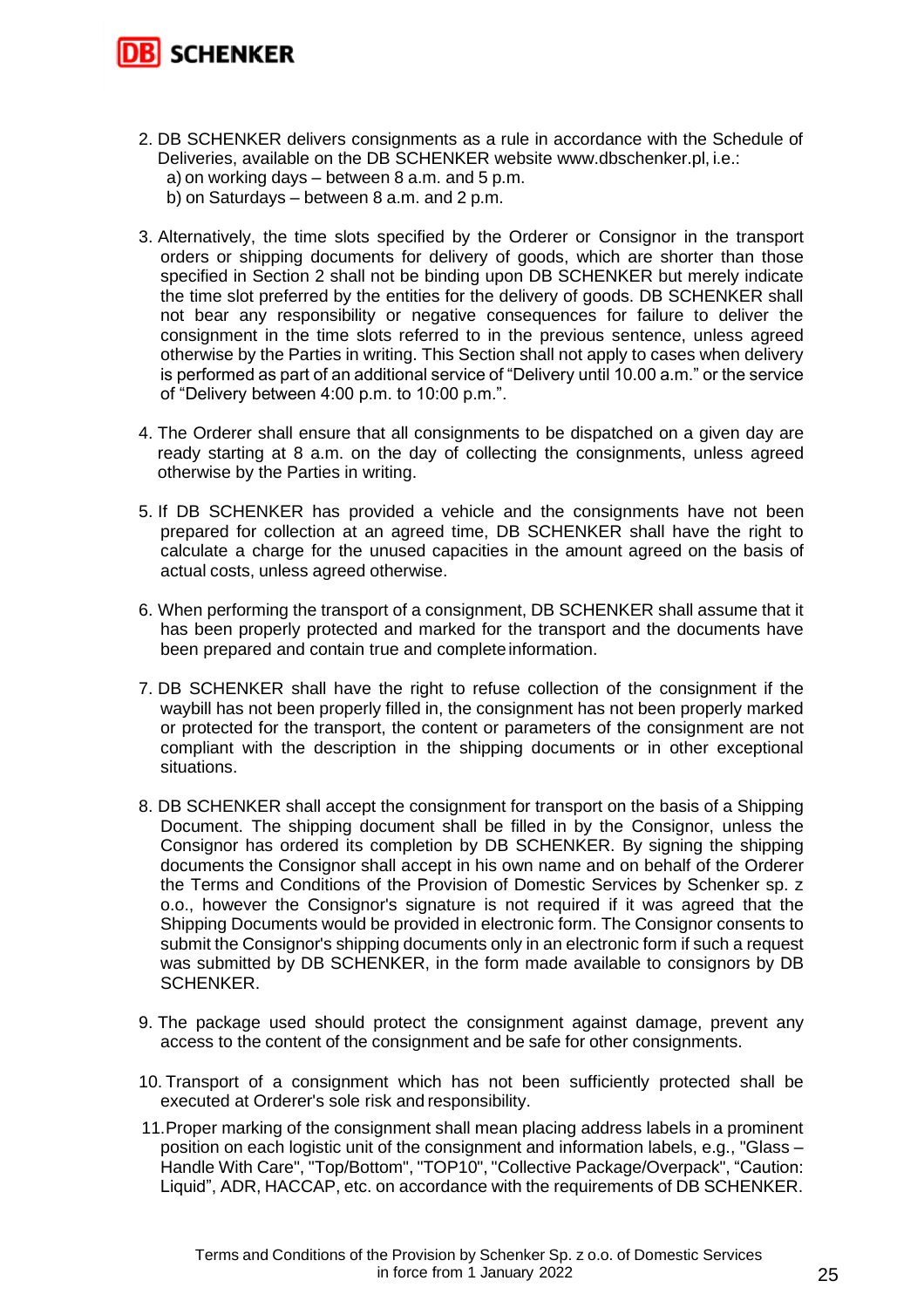2. DB SCHENKER delivers consignments as a rule in accordance with the Schedule of Deliveries, available on the DB SCHENKER website www.dbschenker.pl, i.e.:
   a) on working days – between 8 a.m. and 5 p.m.
   b) on Saturdays – between 8 a.m. and 2 p.m.

3. Alternatively, the time slots specified by the Orderer or Consignor in the transport orders or shipping documents for delivery of goods, which are shorter than those specified in Section 2 shall not be binding upon DB SCHENKER but merely indicate the time slot preferred by the entities for the delivery of goods. DB SCHENKER shall not bear any responsibility or negative consequences for failure to deliver the consignment in the time slots referred to in the previous sentence, unless agreed otherwise by the Parties in writing. This Section shall not apply to cases when delivery is performed as part of an additional service of "Delivery until 10.00 a.m." or the service of "Delivery between 4:00 p.m. to 10:00 p.m.".

4. The Orderer shall ensure that all consignments to be dispatched on a given day are ready starting at 8 a.m. on the day of collecting the consignments, unless agreed otherwise by the Parties in writing.

5. If DB SCHENKER has provided a vehicle and the consignments have not been prepared for collection at an agreed time, DB SCHENKER shall have the right to calculate a charge for the unused capacities in the amount agreed on the basis of actual costs, unless agreed otherwise.

6. When performing the transport of a consignment, DB SCHENKER shall assume that it has been properly protected and marked for the transport and the documents have been prepared and contain true and complete information.

7. DB SCHENKER shall have the right to refuse collection of the consignment if the waybill has not been properly filled in, the consignment has not been properly marked or protected for the transport, the content or parameters of the consignment are not compliant with the description in the shipping documents or in other exceptional situations.

8. DB SCHENKER shall accept the consignment for transport on the basis of a Shipping Document. The shipping document shall be filled in by the Consignor, unless the Consignor has ordered its completion by DB SCHENKER. By signing the shipping documents the Consignor shall accept in his own name and on behalf of the Orderer the Terms and Conditions of the Provision of Domestic Services by Schenker sp. z o.o., however the Consignor's signature is not required if it was agreed that the Shipping Documents would be provided in electronic form. The Consignor consents to submit the Consignor's shipping documents only in an electronic form if such a request was submitted by DB SCHENKER, in the form made available to consignors by DB SCHENKER.

9. The package used should protect the consignment against damage, prevent any access to the content of the consignment and be safe for other consignments.

10. Transport of a consignment which has not been sufficiently protected shall be executed at Orderer's sole risk and responsibility.

11. Proper marking of the consignment shall mean placing address labels in a prominent position on each logistic unit of the consignment and information labels, e.g., "Glass – Handle With Care", "Top/Bottom", "TOP10", "Collective Package/Overpack", "Caution: Liquid", ADR, HACCAP, etc. on accordance with the requirements of DB SCHENKER.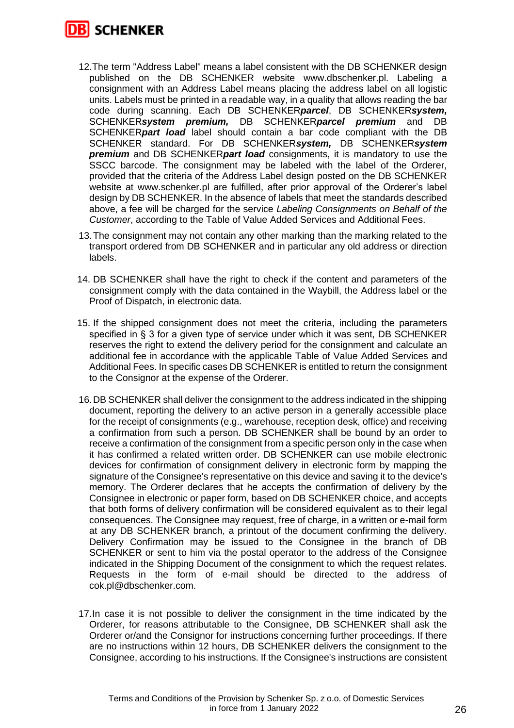12. The term "Address Label" means a label consistent with the DB SCHENKER design published on the DB SCHENKER website www.dbschenker.pl. Labeling a consignment with an Address Label means placing the address label on all logistic units. Labels must be printed in a readable way, in a quality that allows reading the bar code during scanning. Each DB SCHENKER***parcel***, DB SCHENKER***system,*** SCHENKER***system premium,*** DB SCHENKER***parcel premium*** and DB SCHENKER***part load*** label should contain a bar code compliant with the DB SCHENKER standard. For DB SCHENKER***system,*** DB SCHENKER***system premium*** and DB SCHENKER***part load*** consignments, it is mandatory to use the SSCC barcode. The consignment may be labeled with the label of the Orderer, provided that the criteria of the Address Label design posted on the DB SCHENKER website at www.schenker.pl are fulfilled, after prior approval of the Orderer's label design by DB SCHENKER. In the absence of labels that meet the standards described above, a fee will be charged for the service *Labeling Consignments on Behalf of the Customer*, according to the Table of Value Added Services and Additional Fees.

13. The consignment may not contain any other marking than the marking related to the transport ordered from DB SCHENKER and in particular any old address or direction labels.

14. DB SCHENKER shall have the right to check if the content and parameters of the consignment comply with the data contained in the Waybill, the Address label or the Proof of Dispatch, in electronic data.

15. If the shipped consignment does not meet the criteria, including the parameters specified in § 3 for a given type of service under which it was sent, DB SCHENKER reserves the right to extend the delivery period for the consignment and calculate an additional fee in accordance with the applicable Table of Value Added Services and Additional Fees. In specific cases DB SCHENKER is entitled to return the consignment to the Consignor at the expense of the Orderer.

16. DB SCHENKER shall deliver the consignment to the address indicated in the shipping document, reporting the delivery to an active person in a generally accessible place for the receipt of consignments (e.g., warehouse, reception desk, office) and receiving a confirmation from such a person. DB SCHENKER shall be bound by an order to receive a confirmation of the consignment from a specific person only in the case when it has confirmed a related written order. DB SCHENKER can use mobile electronic devices for confirmation of consignment delivery in electronic form by mapping the signature of the Consignee's representative on this device and saving it to the device's memory. The Orderer declares that he accepts the confirmation of delivery by the Consignee in electronic or paper form, based on DB SCHENKER choice, and accepts that both forms of delivery confirmation will be considered equivalent as to their legal consequences. The Consignee may request, free of charge, in a written or e-mail form at any DB SCHENKER branch, a printout of the document confirming the delivery. Delivery Confirmation may be issued to the Consignee in the branch of DB SCHENKER or sent to him via the postal operator to the address of the Consignee indicated in the Shipping Document of the consignment to which the request relates. Requests in the form of e-mail should be directed to the address of cok.pl@dbschenker.com.

17. In case it is not possible to deliver the consignment in the time indicated by the Orderer, for reasons attributable to the Consignee, DB SCHENKER shall ask the Orderer or/and the Consignor for instructions concerning further proceedings. If there are no instructions within 12 hours, DB SCHENKER delivers the consignment to the Consignee, according to his instructions. If the Consignee's instructions are consistent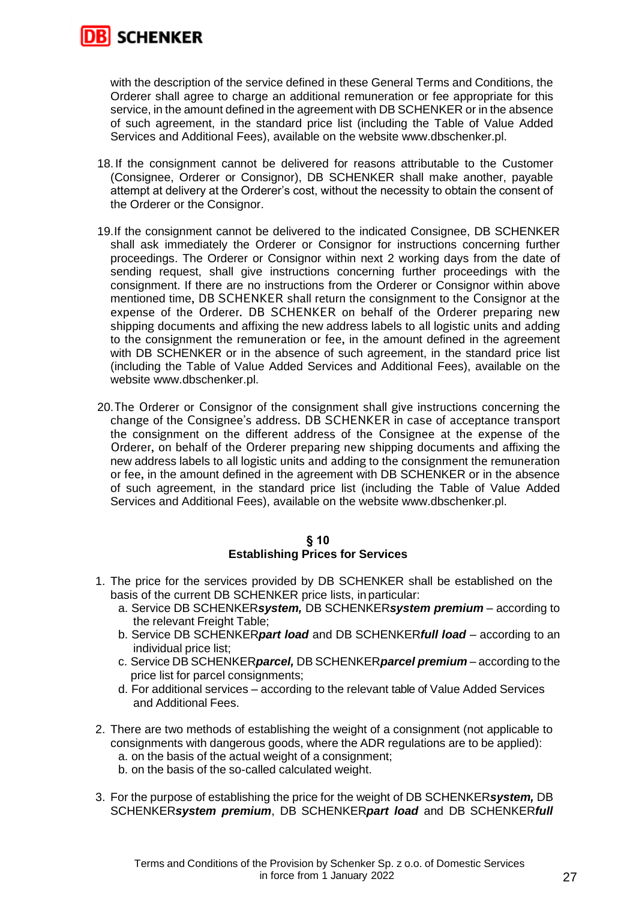with the description of the service defined in these General Terms and Conditions, the Orderer shall agree to charge an additional remuneration or fee appropriate for this service, in the amount defined in the agreement with DB SCHENKER or in the absence of such agreement, in the standard price list (including the Table of Value Added Services and Additional Fees), available on the website www.dbschenker.pl.

18. If the consignment cannot be delivered for reasons attributable to the Customer (Consignee, Orderer or Consignor), DB SCHENKER shall make another, payable attempt at delivery at the Orderer's cost, without the necessity to obtain the consent of the Orderer or the Consignor.

19. If the consignment cannot be delivered to the indicated Consignee, DB SCHENKER shall ask immediately the Orderer or Consignor for instructions concerning further proceedings. The Orderer or Consignor within next 2 working days from the date of sending request, shall give instructions concerning further proceedings with the consignment. If there are no instructions from the Orderer or Consignor within above mentioned time, DB SCHENKER shall return the consignment to the Consignor at the expense of the Orderer. DB SCHENKER on behalf of the Orderer preparing new shipping documents and affixing the new address labels to all logistic units and adding to the consignment the remuneration or fee, in the amount defined in the agreement with DB SCHENKER or in the absence of such agreement, in the standard price list (including the Table of Value Added Services and Additional Fees), available on the website www.dbschenker.pl.

20. The Orderer or Consignor of the consignment shall give instructions concerning the change of the Consignee's address. DB SCHENKER in case of acceptance transport the consignment on the different address of the Consignee at the expense of the Orderer, on behalf of the Orderer preparing new shipping documents and affixing the new address labels to all logistic units and adding to the consignment the remuneration or fee, in the amount defined in the agreement with DB SCHENKER or in the absence of such agreement, in the standard price list (including the Table of Value Added Services and Additional Fees), available on the website www.dbschenker.pl.

## § 10
## Establishing Prices for Services

1. The price for the services provided by DB SCHENKER shall be established on the basis of the current DB SCHENKER price lists, in particular:
   a. Service DB SCHENKER***system,*** DB SCHENKER***system premium*** – according to the relevant Freight Table;
   b. Service DB SCHENKER***part load*** and DB SCHENKER***full load*** – according to an individual price list;
   c. Service DB SCHENKER***parcel,*** DB SCHENKER***parcel premium*** – according to the price list for parcel consignments;
   d. For additional services – according to the relevant table of Value Added Services and Additional Fees.

2. There are two methods of establishing the weight of a consignment (not applicable to consignments with dangerous goods, where the ADR regulations are to be applied):
   a. on the basis of the actual weight of a consignment;
   b. on the basis of the so-called calculated weight.

3. For the purpose of establishing the price for the weight of DB SCHENKER***system,*** DB SCHENKER***system premium***, DB SCHENKER***part load*** and DB SCHENKER***full***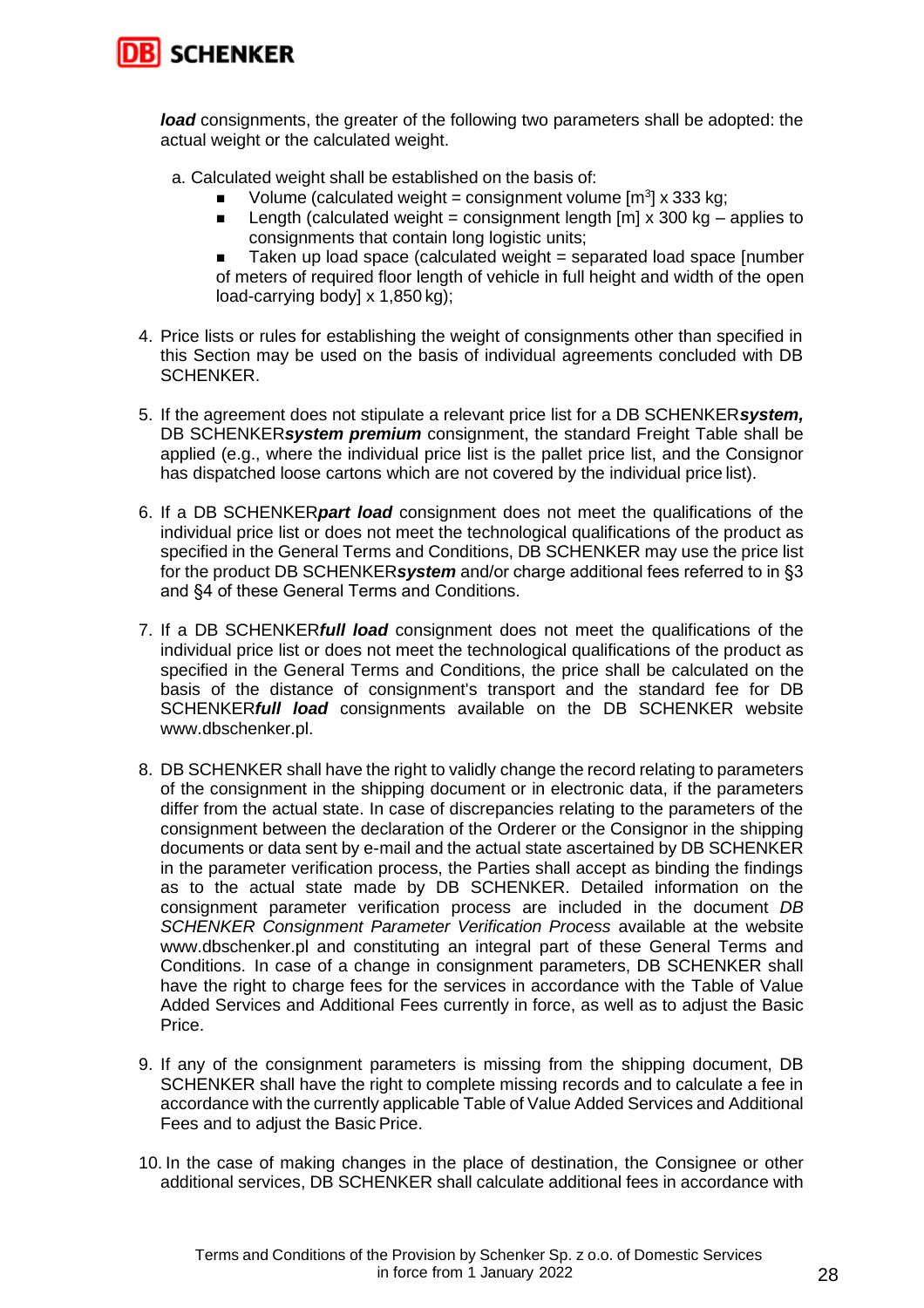***load*** consignments, the greater of the following two parameters shall be adopted: the actual weight or the calculated weight.

a. Calculated weight shall be established on the basis of:
   - Volume (calculated weight = consignment volume [$m^3$] x 333 kg;
   - Length (calculated weight = consignment length [m] x 300 kg – applies to consignments that contain long logistic units;
   - Taken up load space (calculated weight = separated load space [number of meters of required floor length of vehicle in full height and width of the open load-carrying body] x 1,850 kg);

4. Price lists or rules for establishing the weight of consignments other than specified in this Section may be used on the basis of individual agreements concluded with DB SCHENKER.

5. If the agreement does not stipulate a relevant price list for a DB SCHENKER***system,*** DB SCHENKER***system premium*** consignment, the standard Freight Table shall be applied (e.g., where the individual price list is the pallet price list, and the Consignor has dispatched loose cartons which are not covered by the individual price list).

6. If a DB SCHENKER***part load*** consignment does not meet the qualifications of the individual price list or does not meet the technological qualifications of the product as specified in the General Terms and Conditions, DB SCHENKER may use the price list for the product DB SCHENKER***system*** and/or charge additional fees referred to in §3 and §4 of these General Terms and Conditions.

7. If a DB SCHENKER***full load*** consignment does not meet the qualifications of the individual price list or does not meet the technological qualifications of the product as specified in the General Terms and Conditions, the price shall be calculated on the basis of the distance of consignment's transport and the standard fee for DB SCHENKER***full load*** consignments available on the DB SCHENKER website www.dbschenker.pl.

8. DB SCHENKER shall have the right to validly change the record relating to parameters of the consignment in the shipping document or in electronic data, if the parameters differ from the actual state. In case of discrepancies relating to the parameters of the consignment between the declaration of the Orderer or the Consignor in the shipping documents or data sent by e-mail and the actual state ascertained by DB SCHENKER in the parameter verification process, the Parties shall accept as binding the findings as to the actual state made by DB SCHENKER. Detailed information on the consignment parameter verification process are included in the document *DB SCHENKER Consignment Parameter Verification Process* available at the website www.dbschenker.pl and constituting an integral part of these General Terms and Conditions. In case of a change in consignment parameters, DB SCHENKER shall have the right to charge fees for the services in accordance with the Table of Value Added Services and Additional Fees currently in force, as well as to adjust the Basic Price.

9. If any of the consignment parameters is missing from the shipping document, DB SCHENKER shall have the right to complete missing records and to calculate a fee in accordance with the currently applicable Table of Value Added Services and Additional Fees and to adjust the Basic Price.

10. In the case of making changes in the place of destination, the Consignee or other additional services, DB SCHENKER shall calculate additional fees in accordance with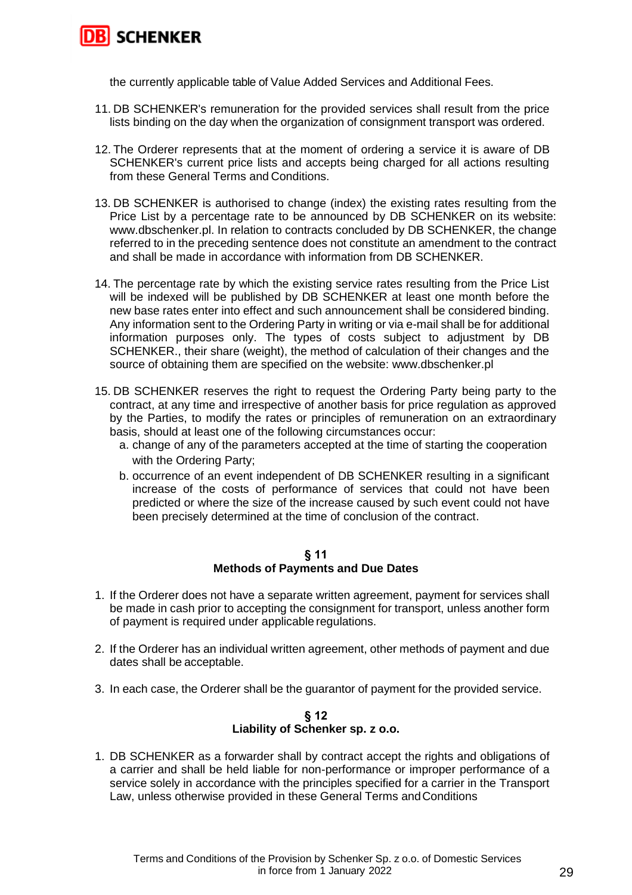the currently applicable table of Value Added Services and Additional Fees.

11. DB SCHENKER's remuneration for the provided services shall result from the price lists binding on the day when the organization of consignment transport was ordered.

12. The Orderer represents that at the moment of ordering a service it is aware of DB SCHENKER's current price lists and accepts being charged for all actions resulting from these General Terms and Conditions.

13. DB SCHENKER is authorised to change (index) the existing rates resulting from the Price List by a percentage rate to be announced by DB SCHENKER on its website: www.dbschenker.pl. In relation to contracts concluded by DB SCHENKER, the change referred to in the preceding sentence does not constitute an amendment to the contract and shall be made in accordance with information from DB SCHENKER.

14. The percentage rate by which the existing service rates resulting from the Price List will be indexed will be published by DB SCHENKER at least one month before the new base rates enter into effect and such announcement shall be considered binding. Any information sent to the Ordering Party in writing or via e-mail shall be for additional information purposes only. The types of costs subject to adjustment by DB SCHENKER., their share (weight), the method of calculation of their changes and the source of obtaining them are specified on the website: www.dbschenker.pl

15. DB SCHENKER reserves the right to request the Ordering Party being party to the contract, at any time and irrespective of another basis for price regulation as approved by the Parties, to modify the rates or principles of remuneration on an extraordinary basis, should at least one of the following circumstances occur:
    a. change of any of the parameters accepted at the time of starting the cooperation with the Ordering Party;
    b. occurrence of an event independent of DB SCHENKER resulting in a significant increase of the costs of performance of services that could not have been predicted or where the size of the increase caused by such event could not have been precisely determined at the time of conclusion of the contract.

## § 11
## Methods of Payments and Due Dates

1. If the Orderer does not have a separate written agreement, payment for services shall be made in cash prior to accepting the consignment for transport, unless another form of payment is required under applicable regulations.

2. If the Orderer has an individual written agreement, other methods of payment and due dates shall be acceptable.

3. In each case, the Orderer shall be the guarantor of payment for the provided service.

## § 12
## Liability of Schenker sp. z o.o.

1. DB SCHENKER as a forwarder shall by contract accept the rights and obligations of a carrier and shall be held liable for non-performance or improper performance of a service solely in accordance with the principles specified for a carrier in the Transport Law, unless otherwise provided in these General Terms and Conditions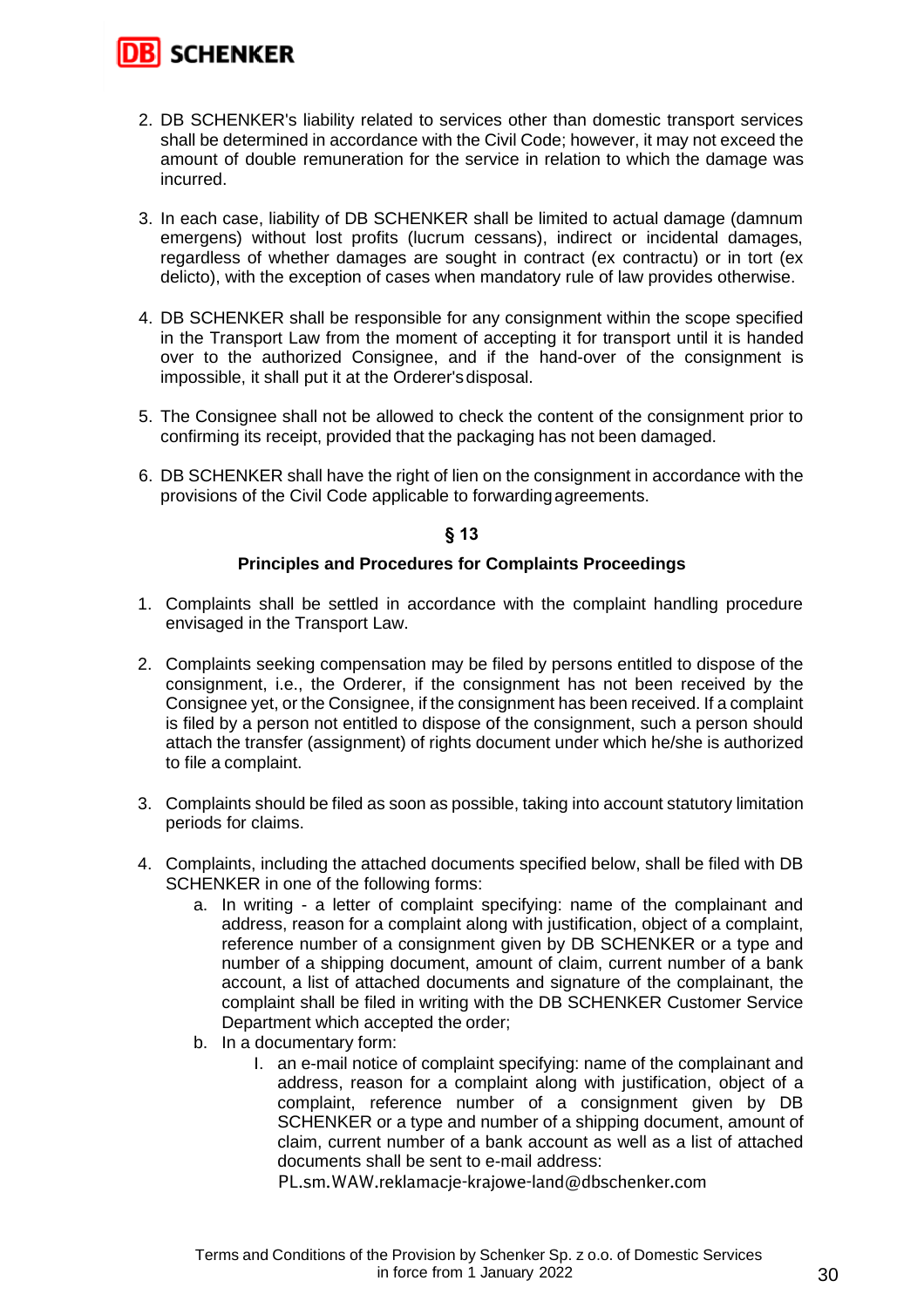2. DB SCHENKER's liability related to services other than domestic transport services shall be determined in accordance with the Civil Code; however, it may not exceed the amount of double remuneration for the service in relation to which the damage was incurred.

3. In each case, liability of DB SCHENKER shall be limited to actual damage (damnum emergens) without lost profits (lucrum cessans), indirect or incidental damages, regardless of whether damages are sought in contract (ex contractu) or in tort (ex delicto), with the exception of cases when mandatory rule of law provides otherwise.

4. DB SCHENKER shall be responsible for any consignment within the scope specified in the Transport Law from the moment of accepting it for transport until it is handed over to the authorized Consignee, and if the hand-over of the consignment is impossible, it shall put it at the Orderer's disposal.

5. The Consignee shall not be allowed to check the content of the consignment prior to confirming its receipt, provided that the packaging has not been damaged.

6. DB SCHENKER shall have the right of lien on the consignment in accordance with the provisions of the Civil Code applicable to forwarding agreements.

## § 13

### Principles and Procedures for Complaints Proceedings

1. Complaints shall be settled in accordance with the complaint handling procedure envisaged in the Transport Law.

2. Complaints seeking compensation may be filed by persons entitled to dispose of the consignment, i.e., the Orderer, if the consignment has not been received by the Consignee yet, or the Consignee, if the consignment has been received. If a complaint is filed by a person not entitled to dispose of the consignment, such a person should attach the transfer (assignment) of rights document under which he/she is authorized to file a complaint.

3. Complaints should be filed as soon as possible, taking into account statutory limitation periods for claims.

4. Complaints, including the attached documents specified below, shall be filed with DB SCHENKER in one of the following forms:
   a. In writing - a letter of complaint specifying: name of the complainant and address, reason for a complaint along with justification, object of a complaint, reference number of a consignment given by DB SCHENKER or a type and number of a shipping document, amount of claim, current number of a bank account, a list of attached documents and signature of the complainant, the complaint shall be filed in writing with the DB SCHENKER Customer Service Department which accepted the order;
   b. In a documentary form:
      I. an e-mail notice of complaint specifying: name of the complainant and address, reason for a complaint along with justification, object of a complaint, reference number of a consignment given by DB SCHENKER or a type and number of a shipping document, amount of claim, current number of a bank account as well as a list of attached documents shall be sent to e-mail address: PL.sm.WAW.reklamacje-krajowe-land@dbschenker.com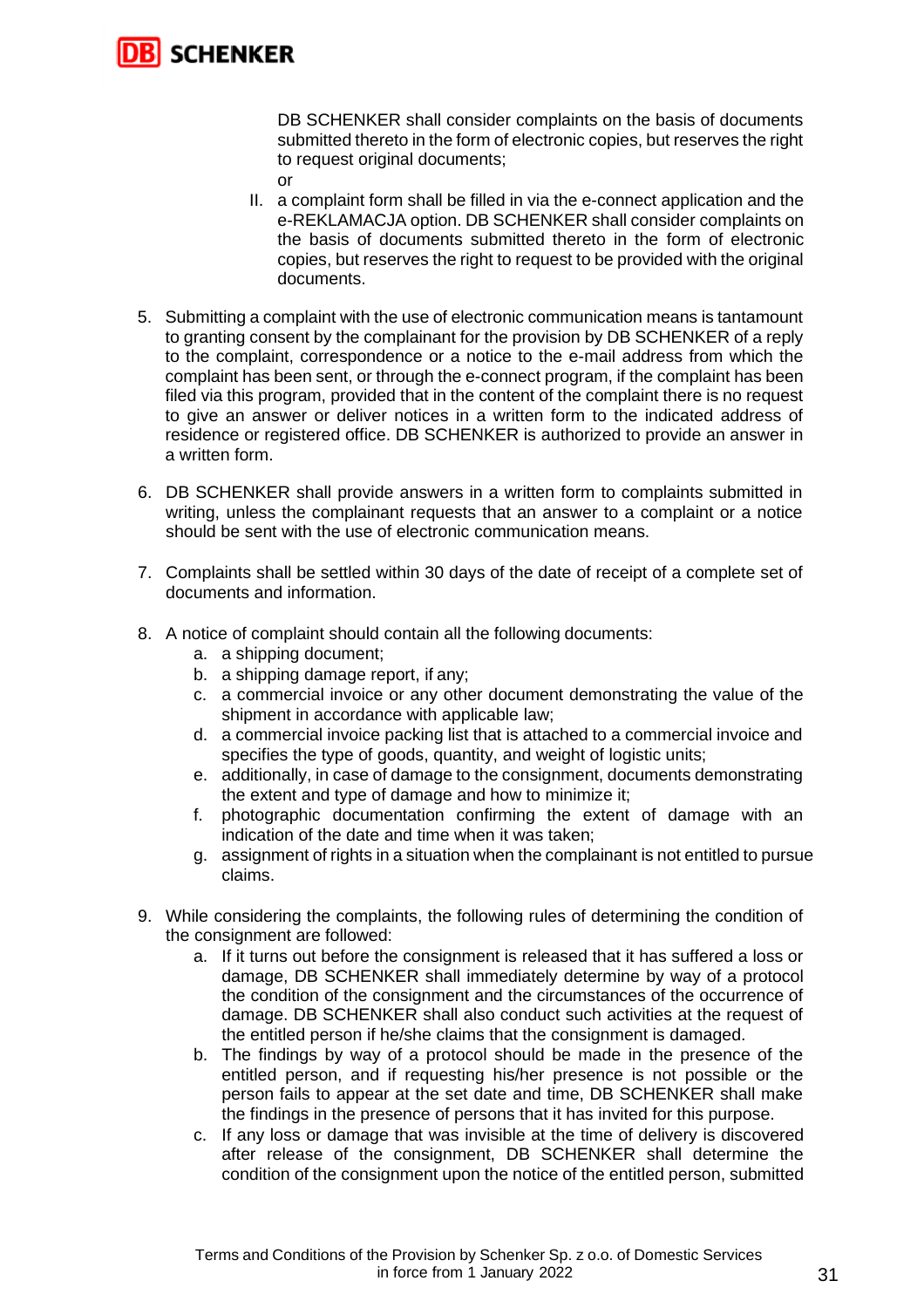DB SCHENKER shall consider complaints on the basis of documents submitted thereto in the form of electronic copies, but reserves the right to request original documents;

or

II. a complaint form shall be filled in via the e-connect application and the e-REKLAMACJA option. DB SCHENKER shall consider complaints on the basis of documents submitted thereto in the form of electronic copies, but reserves the right to request to be provided with the original documents.

5. Submitting a complaint with the use of electronic communication means is tantamount to granting consent by the complainant for the provision by DB SCHENKER of a reply to the complaint, correspondence or a notice to the e-mail address from which the complaint has been sent, or through the e-connect program, if the complaint has been filed via this program, provided that in the content of the complaint there is no request to give an answer or deliver notices in a written form to the indicated address of residence or registered office. DB SCHENKER is authorized to provide an answer in a written form.

6. DB SCHENKER shall provide answers in a written form to complaints submitted in writing, unless the complainant requests that an answer to a complaint or a notice should be sent with the use of electronic communication means.

7. Complaints shall be settled within 30 days of the date of receipt of a complete set of documents and information.

8. A notice of complaint should contain all the following documents:
   a. a shipping document;
   b. a shipping damage report, if any;
   c. a commercial invoice or any other document demonstrating the value of the shipment in accordance with applicable law;
   d. a commercial invoice packing list that is attached to a commercial invoice and specifies the type of goods, quantity, and weight of logistic units;
   e. additionally, in case of damage to the consignment, documents demonstrating the extent and type of damage and how to minimize it;
   f. photographic documentation confirming the extent of damage with an indication of the date and time when it was taken;
   g. assignment of rights in a situation when the complainant is not entitled to pursue claims.

9. While considering the complaints, the following rules of determining the condition of the consignment are followed:
   a. If it turns out before the consignment is released that it has suffered a loss or damage, DB SCHENKER shall immediately determine by way of a protocol the condition of the consignment and the circumstances of the occurrence of damage. DB SCHENKER shall also conduct such activities at the request of the entitled person if he/she claims that the consignment is damaged.
   b. The findings by way of a protocol should be made in the presence of the entitled person, and if requesting his/her presence is not possible or the person fails to appear at the set date and time, DB SCHENKER shall make the findings in the presence of persons that it has invited for this purpose.
   c. If any loss or damage that was invisible at the time of delivery is discovered after release of the consignment, DB SCHENKER shall determine the condition of the consignment upon the notice of the entitled person, submitted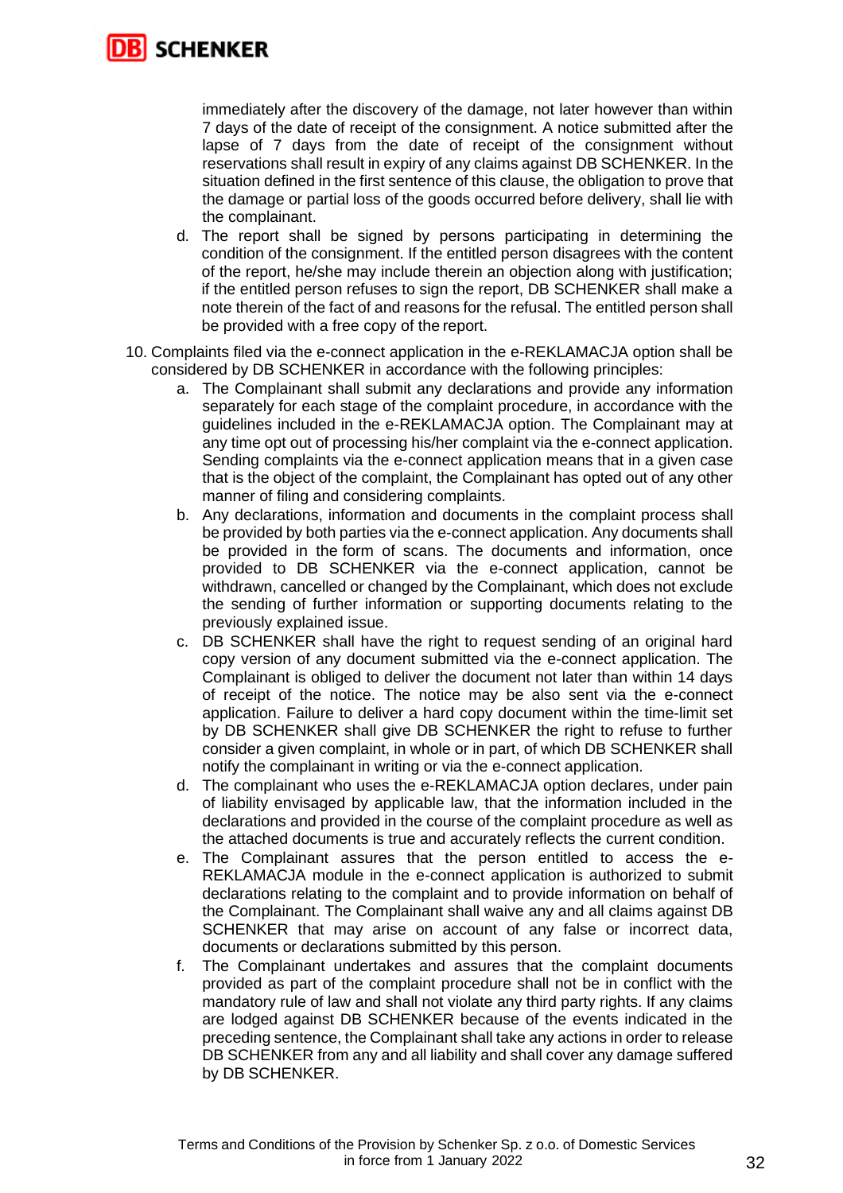immediately after the discovery of the damage, not later however than within 7 days of the date of receipt of the consignment. A notice submitted after the lapse of 7 days from the date of receipt of the consignment without reservations shall result in expiry of any claims against DB SCHENKER. In the situation defined in the first sentence of this clause, the obligation to prove that the damage or partial loss of the goods occurred before delivery, shall lie with the complainant.

d. The report shall be signed by persons participating in determining the condition of the consignment. If the entitled person disagrees with the content of the report, he/she may include therein an objection along with justification; if the entitled person refuses to sign the report, DB SCHENKER shall make a note therein of the fact of and reasons for the refusal. The entitled person shall be provided with a free copy of the report.

10. Complaints filed via the e-connect application in the e-REKLAMACJA option shall be considered by DB SCHENKER in accordance with the following principles:
    a. The Complainant shall submit any declarations and provide any information separately for each stage of the complaint procedure, in accordance with the guidelines included in the e-REKLAMACJA option. The Complainant may at any time opt out of processing his/her complaint via the e-connect application. Sending complaints via the e-connect application means that in a given case that is the object of the complaint, the Complainant has opted out of any other manner of filing and considering complaints.
    b. Any declarations, information and documents in the complaint process shall be provided by both parties via the e-connect application. Any documents shall be provided in the form of scans. The documents and information, once provided to DB SCHENKER via the e-connect application, cannot be withdrawn, cancelled or changed by the Complainant, which does not exclude the sending of further information or supporting documents relating to the previously explained issue.
    c. DB SCHENKER shall have the right to request sending of an original hard copy version of any document submitted via the e-connect application. The Complainant is obliged to deliver the document not later than within 14 days of receipt of the notice. The notice may be also sent via the e-connect application. Failure to deliver a hard copy document within the time-limit set by DB SCHENKER shall give DB SCHENKER the right to refuse to further consider a given complaint, in whole or in part, of which DB SCHENKER shall notify the complainant in writing or via the e-connect application.
    d. The complainant who uses the e-REKLAMACJA option declares, under pain of liability envisaged by applicable law, that the information included in the declarations and provided in the course of the complaint procedure as well as the attached documents is true and accurately reflects the current condition.
    e. The Complainant assures that the person entitled to access the e-REKLAMACJA module in the e-connect application is authorized to submit declarations relating to the complaint and to provide information on behalf of the Complainant. The Complainant shall waive any and all claims against DB SCHENKER that may arise on account of any false or incorrect data, documents or declarations submitted by this person.
    f. The Complainant undertakes and assures that the complaint documents provided as part of the complaint procedure shall not be in conflict with the mandatory rule of law and shall not violate any third party rights. If any claims are lodged against DB SCHENKER because of the events indicated in the preceding sentence, the Complainant shall take any actions in order to release DB SCHENKER from any and all liability and shall cover any damage suffered by DB SCHENKER.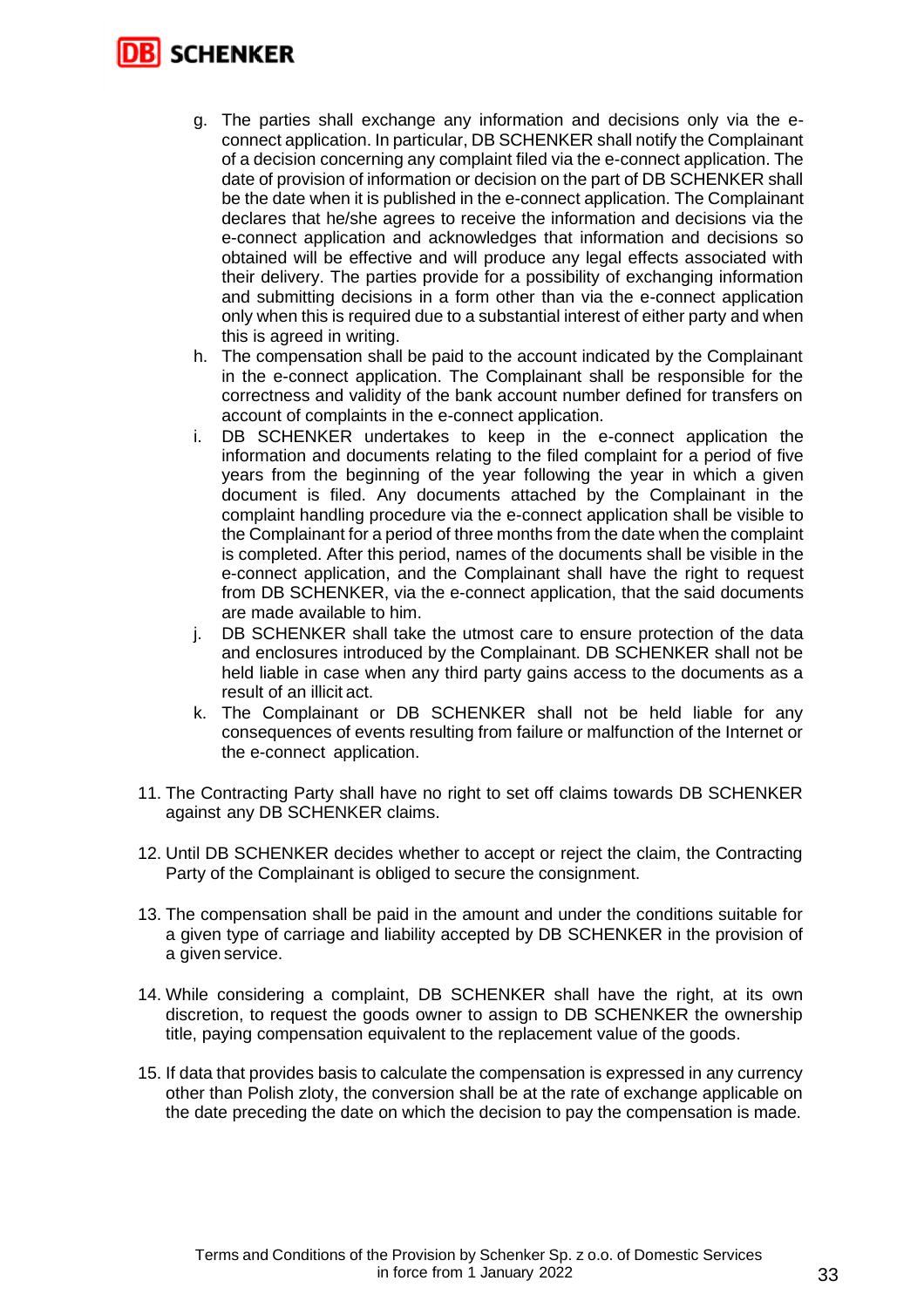g. The parties shall exchange any information and decisions only via the e-connect application. In particular, DB SCHENKER shall notify the Complainant of a decision concerning any complaint filed via the e-connect application. The date of provision of information or decision on the part of DB SCHENKER shall be the date when it is published in the e-connect application. The Complainant declares that he/she agrees to receive the information and decisions via the e-connect application and acknowledges that information and decisions so obtained will be effective and will produce any legal effects associated with their delivery. The parties provide for a possibility of exchanging information and submitting decisions in a form other than via the e-connect application only when this is required due to a substantial interest of either party and when this is agreed in writing.

h. The compensation shall be paid to the account indicated by the Complainant in the e-connect application. The Complainant shall be responsible for the correctness and validity of the bank account number defined for transfers on account of complaints in the e-connect application.

i. DB SCHENKER undertakes to keep in the e-connect application the information and documents relating to the filed complaint for a period of five years from the beginning of the year following the year in which a given document is filed. Any documents attached by the Complainant in the complaint handling procedure via the e-connect application shall be visible to the Complainant for a period of three months from the date when the complaint is completed. After this period, names of the documents shall be visible in the e-connect application, and the Complainant shall have the right to request from DB SCHENKER, via the e-connect application, that the said documents are made available to him.

j. DB SCHENKER shall take the utmost care to ensure protection of the data and enclosures introduced by the Complainant. DB SCHENKER shall not be held liable in case when any third party gains access to the documents as a result of an illicit act.

k. The Complainant or DB SCHENKER shall not be held liable for any consequences of events resulting from failure or malfunction of the Internet or the e-connect application.

11. The Contracting Party shall have no right to set off claims towards DB SCHENKER against any DB SCHENKER claims.

12. Until DB SCHENKER decides whether to accept or reject the claim, the Contracting Party of the Complainant is obliged to secure the consignment.

13. The compensation shall be paid in the amount and under the conditions suitable for a given type of carriage and liability accepted by DB SCHENKER in the provision of a given service.

14. While considering a complaint, DB SCHENKER shall have the right, at its own discretion, to request the goods owner to assign to DB SCHENKER the ownership title, paying compensation equivalent to the replacement value of the goods.

15. If data that provides basis to calculate the compensation is expressed in any currency other than Polish zloty, the conversion shall be at the rate of exchange applicable on the date preceding the date on which the decision to pay the compensation is made.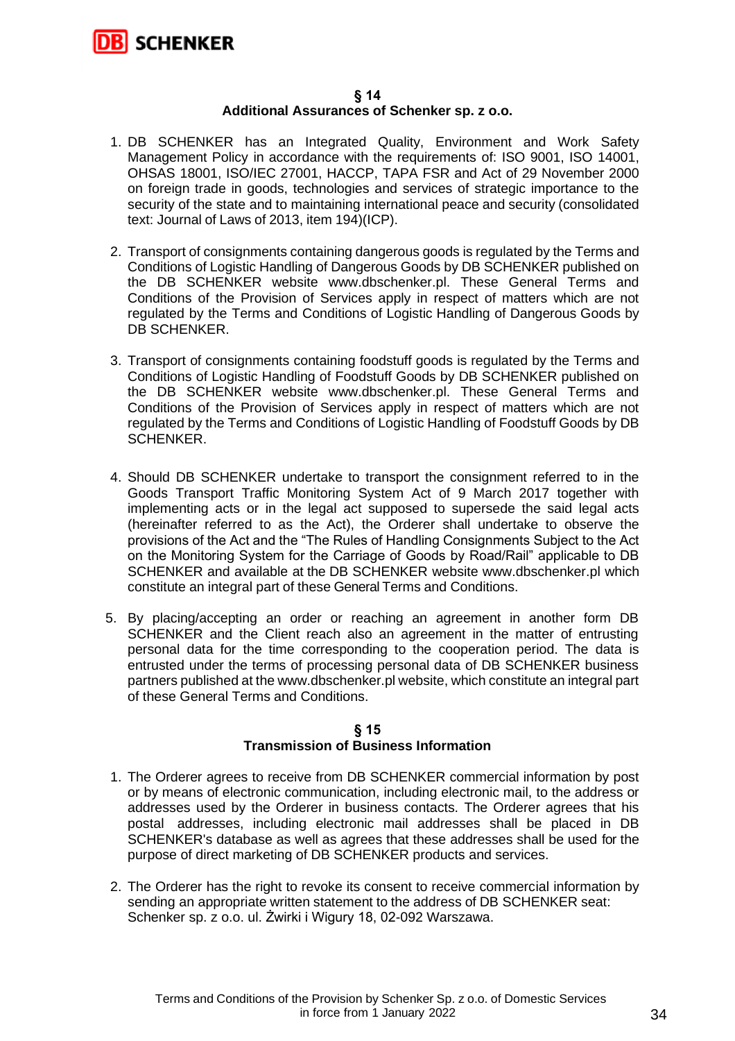## § 14
## Additional Assurances of Schenker sp. z o.o.

1. DB SCHENKER has an Integrated Quality, Environment and Work Safety Management Policy in accordance with the requirements of: ISO 9001, ISO 14001, OHSAS 18001, ISO/IEC 27001, HACCP, TAPA FSR and Act of 29 November 2000 on foreign trade in goods, technologies and services of strategic importance to the security of the state and to maintaining international peace and security (consolidated text: Journal of Laws of 2013, item 194)(ICP).

2. Transport of consignments containing dangerous goods is regulated by the Terms and Conditions of Logistic Handling of Dangerous Goods by DB SCHENKER published on the DB SCHENKER website www.dbschenker.pl. These General Terms and Conditions of the Provision of Services apply in respect of matters which are not regulated by the Terms and Conditions of Logistic Handling of Dangerous Goods by DB SCHENKER.

3. Transport of consignments containing foodstuff goods is regulated by the Terms and Conditions of Logistic Handling of Foodstuff Goods by DB SCHENKER published on the DB SCHENKER website www.dbschenker.pl. These General Terms and Conditions of the Provision of Services apply in respect of matters which are not regulated by the Terms and Conditions of Logistic Handling of Foodstuff Goods by DB SCHENKER.

4. Should DB SCHENKER undertake to transport the consignment referred to in the Goods Transport Traffic Monitoring System Act of 9 March 2017 together with implementing acts or in the legal act supposed to supersede the said legal acts (hereinafter referred to as the Act), the Orderer shall undertake to observe the provisions of the Act and the "The Rules of Handling Consignments Subject to the Act on the Monitoring System for the Carriage of Goods by Road/Rail" applicable to DB SCHENKER and available at the DB SCHENKER website www.dbschenker.pl which constitute an integral part of these General Terms and Conditions.

5. By placing/accepting an order or reaching an agreement in another form DB SCHENKER and the Client reach also an agreement in the matter of entrusting personal data for the time corresponding to the cooperation period. The data is entrusted under the terms of processing personal data of DB SCHENKER business partners published at the www.dbschenker.pl website, which constitute an integral part of these General Terms and Conditions.

## § 15
## Transmission of Business Information

1. The Orderer agrees to receive from DB SCHENKER commercial information by post or by means of electronic communication, including electronic mail, to the address or addresses used by the Orderer in business contacts. The Orderer agrees that his postal addresses, including electronic mail addresses shall be placed in DB SCHENKER's database as well as agrees that these addresses shall be used for the purpose of direct marketing of DB SCHENKER products and services.

2. The Orderer has the right to revoke its consent to receive commercial information by sending an appropriate written statement to the address of DB SCHENKER seat: Schenker sp. z o.o. ul. Żwirki i Wigury 18, 02-092 Warszawa.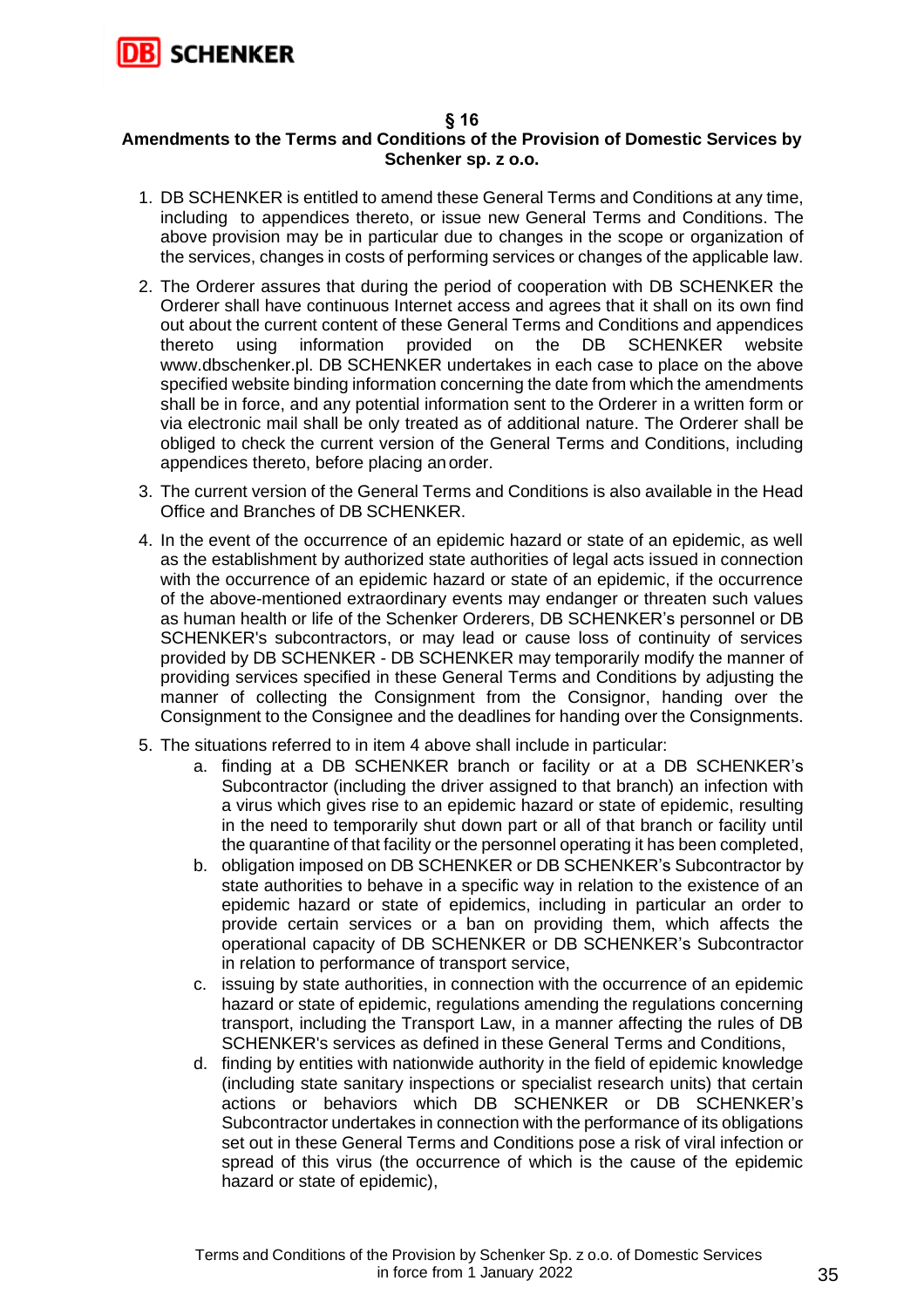## § 16
## Amendments to the Terms and Conditions of the Provision of Domestic Services by Schenker sp. z o.o.

1. DB SCHENKER is entitled to amend these General Terms and Conditions at any time, including to appendices thereto, or issue new General Terms and Conditions. The above provision may be in particular due to changes in the scope or organization of the services, changes in costs of performing services or changes of the applicable law.
2. The Orderer assures that during the period of cooperation with DB SCHENKER the Orderer shall have continuous Internet access and agrees that it shall on its own find out about the current content of these General Terms and Conditions and appendices thereto using information provided on the DB SCHENKER website www.dbschenker.pl. DB SCHENKER undertakes in each case to place on the above specified website binding information concerning the date from which the amendments shall be in force, and any potential information sent to the Orderer in a written form or via electronic mail shall be only treated as of additional nature. The Orderer shall be obliged to check the current version of the General Terms and Conditions, including appendices thereto, before placing an order.
3. The current version of the General Terms and Conditions is also available in the Head Office and Branches of DB SCHENKER.
4. In the event of the occurrence of an epidemic hazard or state of an epidemic, as well as the establishment by authorized state authorities of legal acts issued in connection with the occurrence of an epidemic hazard or state of an epidemic, if the occurrence of the above-mentioned extraordinary events may endanger or threaten such values as human health or life of the Schenker Orderers, DB SCHENKER's personnel or DB SCHENKER's subcontractors, or may lead or cause loss of continuity of services provided by DB SCHENKER - DB SCHENKER may temporarily modify the manner of providing services specified in these General Terms and Conditions by adjusting the manner of collecting the Consignment from the Consignor, handing over the Consignment to the Consignee and the deadlines for handing over the Consignments.
5. The situations referred to in item 4 above shall include in particular:
   a. finding at a DB SCHENKER branch or facility or at a DB SCHENKER's Subcontractor (including the driver assigned to that branch) an infection with a virus which gives rise to an epidemic hazard or state of epidemic, resulting in the need to temporarily shut down part or all of that branch or facility until the quarantine of that facility or the personnel operating it has been completed,
   b. obligation imposed on DB SCHENKER or DB SCHENKER's Subcontractor by state authorities to behave in a specific way in relation to the existence of an epidemic hazard or state of epidemics, including in particular an order to provide certain services or a ban on providing them, which affects the operational capacity of DB SCHENKER or DB SCHENKER's Subcontractor in relation to performance of transport service,
   c. issuing by state authorities, in connection with the occurrence of an epidemic hazard or state of epidemic, regulations amending the regulations concerning transport, including the Transport Law, in a manner affecting the rules of DB SCHENKER's services as defined in these General Terms and Conditions,
   d. finding by entities with nationwide authority in the field of epidemic knowledge (including state sanitary inspections or specialist research units) that certain actions or behaviors which DB SCHENKER or DB SCHENKER's Subcontractor undertakes in connection with the performance of its obligations set out in these General Terms and Conditions pose a risk of viral infection or spread of this virus (the occurrence of which is the cause of the epidemic hazard or state of epidemic),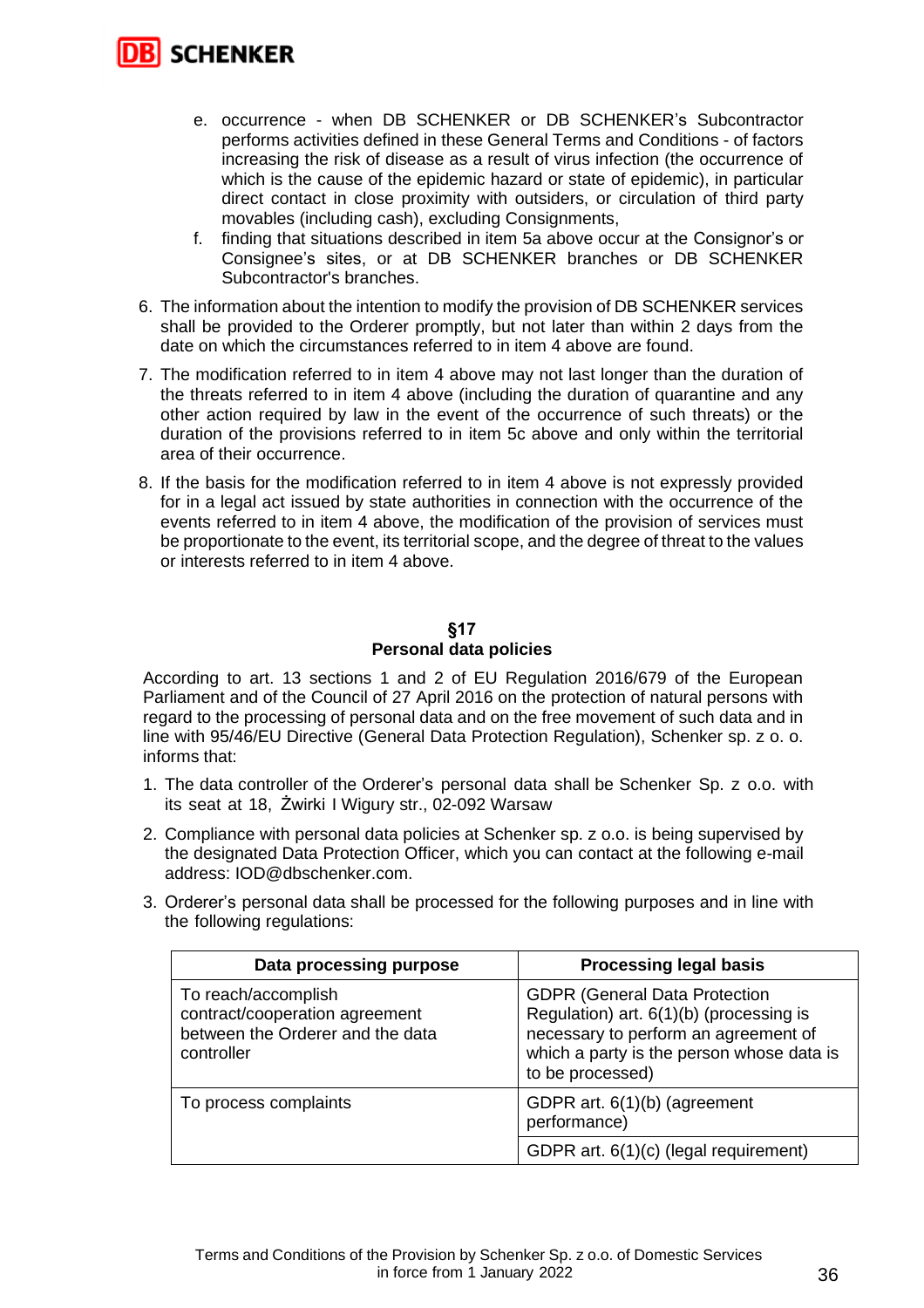e. occurrence - when DB SCHENKER or DB SCHENKER's Subcontractor performs activities defined in these General Terms and Conditions - of factors increasing the risk of disease as a result of virus infection (the occurrence of which is the cause of the epidemic hazard or state of epidemic), in particular direct contact in close proximity with outsiders, or circulation of third party movables (including cash), excluding Consignments,
f. finding that situations described in item 5a above occur at the Consignor's or Consignee's sites, or at DB SCHENKER branches or DB SCHENKER Subcontractor's branches.

6. The information about the intention to modify the provision of DB SCHENKER services shall be provided to the Orderer promptly, but not later than within 2 days from the date on which the circumstances referred to in item 4 above are found.
7. The modification referred to in item 4 above may not last longer than the duration of the threats referred to in item 4 above (including the duration of quarantine and any other action required by law in the event of the occurrence of such threats) or the duration of the provisions referred to in item 5c above and only within the territorial area of their occurrence.
8. If the basis for the modification referred to in item 4 above is not expressly provided for in a legal act issued by state authorities in connection with the occurrence of the events referred to in item 4 above, the modification of the provision of services must be proportionate to the event, its territorial scope, and the degree of threat to the values or interests referred to in item 4 above.

## §17
## Personal data policies

According to art. 13 sections 1 and 2 of EU Regulation 2016/679 of the European Parliament and of the Council of 27 April 2016 on the protection of natural persons with regard to the processing of personal data and on the free movement of such data and in line with 95/46/EU Directive (General Data Protection Regulation), Schenker sp. z o. o. informs that:

1. The data controller of the Orderer's personal data shall be Schenker Sp. z o.o. with its seat at 18, Żwirki I Wigury str., 02-092 Warsaw
2. Compliance with personal data policies at Schenker sp. z o.o. is being supervised by the designated Data Protection Officer, which you can contact at the following e-mail address: IOD@dbschenker.com.
3. Orderer's personal data shall be processed for the following purposes and in line with the following regulations:

| Data processing purpose | Processing legal basis |
|---|---|
| To reach/accomplish contract/cooperation agreement between the Orderer and the data controller | GDPR (General Data Protection Regulation) art. 6(1)(b) (processing is necessary to perform an agreement of which a party is the person whose data is to be processed) |
| To process complaints | GDPR art. 6(1)(b) (agreement performance) |
| | GDPR art. 6(1)(c) (legal requirement) |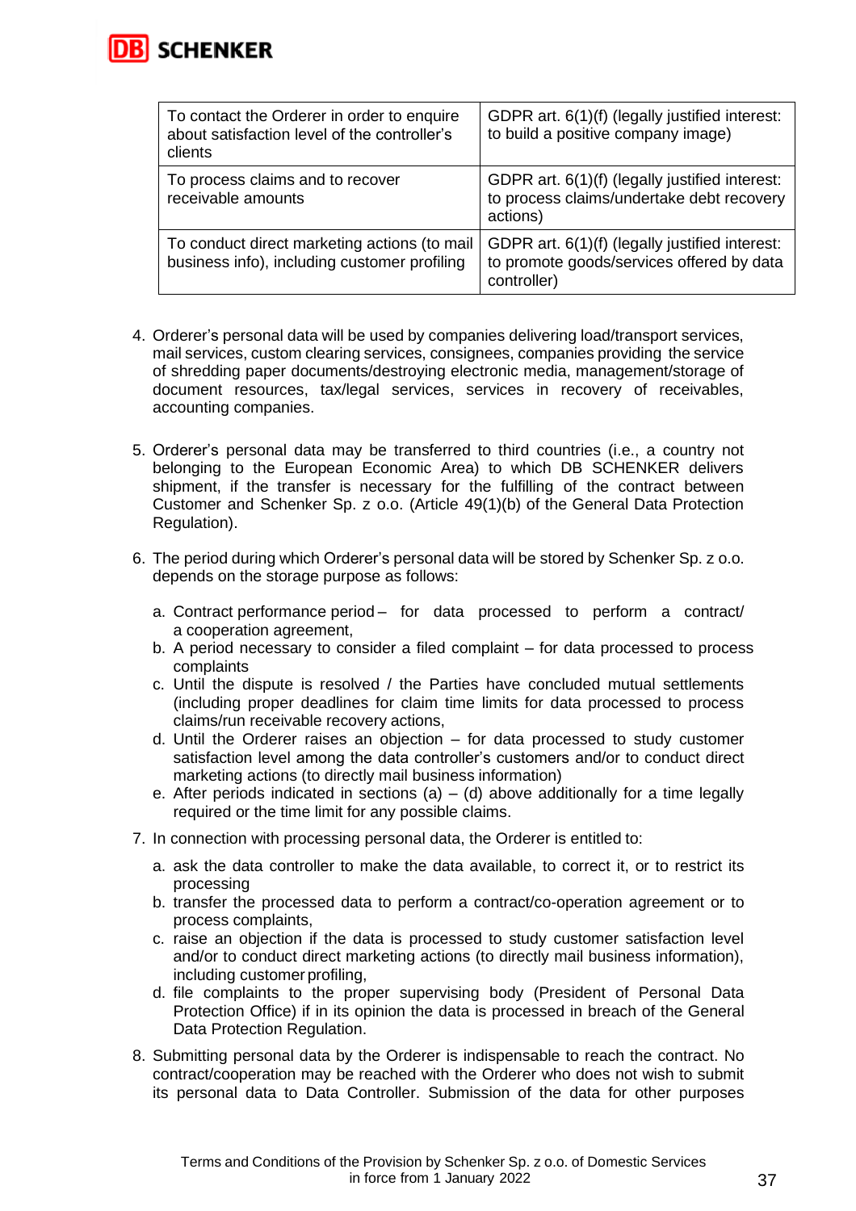| | |
|---|---|
| To contact the Orderer in order to enquire about satisfaction level of the controller's clients | GDPR art. 6(1)(f) (legally justified interest: to build a positive company image) |
| To process claims and to recover receivable amounts | GDPR art. 6(1)(f) (legally justified interest: to process claims/undertake debt recovery actions) |
| To conduct direct marketing actions (to mail business info), including customer profiling | GDPR art. 6(1)(f) (legally justified interest: to promote goods/services offered by data controller) |

4. Orderer's personal data will be used by companies delivering load/transport services, mail services, custom clearing services, consignees, companies providing the service of shredding paper documents/destroying electronic media, management/storage of document resources, tax/legal services, services in recovery of receivables, accounting companies.

5. Orderer's personal data may be transferred to third countries (i.e., a country not belonging to the European Economic Area) to which DB SCHENKER delivers shipment, if the transfer is necessary for the fulfilling of the contract between Customer and Schenker Sp. z o.o. (Article 49(1)(b) of the General Data Protection Regulation).

6. The period during which Orderer's personal data will be stored by Schenker Sp. z o.o. depends on the storage purpose as follows:

   a. Contract performance period – for data processed to perform a contract/ a cooperation agreement,
   b. A period necessary to consider a filed complaint – for data processed to process complaints
   c. Until the dispute is resolved / the Parties have concluded mutual settlements (including proper deadlines for claim time limits for data processed to process claims/run receivable recovery actions,
   d. Until the Orderer raises an objection – for data processed to study customer satisfaction level among the data controller's customers and/or to conduct direct marketing actions (to directly mail business information)
   e. After periods indicated in sections (a) – (d) above additionally for a time legally required or the time limit for any possible claims.

7. In connection with processing personal data, the Orderer is entitled to:

   a. ask the data controller to make the data available, to correct it, or to restrict its processing
   b. transfer the processed data to perform a contract/co-operation agreement or to process complaints,
   c. raise an objection if the data is processed to study customer satisfaction level and/or to conduct direct marketing actions (to directly mail business information), including customer profiling,
   d. file complaints to the proper supervising body (President of Personal Data Protection Office) if in its opinion the data is processed in breach of the General Data Protection Regulation.

8. Submitting personal data by the Orderer is indispensable to reach the contract. No contract/cooperation may be reached with the Orderer who does not wish to submit its personal data to Data Controller. Submission of the data for other purposes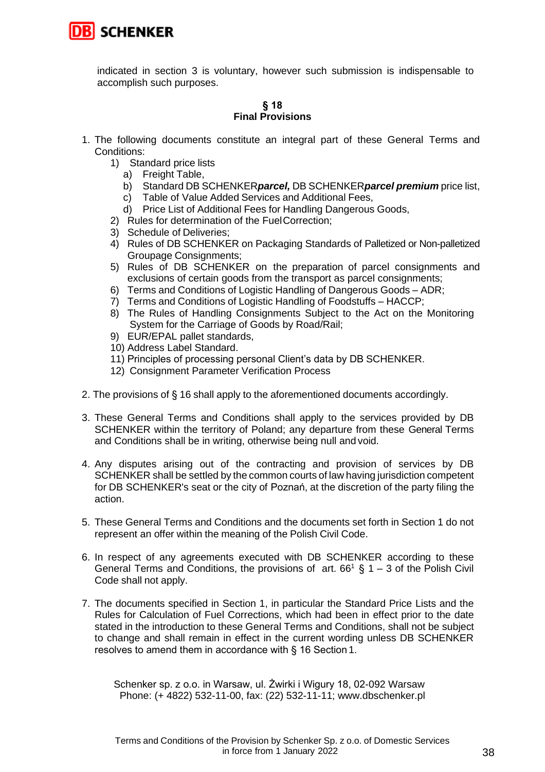indicated in section 3 is voluntary, however such submission is indispensable to accomplish such purposes.

## § 18
## Final Provisions

1. The following documents constitute an integral part of these General Terms and Conditions:
   1) Standard price lists
      a) Freight Table,
      b) Standard DB SCHENKER***parcel,*** DB SCHENKER***parcel premium*** price list,
      c) Table of Value Added Services and Additional Fees,
      d) Price List of Additional Fees for Handling Dangerous Goods,
   2) Rules for determination of the Fuel Correction;
   3) Schedule of Deliveries;
   4) Rules of DB SCHENKER on Packaging Standards of Palletized or Non-palletized Groupage Consignments;
   5) Rules of DB SCHENKER on the preparation of parcel consignments and exclusions of certain goods from the transport as parcel consignments;
   6) Terms and Conditions of Logistic Handling of Dangerous Goods – ADR;
   7) Terms and Conditions of Logistic Handling of Foodstuffs – HACCP;
   8) The Rules of Handling Consignments Subject to the Act on the Monitoring System for the Carriage of Goods by Road/Rail;
   9) EUR/EPAL pallet standards,
   10) Address Label Standard.
   11) Principles of processing personal Client's data by DB SCHENKER.
   12) Consignment Parameter Verification Process

2. The provisions of § 16 shall apply to the aforementioned documents accordingly.

3. These General Terms and Conditions shall apply to the services provided by DB SCHENKER within the territory of Poland; any departure from these General Terms and Conditions shall be in writing, otherwise being null and void.

4. Any disputes arising out of the contracting and provision of services by DB SCHENKER shall be settled by the common courts of law having jurisdiction competent for DB SCHENKER's seat or the city of Poznań, at the discretion of the party filing the action.

5. These General Terms and Conditions and the documents set forth in Section 1 do not represent an offer within the meaning of the Polish Civil Code.

6. In respect of any agreements executed with DB SCHENKER according to these General Terms and Conditions, the provisions of art. $66^1$ § 1 – 3 of the Polish Civil Code shall not apply.

7. The documents specified in Section 1, in particular the Standard Price Lists and the Rules for Calculation of Fuel Corrections, which had been in effect prior to the date stated in the introduction to these General Terms and Conditions, shall not be subject to change and shall remain in effect in the current wording unless DB SCHENKER resolves to amend them in accordance with § 16 Section 1.

Schenker sp. z o.o. in Warsaw, ul. Żwirki i Wigury 18, 02-092 Warsaw
Phone: (+ 4822) 532-11-00, fax: (22) 532-11-11; www.dbschenker.pl